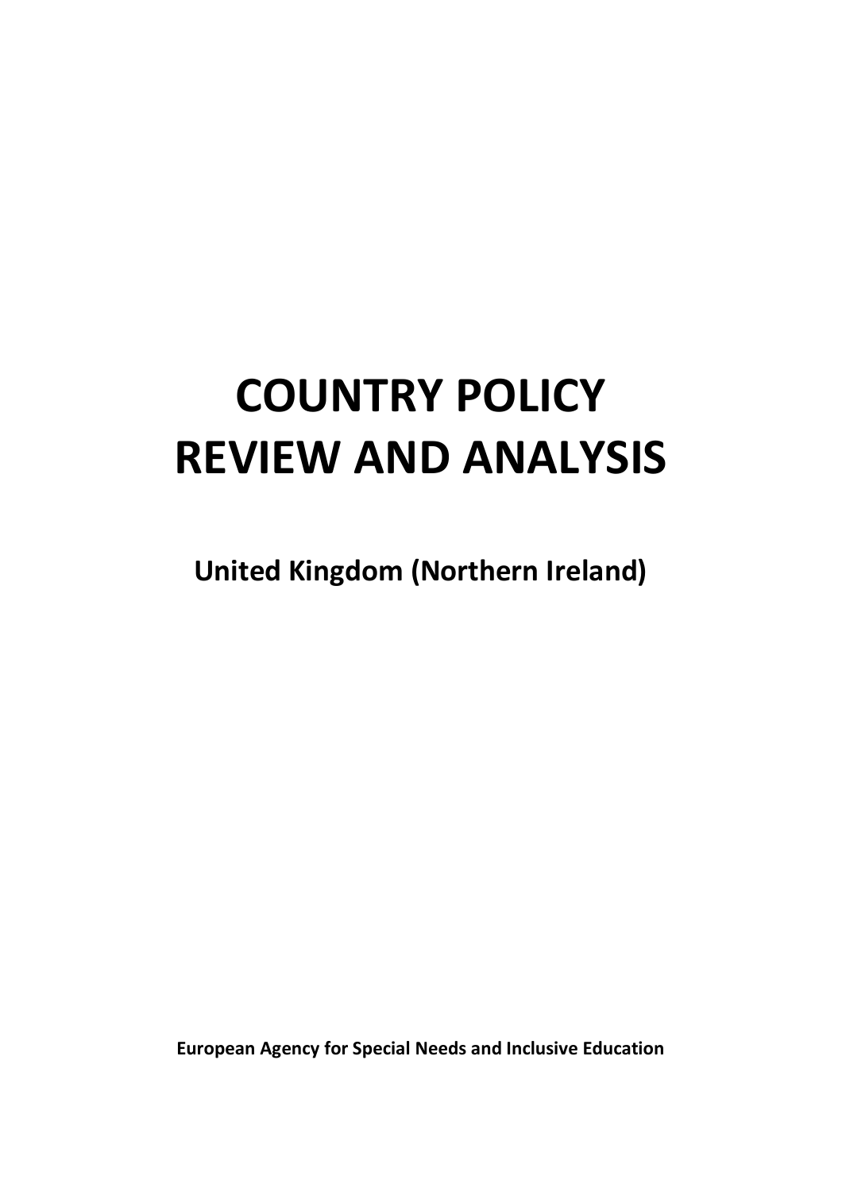# COUNTRY POLICY REVIEW AND ANALYSIS

**United Kingdom (Northern Ireland)**

**European Agency for Special Needs and Inclusive Education**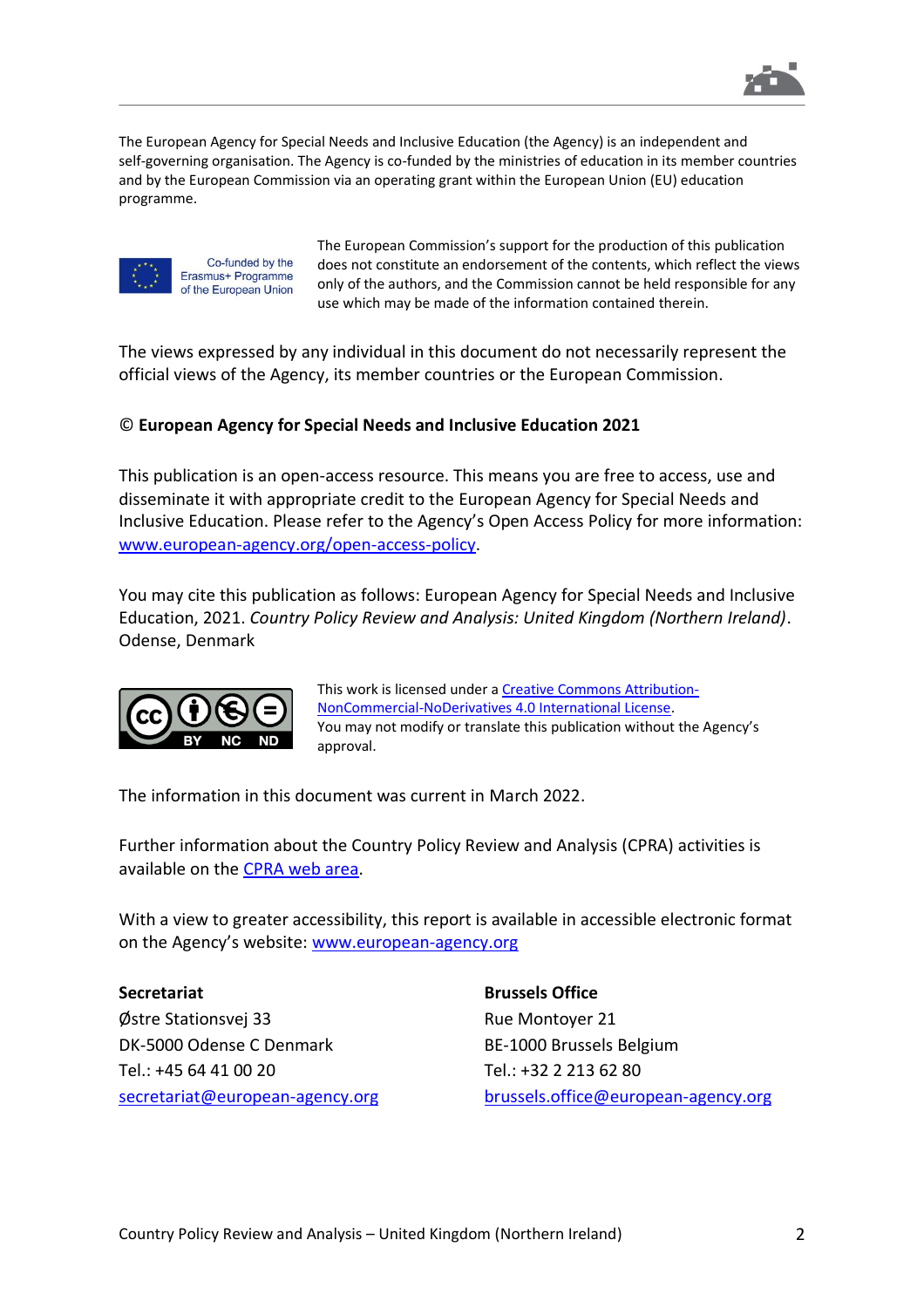The European Agency for Special Needs and Inclusive Education (the Agency) is an independent and self-governing organisation. The Agency is co-funded by the ministries of education in its member countries and by the European Commission via an operating grant within the European Union (EU) education programme.

Co-funded by the Erasmus+ Programme of the European Union

The European Commission's support for the production of this publication does not constitute an endorsement of the contents, which reflect the views only of the authors, and the Commission cannot be held responsible for any use which may be made of the information contained therein.

The views expressed by any individual in this document do not necessarily represent the official views of the Agency, its member countries or the European Commission.

**© European Agency for Special Needs and Inclusive Education 2021**

This publication is an open-access resource. This means you are free to access, use and disseminate it with appropriate credit to the European Agency for Special Needs and Inclusive Education. Please refer to the Agency's Open Access Policy for more information: www.european-agency.org/open-access-policy.

You may cite this publication as follows: European Agency for Special Needs and Inclusive Education, 2021. *Country Policy Review and Analysis: United Kingdom (Northern Ireland)*. Odense, Denmark

This work is licensed under a Creative Commons Attribution-NonCommercial-NoDerivatives 4.0 International License. You may not modify or translate this publication without the Agency's approval.

The information in this document was current in March 2022.

Further information about the Country Policy Review and Analysis (CPRA) activities is available on the CPRA web area.

With a view to greater accessibility, this report is available in accessible electronic format on the Agency's website: www.european-agency.org

**Secretariat**
Østre Stationsvej 33
DK-5000 Odense C Denmark
Tel.: +45 64 41 00 20
secretariat@european-agency.org

**Brussels Office**
Rue Montoyer 21
BE-1000 Brussels Belgium
Tel.: +32 2 213 62 80
brussels.office@european-agency.org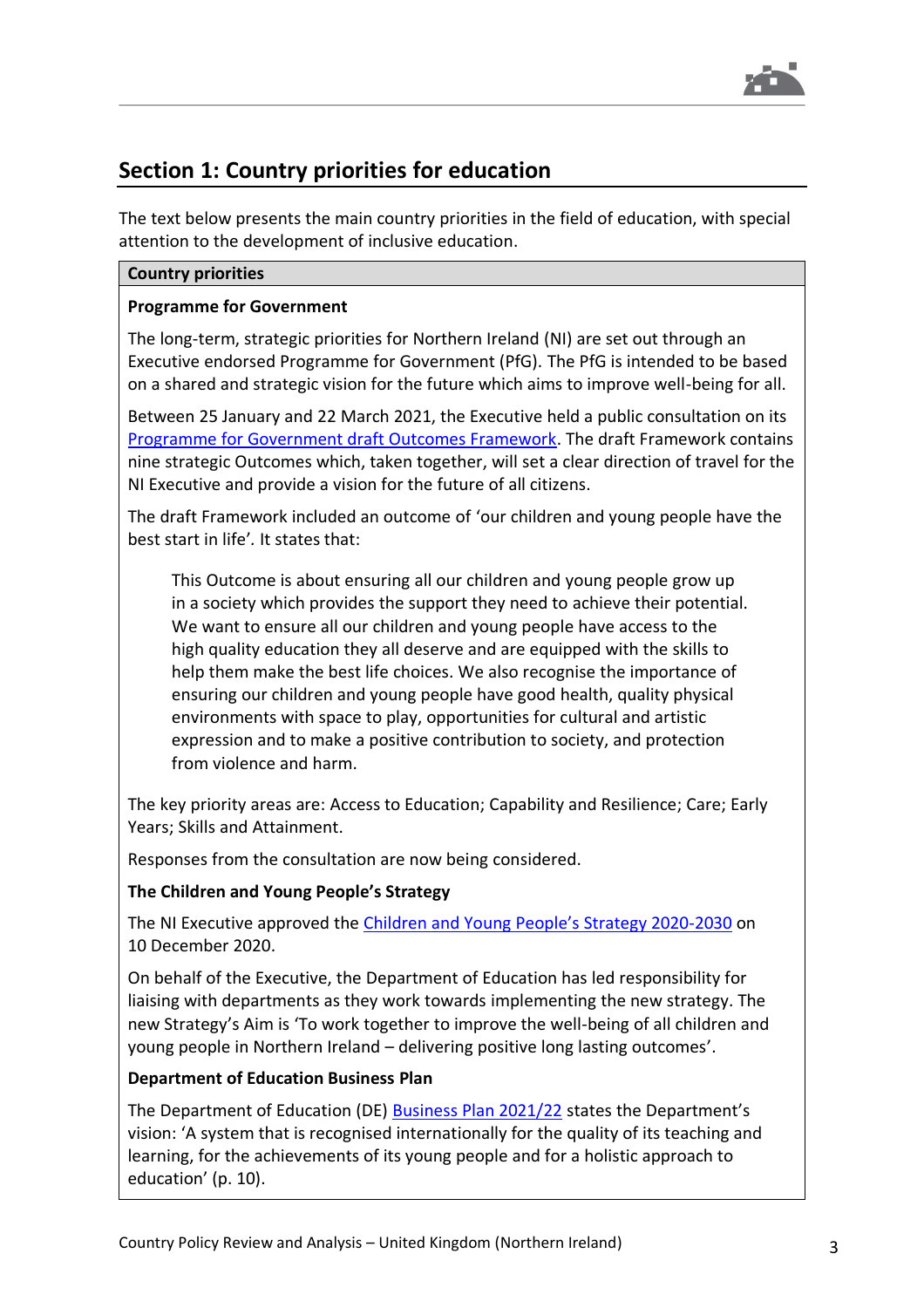## Section 1: Country priorities for education

The text below presents the main country priorities in the field of education, with special attention to the development of inclusive education.

**Country priorities**

**Programme for Government**

The long-term, strategic priorities for Northern Ireland (NI) are set out through an Executive endorsed Programme for Government (PfG). The PfG is intended to be based on a shared and strategic vision for the future which aims to improve well-being for all.

Between 25 January and 22 March 2021, the Executive held a public consultation on its Programme for Government draft Outcomes Framework. The draft Framework contains nine strategic Outcomes which, taken together, will set a clear direction of travel for the NI Executive and provide a vision for the future of all citizens.

The draft Framework included an outcome of 'our children and young people have the best start in life'. It states that:

> This Outcome is about ensuring all our children and young people grow up in a society which provides the support they need to achieve their potential. We want to ensure all our children and young people have access to the high quality education they all deserve and are equipped with the skills to help them make the best life choices. We also recognise the importance of ensuring our children and young people have good health, quality physical environments with space to play, opportunities for cultural and artistic expression and to make a positive contribution to society, and protection from violence and harm.

The key priority areas are: Access to Education; Capability and Resilience; Care; Early Years; Skills and Attainment.

Responses from the consultation are now being considered.

**The Children and Young People's Strategy**

The NI Executive approved the Children and Young People's Strategy 2020-2030 on 10 December 2020.

On behalf of the Executive, the Department of Education has led responsibility for liaising with departments as they work towards implementing the new strategy. The new Strategy's Aim is 'To work together to improve the well-being of all children and young people in Northern Ireland – delivering positive long lasting outcomes'.

**Department of Education Business Plan**

The Department of Education (DE) Business Plan 2021/22 states the Department's vision: 'A system that is recognised internationally for the quality of its teaching and learning, for the achievements of its young people and for a holistic approach to education' (p. 10).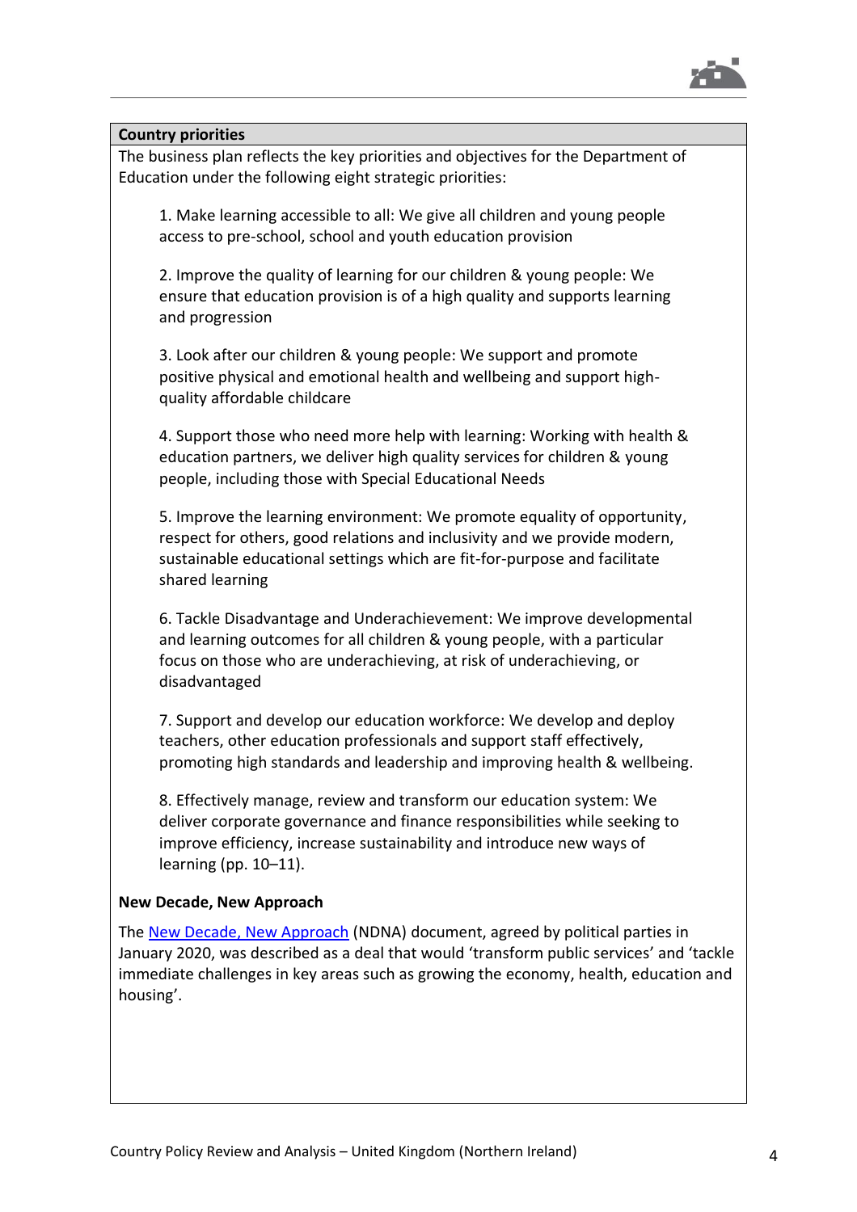**Country priorities**

The business plan reflects the key priorities and objectives for the Department of Education under the following eight strategic priorities:

1. Make learning accessible to all: We give all children and young people access to pre-school, school and youth education provision

2. Improve the quality of learning for our children & young people: We ensure that education provision is of a high quality and supports learning and progression

3. Look after our children & young people: We support and promote positive physical and emotional health and wellbeing and support high-quality affordable childcare

4. Support those who need more help with learning: Working with health & education partners, we deliver high quality services for children & young people, including those with Special Educational Needs

5. Improve the learning environment: We promote equality of opportunity, respect for others, good relations and inclusivity and we provide modern, sustainable educational settings which are fit-for-purpose and facilitate shared learning

6. Tackle Disadvantage and Underachievement: We improve developmental and learning outcomes for all children & young people, with a particular focus on those who are underachieving, at risk of underachieving, or disadvantaged

7. Support and develop our education workforce: We develop and deploy teachers, other education professionals and support staff effectively, promoting high standards and leadership and improving health & wellbeing.

8. Effectively manage, review and transform our education system: We deliver corporate governance and finance responsibilities while seeking to improve efficiency, increase sustainability and introduce new ways of learning (pp. 10–11).

**New Decade, New Approach**

The New Decade, New Approach (NDNA) document, agreed by political parties in January 2020, was described as a deal that would 'transform public services' and 'tackle immediate challenges in key areas such as growing the economy, health, education and housing'.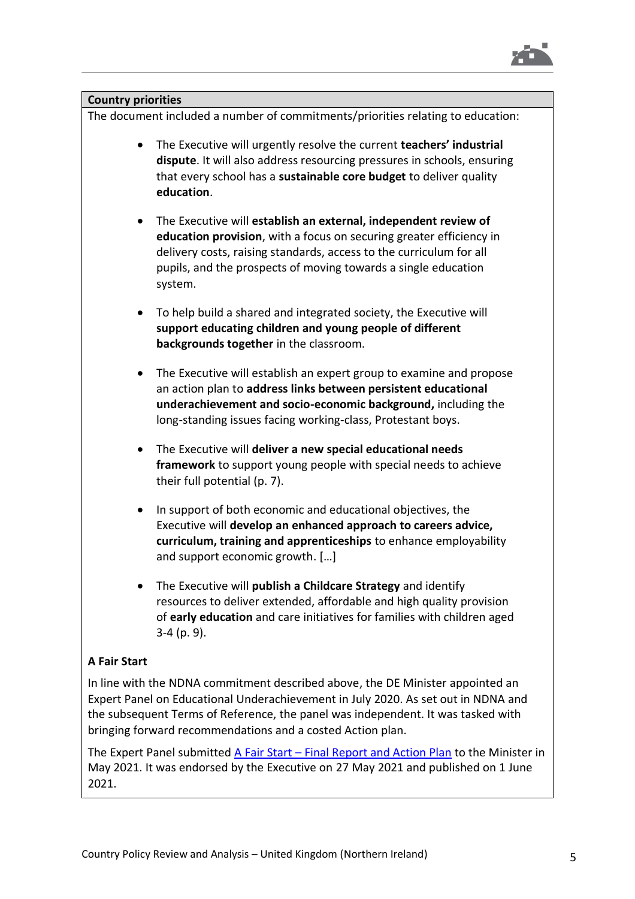**Country priorities**

The document included a number of commitments/priorities relating to education:

- The Executive will urgently resolve the current **teachers' industrial dispute**. It will also address resourcing pressures in schools, ensuring that every school has a **sustainable core budget** to deliver quality **education**.
- The Executive will **establish an external, independent review of education provision**, with a focus on securing greater efficiency in delivery costs, raising standards, access to the curriculum for all pupils, and the prospects of moving towards a single education system.
- To help build a shared and integrated society, the Executive will **support educating children and young people of different backgrounds together** in the classroom.
- The Executive will establish an expert group to examine and propose an action plan to **address links between persistent educational underachievement and socio-economic background,** including the long-standing issues facing working-class, Protestant boys.
- The Executive will **deliver a new special educational needs framework** to support young people with special needs to achieve their full potential (p. 7).
- In support of both economic and educational objectives, the Executive will **develop an enhanced approach to careers advice, curriculum, training and apprenticeships** to enhance employability and support economic growth. […]
- The Executive will **publish a Childcare Strategy** and identify resources to deliver extended, affordable and high quality provision of **early education** and care initiatives for families with children aged 3-4 (p. 9).

**A Fair Start**

In line with the NDNA commitment described above, the DE Minister appointed an Expert Panel on Educational Underachievement in July 2020. As set out in NDNA and the subsequent Terms of Reference, the panel was independent. It was tasked with bringing forward recommendations and a costed Action plan.

The Expert Panel submitted A Fair Start – Final Report and Action Plan to the Minister in May 2021. It was endorsed by the Executive on 27 May 2021 and published on 1 June 2021.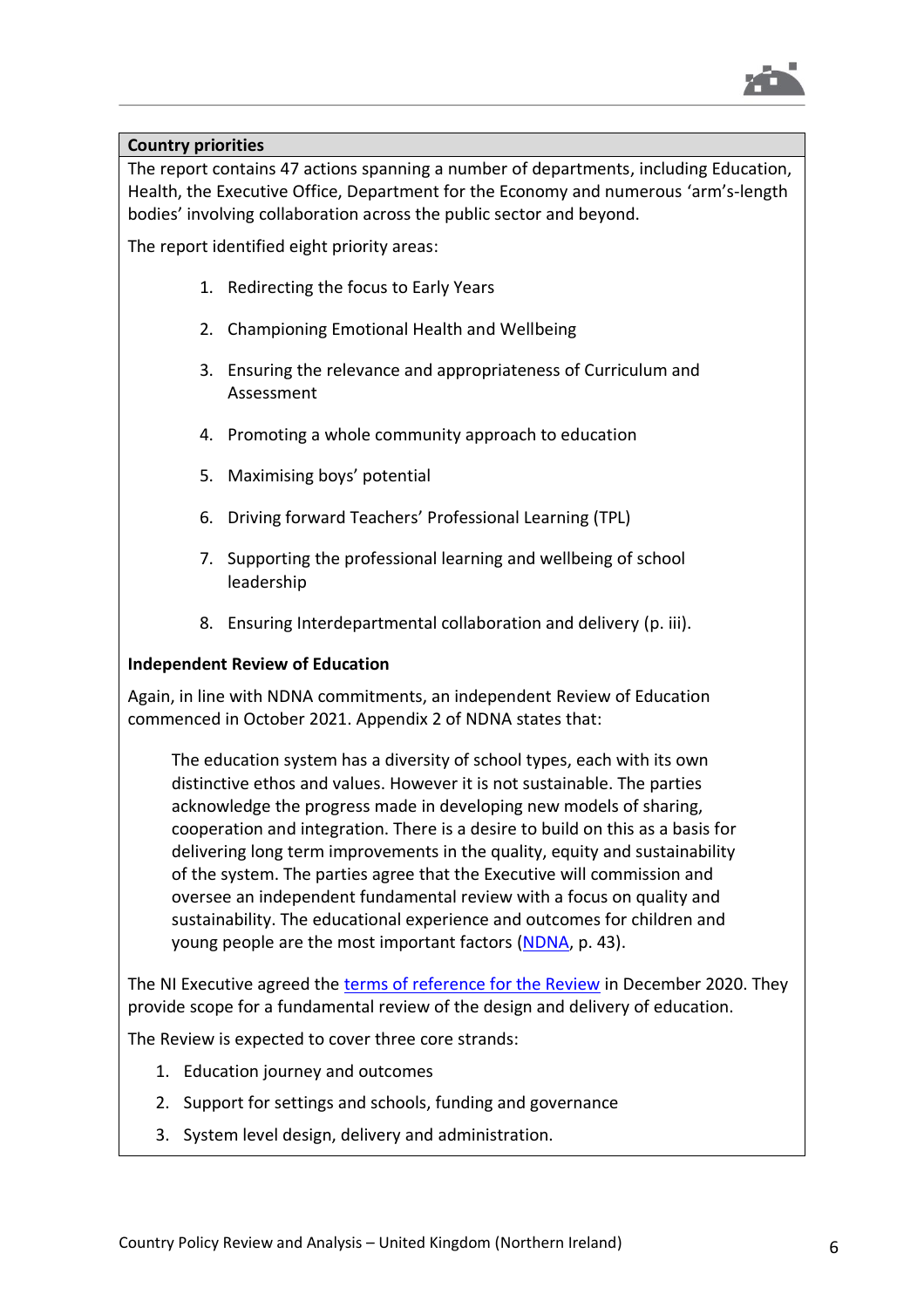**Country priorities**

The report contains 47 actions spanning a number of departments, including Education, Health, the Executive Office, Department for the Economy and numerous 'arm's-length bodies' involving collaboration across the public sector and beyond.

The report identified eight priority areas:

1. Redirecting the focus to Early Years
2. Championing Emotional Health and Wellbeing
3. Ensuring the relevance and appropriateness of Curriculum and Assessment
4. Promoting a whole community approach to education
5. Maximising boys' potential
6. Driving forward Teachers' Professional Learning (TPL)
7. Supporting the professional learning and wellbeing of school leadership
8. Ensuring Interdepartmental collaboration and delivery (p. iii).

**Independent Review of Education**

Again, in line with NDNA commitments, an independent Review of Education commenced in October 2021. Appendix 2 of NDNA states that:

> The education system has a diversity of school types, each with its own distinctive ethos and values. However it is not sustainable. The parties acknowledge the progress made in developing new models of sharing, cooperation and integration. There is a desire to build on this as a basis for delivering long term improvements in the quality, equity and sustainability of the system. The parties agree that the Executive will commission and oversee an independent fundamental review with a focus on quality and sustainability. The educational experience and outcomes for children and young people are the most important factors (NDNA, p. 43).

The NI Executive agreed the terms of reference for the Review in December 2020. They provide scope for a fundamental review of the design and delivery of education.

The Review is expected to cover three core strands:

1. Education journey and outcomes
2. Support for settings and schools, funding and governance
3. System level design, delivery and administration.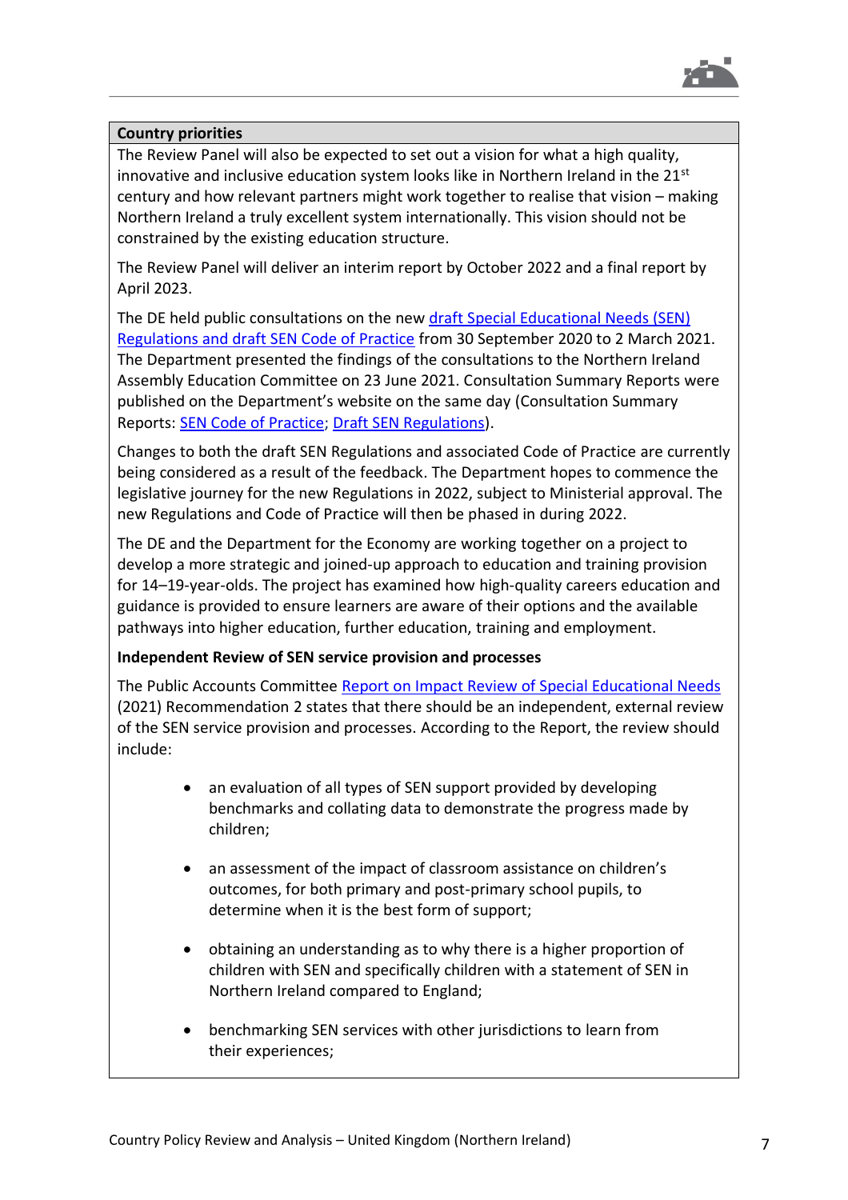**Country priorities**

The Review Panel will also be expected to set out a vision for what a high quality, innovative and inclusive education system looks like in Northern Ireland in the 21st century and how relevant partners might work together to realise that vision – making Northern Ireland a truly excellent system internationally. This vision should not be constrained by the existing education structure.

The Review Panel will deliver an interim report by October 2022 and a final report by April 2023.

The DE held public consultations on the new draft Special Educational Needs (SEN) Regulations and draft SEN Code of Practice from 30 September 2020 to 2 March 2021. The Department presented the findings of the consultations to the Northern Ireland Assembly Education Committee on 23 June 2021. Consultation Summary Reports were published on the Department's website on the same day (Consultation Summary Reports: SEN Code of Practice; Draft SEN Regulations).

Changes to both the draft SEN Regulations and associated Code of Practice are currently being considered as a result of the feedback. The Department hopes to commence the legislative journey for the new Regulations in 2022, subject to Ministerial approval. The new Regulations and Code of Practice will then be phased in during 2022.

The DE and the Department for the Economy are working together on a project to develop a more strategic and joined-up approach to education and training provision for 14–19-year-olds. The project has examined how high-quality careers education and guidance is provided to ensure learners are aware of their options and the available pathways into higher education, further education, training and employment.

**Independent Review of SEN service provision and processes**

The Public Accounts Committee Report on Impact Review of Special Educational Needs (2021) Recommendation 2 states that there should be an independent, external review of the SEN service provision and processes. According to the Report, the review should include:

- an evaluation of all types of SEN support provided by developing benchmarks and collating data to demonstrate the progress made by children;
- an assessment of the impact of classroom assistance on children's outcomes, for both primary and post-primary school pupils, to determine when it is the best form of support;
- obtaining an understanding as to why there is a higher proportion of children with SEN and specifically children with a statement of SEN in Northern Ireland compared to England;
- benchmarking SEN services with other jurisdictions to learn from their experiences;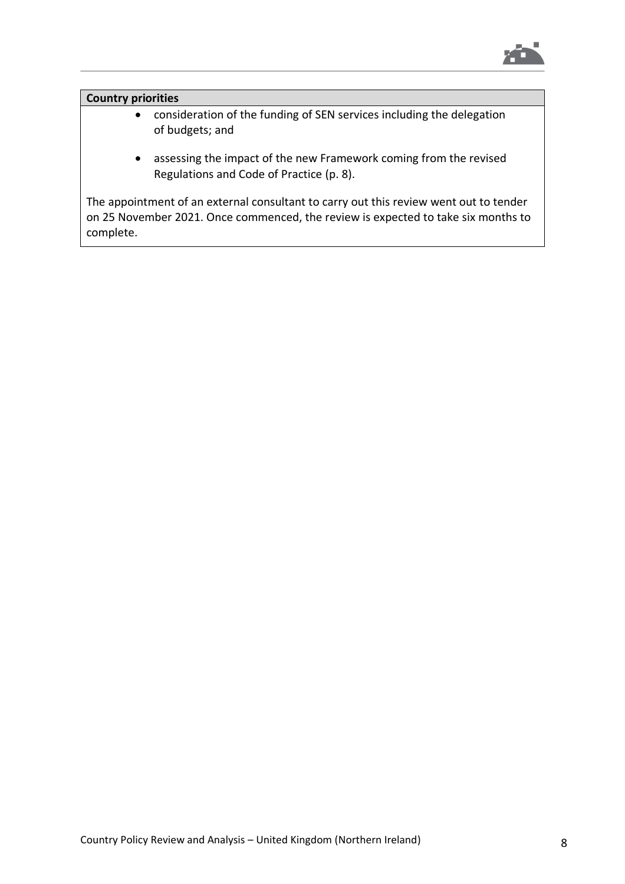**Country priorities**

- consideration of the funding of SEN services including the delegation of budgets; and
- assessing the impact of the new Framework coming from the revised Regulations and Code of Practice (p. 8).

The appointment of an external consultant to carry out this review went out to tender on 25 November 2021. Once commenced, the review is expected to take six months to complete.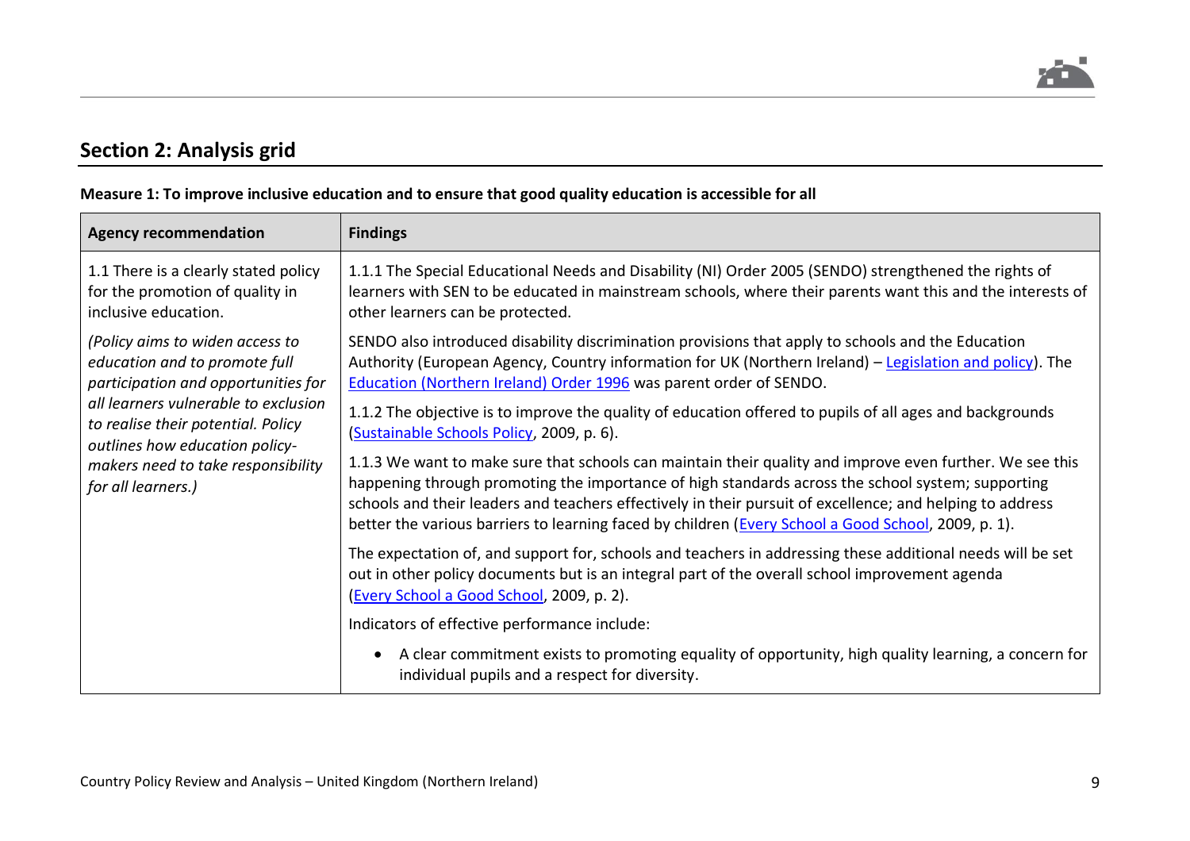## Section 2: Analysis grid

**Measure 1: To improve inclusive education and to ensure that good quality education is accessible for all**

| **Agency recommendation** | **Findings** |
| --- | --- |
| 1.1 There is a clearly stated policy for the promotion of quality in inclusive education.<br><br>*(Policy aims to widen access to education and to promote full participation and opportunities for all learners vulnerable to exclusion to realise their potential. Policy outlines how education policy-makers need to take responsibility for all learners.)* | 1.1.1 The Special Educational Needs and Disability (NI) Order 2005 (SENDO) strengthened the rights of learners with SEN to be educated in mainstream schools, where their parents want this and the interests of other learners can be protected.<br><br>SENDO also introduced disability discrimination provisions that apply to schools and the Education Authority (European Agency, Country information for UK (Northern Ireland) – Legislation and policy). The Education (Northern Ireland) Order 1996 was parent order of SENDO.<br><br>1.1.2 The objective is to improve the quality of education offered to pupils of all ages and backgrounds (Sustainable Schools Policy, 2009, p. 6).<br><br>1.1.3 We want to make sure that schools can maintain their quality and improve even further. We see this happening through promoting the importance of high standards across the school system; supporting schools and their leaders and teachers effectively in their pursuit of excellence; and helping to address better the various barriers to learning faced by children (Every School a Good School, 2009, p. 1).<br><br>The expectation of, and support for, schools and teachers in addressing these additional needs will be set out in other policy documents but is an integral part of the overall school improvement agenda (Every School a Good School, 2009, p. 2).<br><br>Indicators of effective performance include:<br><br>• A clear commitment exists to promoting equality of opportunity, high quality learning, a concern for individual pupils and a respect for diversity. |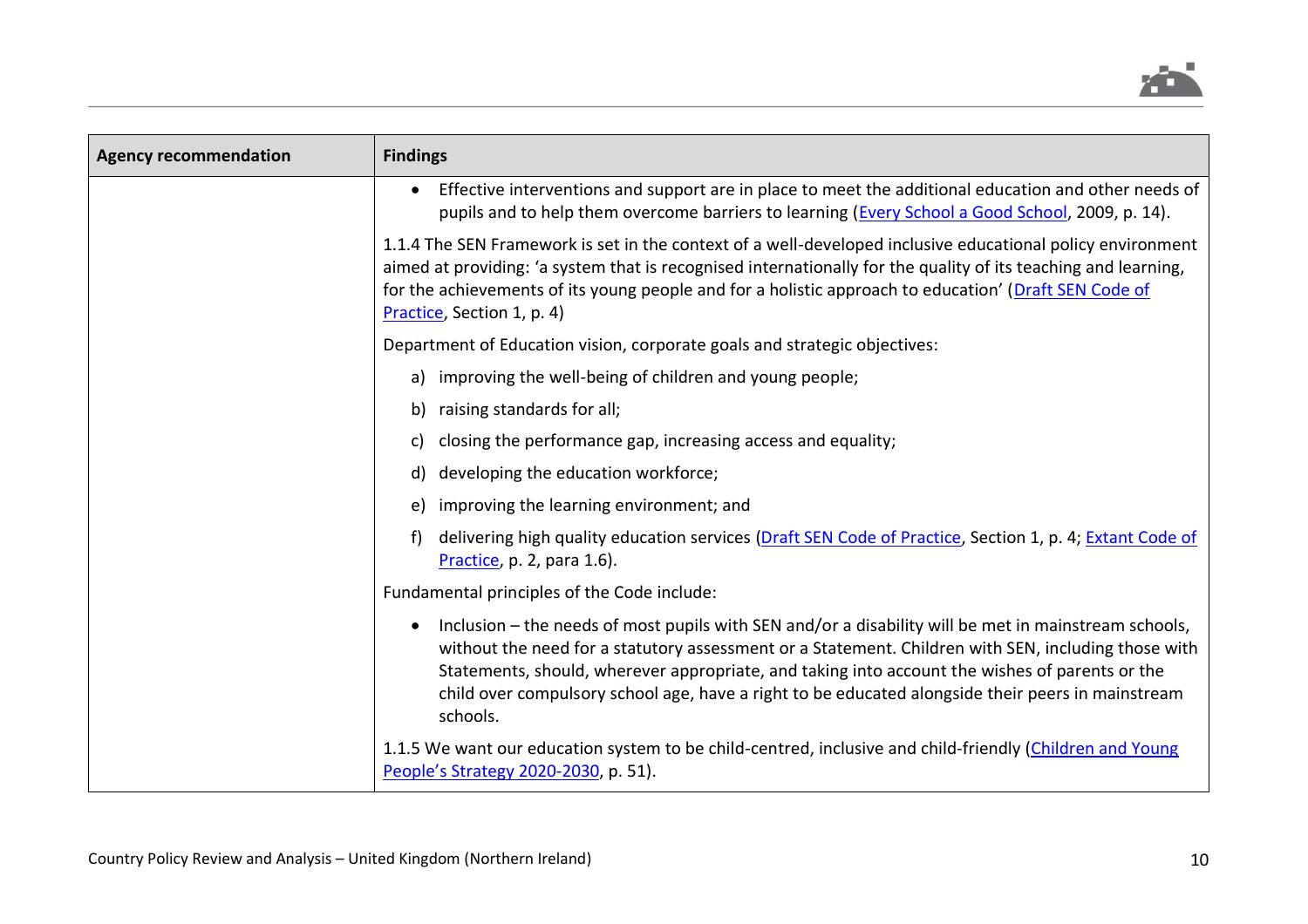| Agency recommendation | Findings |
|---|---|
| | • Effective interventions and support are in place to meet the additional education and other needs of pupils and to help them overcome barriers to learning (Every School a Good School, 2009, p. 14).<br><br>1.1.4 The SEN Framework is set in the context of a well-developed inclusive educational policy environment aimed at providing: 'a system that is recognised internationally for the quality of its teaching and learning, for the achievements of its young people and for a holistic approach to education' (Draft SEN Code of Practice, Section 1, p. 4)<br><br>Department of Education vision, corporate goals and strategic objectives:<br><br>a) improving the well-being of children and young people;<br>b) raising standards for all;<br>c) closing the performance gap, increasing access and equality;<br>d) developing the education workforce;<br>e) improving the learning environment; and<br>f) delivering high quality education services (Draft SEN Code of Practice, Section 1, p. 4; Extant Code of Practice, p. 2, para 1.6).<br><br>Fundamental principles of the Code include:<br><br>• Inclusion – the needs of most pupils with SEN and/or a disability will be met in mainstream schools, without the need for a statutory assessment or a Statement. Children with SEN, including those with Statements, should, wherever appropriate, and taking into account the wishes of parents or the child over compulsory school age, have a right to be educated alongside their peers in mainstream schools.<br><br>1.1.5 We want our education system to be child-centred, inclusive and child-friendly (Children and Young People's Strategy 2020-2030, p. 51). |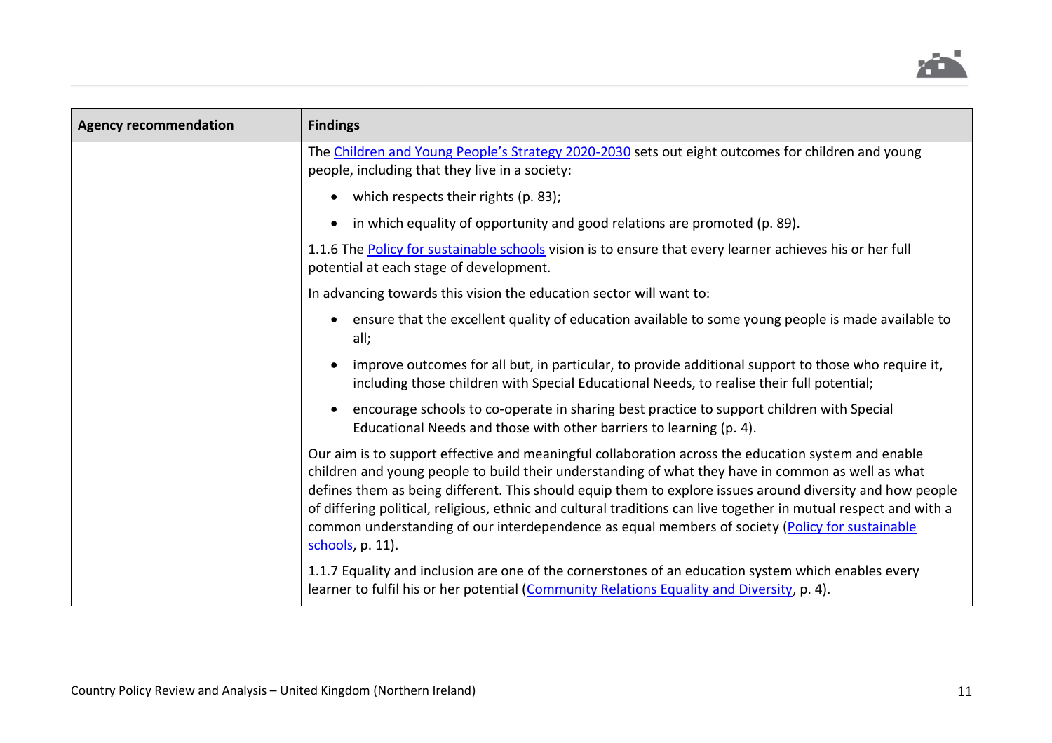| Agency recommendation | Findings |
|---|---|
| | The Children and Young People's Strategy 2020-2030 sets out eight outcomes for children and young people, including that they live in a society:<br>• which respects their rights (p. 83);<br>• in which equality of opportunity and good relations are promoted (p. 89).<br><br>1.1.6 The Policy for sustainable schools vision is to ensure that every learner achieves his or her full potential at each stage of development.<br><br>In advancing towards this vision the education sector will want to:<br>• ensure that the excellent quality of education available to some young people is made available to all;<br>• improve outcomes for all but, in particular, to provide additional support to those who require it, including those children with Special Educational Needs, to realise their full potential;<br>• encourage schools to co-operate in sharing best practice to support children with Special Educational Needs and those with other barriers to learning (p. 4).<br><br>Our aim is to support effective and meaningful collaboration across the education system and enable children and young people to build their understanding of what they have in common as well as what defines them as being different. This should equip them to explore issues around diversity and how people of differing political, religious, ethnic and cultural traditions can live together in mutual respect and with a common understanding of our interdependence as equal members of society (Policy for sustainable schools, p. 11).<br><br>1.1.7 Equality and inclusion are one of the cornerstones of an education system which enables every learner to fulfil his or her potential (Community Relations Equality and Diversity, p. 4). |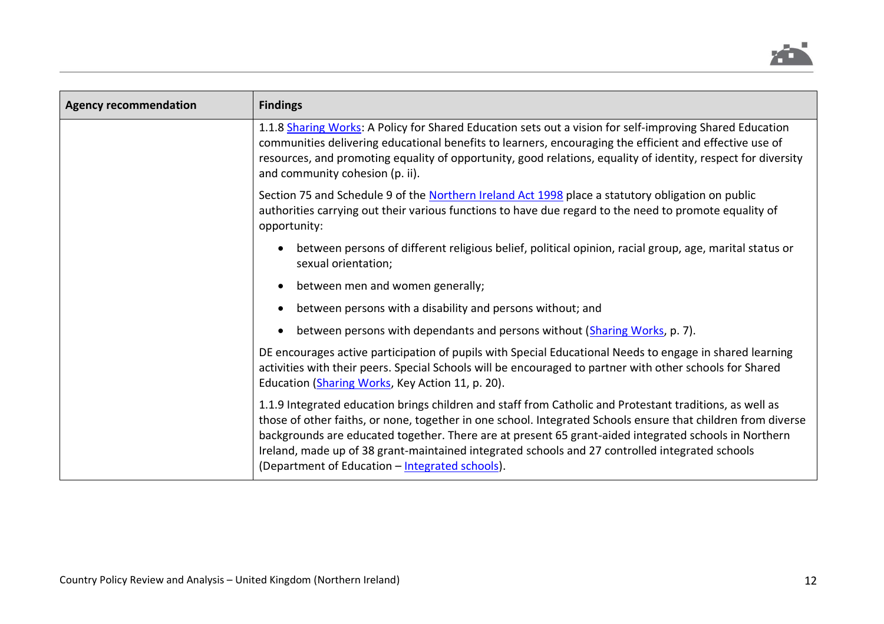| Agency recommendation | Findings |
|---|---|
| | 1.1.8 Sharing Works: A Policy for Shared Education sets out a vision for self-improving Shared Education communities delivering educational benefits to learners, encouraging the efficient and effective use of resources, and promoting equality of opportunity, good relations, equality of identity, respect for diversity and community cohesion (p. ii).<br><br>Section 75 and Schedule 9 of the Northern Ireland Act 1998 place a statutory obligation on public authorities carrying out their various functions to have due regard to the need to promote equality of opportunity:<br><br>• between persons of different religious belief, political opinion, racial group, age, marital status or sexual orientation;<br>• between men and women generally;<br>• between persons with a disability and persons without; and<br>• between persons with dependants and persons without (Sharing Works, p. 7).<br><br>DE encourages active participation of pupils with Special Educational Needs to engage in shared learning activities with their peers. Special Schools will be encouraged to partner with other schools for Shared Education (Sharing Works, Key Action 11, p. 20).<br><br>1.1.9 Integrated education brings children and staff from Catholic and Protestant traditions, as well as those of other faiths, or none, together in one school. Integrated Schools ensure that children from diverse backgrounds are educated together. There are at present 65 grant-aided integrated schools in Northern Ireland, made up of 38 grant-maintained integrated schools and 27 controlled integrated schools (Department of Education – Integrated schools). |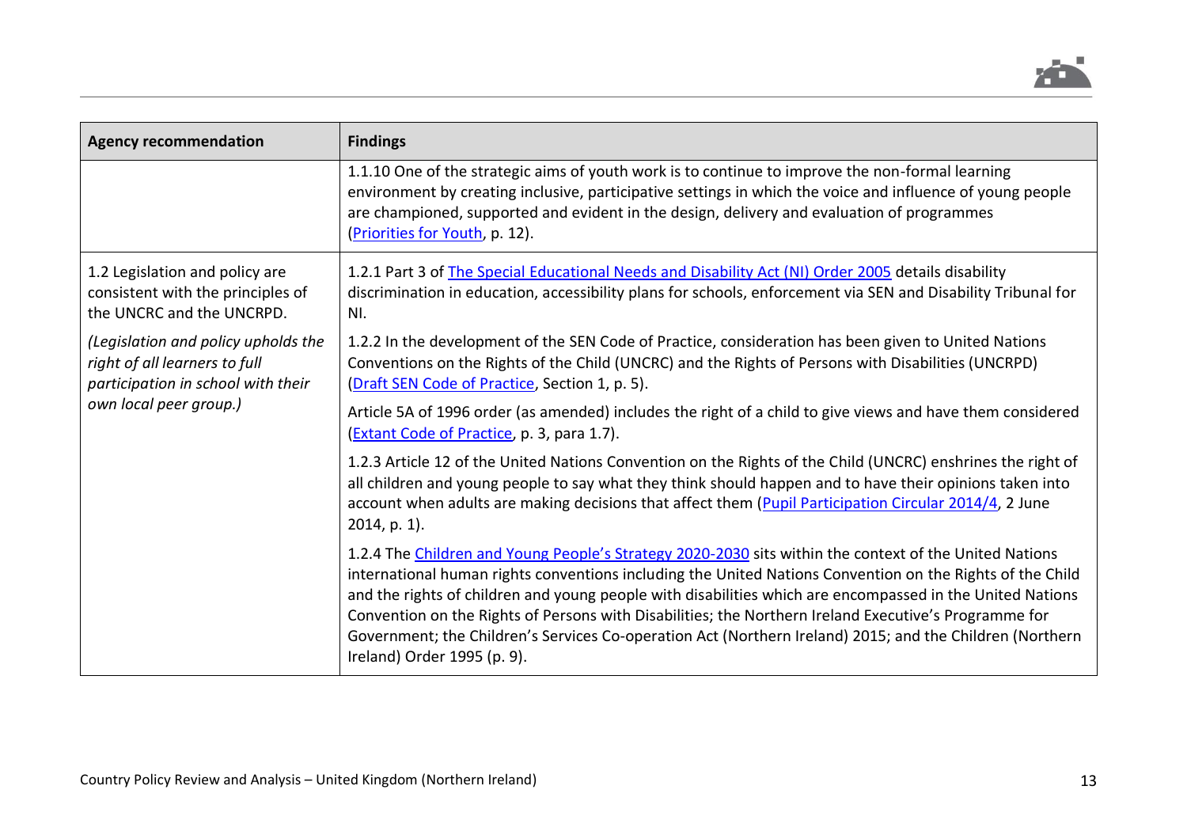| Agency recommendation | Findings |
|---|---|
| | 1.1.10 One of the strategic aims of youth work is to continue to improve the non-formal learning environment by creating inclusive, participative settings in which the voice and influence of young people are championed, supported and evident in the design, delivery and evaluation of programmes (Priorities for Youth, p. 12). |
| 1.2 Legislation and policy are consistent with the principles of the UNCRC and the UNCRPD. *(Legislation and policy upholds the right of all learners to full participation in school with their own local peer group.)* | 1.2.1 Part 3 of The Special Educational Needs and Disability Act (NI) Order 2005 details disability discrimination in education, accessibility plans for schools, enforcement via SEN and Disability Tribunal for NI. |
| | 1.2.2 In the development of the SEN Code of Practice, consideration has been given to United Nations Conventions on the Rights of the Child (UNCRC) and the Rights of Persons with Disabilities (UNCRPD) (Draft SEN Code of Practice, Section 1, p. 5). |
| | Article 5A of 1996 order (as amended) includes the right of a child to give views and have them considered (Extant Code of Practice, p. 3, para 1.7). |
| | 1.2.3 Article 12 of the United Nations Convention on the Rights of the Child (UNCRC) enshrines the right of all children and young people to say what they think should happen and to have their opinions taken into account when adults are making decisions that affect them (Pupil Participation Circular 2014/4, 2 June 2014, p. 1). |
| | 1.2.4 The Children and Young People's Strategy 2020-2030 sits within the context of the United Nations international human rights conventions including the United Nations Convention on the Rights of the Child and the rights of children and young people with disabilities which are encompassed in the United Nations Convention on the Rights of Persons with Disabilities; the Northern Ireland Executive's Programme for Government; the Children's Services Co-operation Act (Northern Ireland) 2015; and the Children (Northern Ireland) Order 1995 (p. 9). |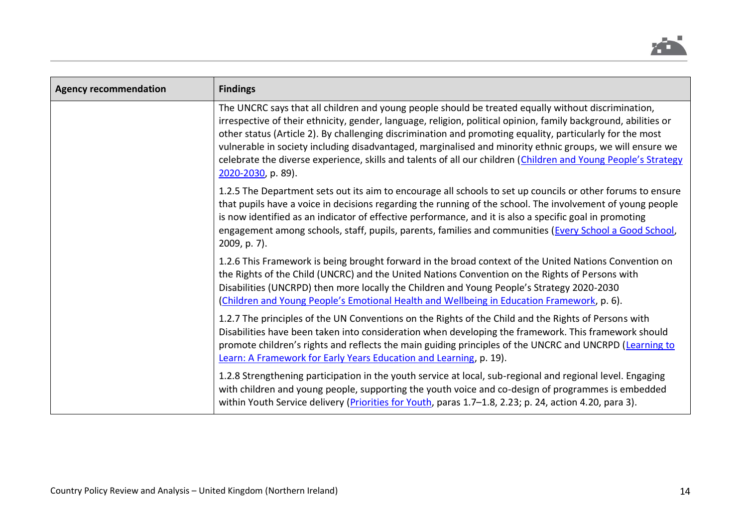| Agency recommendation | Findings |
|---|---|
| | The UNCRC says that all children and young people should be treated equally without discrimination, irrespective of their ethnicity, gender, language, religion, political opinion, family background, abilities or other status (Article 2). By challenging discrimination and promoting equality, particularly for the most vulnerable in society including disadvantaged, marginalised and minority ethnic groups, we will ensure we celebrate the diverse experience, skills and talents of all our children (Children and Young People's Strategy 2020-2030, p. 89).<br><br>1.2.5 The Department sets out its aim to encourage all schools to set up councils or other forums to ensure that pupils have a voice in decisions regarding the running of the school. The involvement of young people is now identified as an indicator of effective performance, and it is also a specific goal in promoting engagement among schools, staff, pupils, parents, families and communities (Every School a Good School, 2009, p. 7).<br><br>1.2.6 This Framework is being brought forward in the broad context of the United Nations Convention on the Rights of the Child (UNCRC) and the United Nations Convention on the Rights of Persons with Disabilities (UNCRPD) then more locally the Children and Young People's Strategy 2020-2030 (Children and Young People's Emotional Health and Wellbeing in Education Framework, p. 6).<br><br>1.2.7 The principles of the UN Conventions on the Rights of the Child and the Rights of Persons with Disabilities have been taken into consideration when developing the framework. This framework should promote children's rights and reflects the main guiding principles of the UNCRC and UNCRPD (Learning to Learn: A Framework for Early Years Education and Learning, p. 19).<br><br>1.2.8 Strengthening participation in the youth service at local, sub-regional and regional level. Engaging with children and young people, supporting the youth voice and co-design of programmes is embedded within Youth Service delivery (Priorities for Youth, paras 1.7–1.8, 2.23; p. 24, action 4.20, para 3). |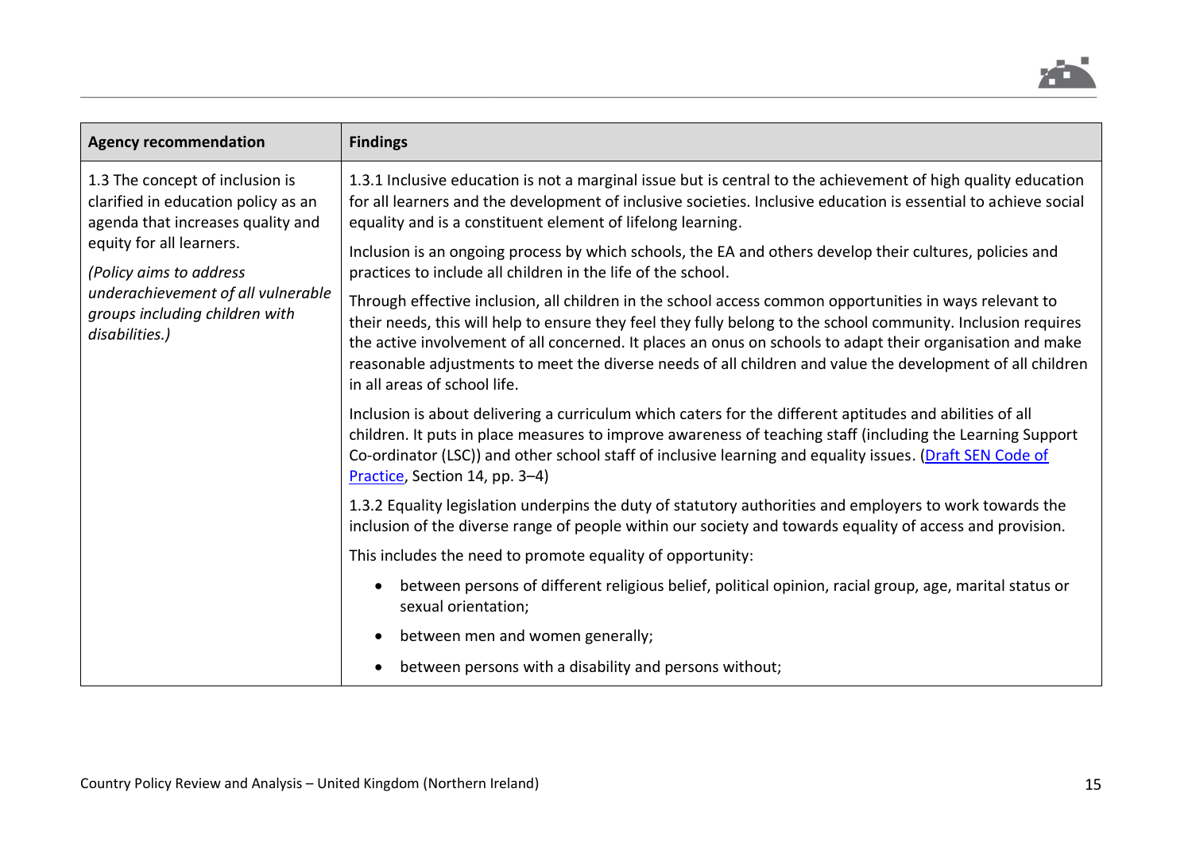| Agency recommendation | Findings |
| --- | --- |
| 1.3 The concept of inclusion is clarified in education policy as an agenda that increases quality and equity for all learners.<br><br>*(Policy aims to address underachievement of all vulnerable groups including children with disabilities.)* | 1.3.1 Inclusive education is not a marginal issue but is central to the achievement of high quality education for all learners and the development of inclusive societies. Inclusive education is essential to achieve social equality and is a constituent element of lifelong learning.<br><br>Inclusion is an ongoing process by which schools, the EA and others develop their cultures, policies and practices to include all children in the life of the school.<br><br>Through effective inclusion, all children in the school access common opportunities in ways relevant to their needs, this will help to ensure they feel they fully belong to the school community. Inclusion requires the active involvement of all concerned. It places an onus on schools to adapt their organisation and make reasonable adjustments to meet the diverse needs of all children and value the development of all children in all areas of school life.<br><br>Inclusion is about delivering a curriculum which caters for the different aptitudes and abilities of all children. It puts in place measures to improve awareness of teaching staff (including the Learning Support Co-ordinator (LSC)) and other school staff of inclusive learning and equality issues. (Draft SEN Code of Practice, Section 14, pp. 3–4)<br><br>1.3.2 Equality legislation underpins the duty of statutory authorities and employers to work towards the inclusion of the diverse range of people within our society and towards equality of access and provision.<br><br>This includes the need to promote equality of opportunity:<br><br>• between persons of different religious belief, political opinion, racial group, age, marital status or sexual orientation;<br><br>• between men and women generally;<br><br>• between persons with a disability and persons without; |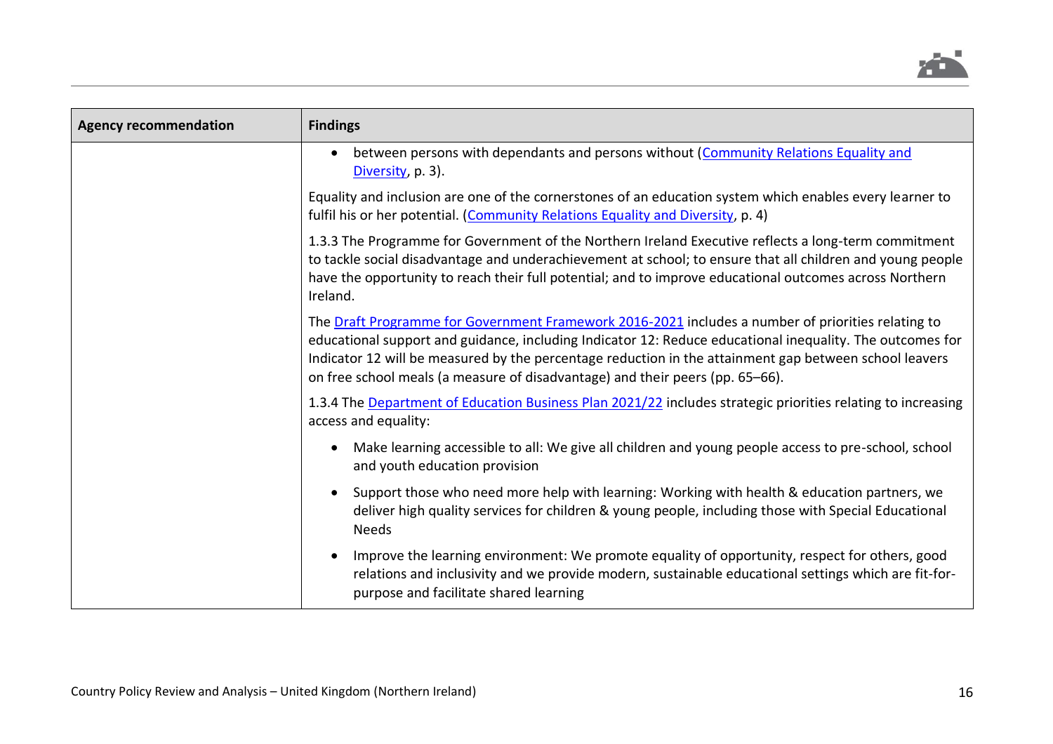| Agency recommendation | Findings |
|---|---|
| | • between persons with dependants and persons without (Community Relations Equality and Diversity, p. 3).<br><br>Equality and inclusion are one of the cornerstones of an education system which enables every learner to fulfil his or her potential. (Community Relations Equality and Diversity, p. 4)<br><br>1.3.3 The Programme for Government of the Northern Ireland Executive reflects a long-term commitment to tackle social disadvantage and underachievement at school; to ensure that all children and young people have the opportunity to reach their full potential; and to improve educational outcomes across Northern Ireland.<br><br>The Draft Programme for Government Framework 2016-2021 includes a number of priorities relating to educational support and guidance, including Indicator 12: Reduce educational inequality. The outcomes for Indicator 12 will be measured by the percentage reduction in the attainment gap between school leavers on free school meals (a measure of disadvantage) and their peers (pp. 65–66).<br><br>1.3.4 The Department of Education Business Plan 2021/22 includes strategic priorities relating to increasing access and equality:<br><br>• Make learning accessible to all: We give all children and young people access to pre-school, school and youth education provision<br><br>• Support those who need more help with learning: Working with health & education partners, we deliver high quality services for children & young people, including those with Special Educational Needs<br><br>• Improve the learning environment: We promote equality of opportunity, respect for others, good relations and inclusivity and we provide modern, sustainable educational settings which are fit-for-purpose and facilitate shared learning |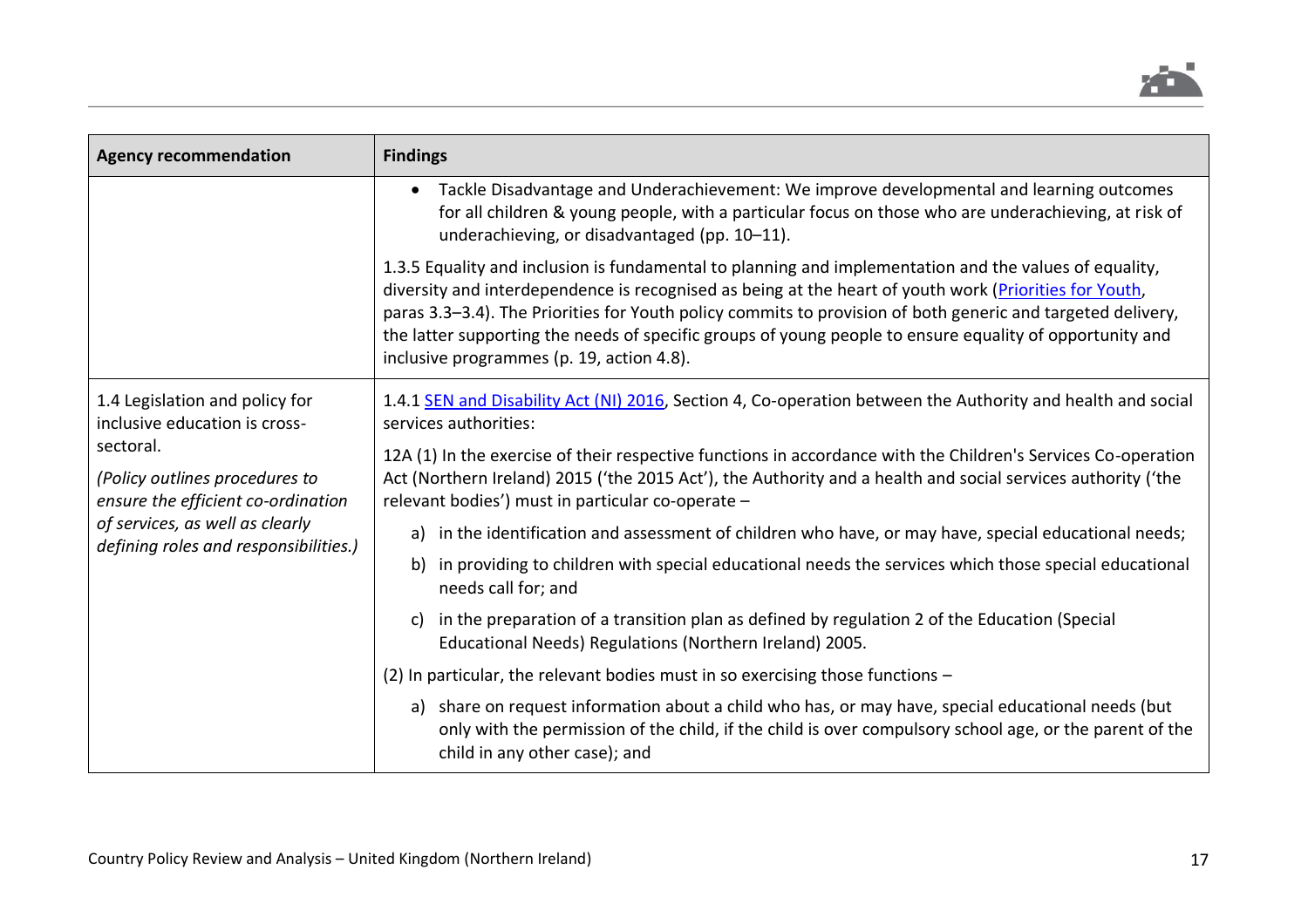| Agency recommendation | Findings |
| --- | --- |
| | • Tackle Disadvantage and Underachievement: We improve developmental and learning outcomes for all children & young people, with a particular focus on those who are underachieving, at risk of underachieving, or disadvantaged (pp. 10–11).<br><br>1.3.5 Equality and inclusion is fundamental to planning and implementation and the values of equality, diversity and interdependence is recognised as being at the heart of youth work (Priorities for Youth, paras 3.3–3.4). The Priorities for Youth policy commits to provision of both generic and targeted delivery, the latter supporting the needs of specific groups of young people to ensure equality of opportunity and inclusive programmes (p. 19, action 4.8). |
| 1.4 Legislation and policy for inclusive education is cross-sectoral.<br><br>*(Policy outlines procedures to ensure the efficient co-ordination of services, as well as clearly defining roles and responsibilities.)* | 1.4.1 SEN and Disability Act (NI) 2016, Section 4, Co-operation between the Authority and health and social services authorities:<br><br>12A (1) In the exercise of their respective functions in accordance with the Children's Services Co-operation Act (Northern Ireland) 2015 ('the 2015 Act'), the Authority and a health and social services authority ('the relevant bodies') must in particular co-operate –<br><br>a) in the identification and assessment of children who have, or may have, special educational needs;<br><br>b) in providing to children with special educational needs the services which those special educational needs call for; and<br><br>c) in the preparation of a transition plan as defined by regulation 2 of the Education (Special Educational Needs) Regulations (Northern Ireland) 2005.<br><br>(2) In particular, the relevant bodies must in so exercising those functions –<br><br>a) share on request information about a child who has, or may have, special educational needs (but only with the permission of the child, if the child is over compulsory school age, or the parent of the child in any other case); and |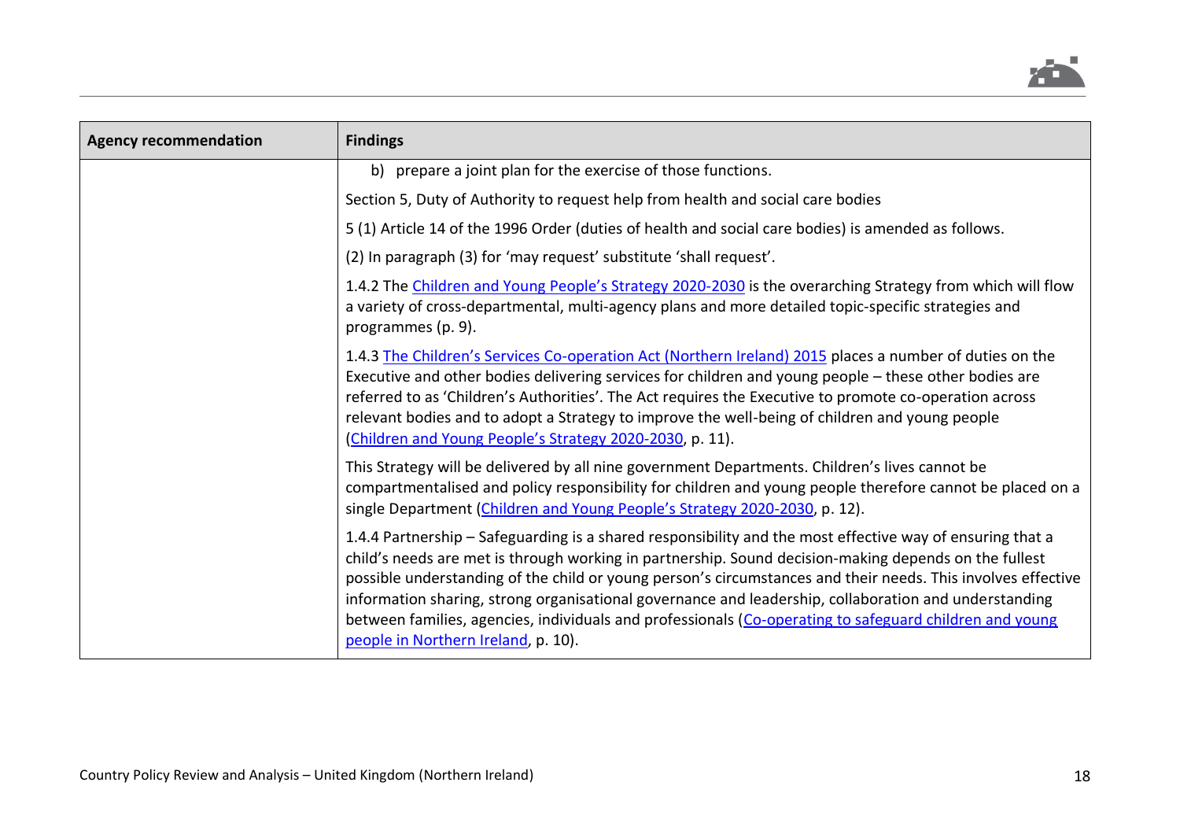| Agency recommendation | Findings |
|---|---|
| | b) prepare a joint plan for the exercise of those functions.<br><br>Section 5, Duty of Authority to request help from health and social care bodies<br><br>5 (1) Article 14 of the 1996 Order (duties of health and social care bodies) is amended as follows.<br><br>(2) In paragraph (3) for 'may request' substitute 'shall request'.<br><br>1.4.2 The Children and Young People's Strategy 2020-2030 is the overarching Strategy from which will flow a variety of cross-departmental, multi-agency plans and more detailed topic-specific strategies and programmes (p. 9).<br><br>1.4.3 The Children's Services Co-operation Act (Northern Ireland) 2015 places a number of duties on the Executive and other bodies delivering services for children and young people – these other bodies are referred to as 'Children's Authorities'. The Act requires the Executive to promote co-operation across relevant bodies and to adopt a Strategy to improve the well-being of children and young people (Children and Young People's Strategy 2020-2030, p. 11).<br><br>This Strategy will be delivered by all nine government Departments. Children's lives cannot be compartmentalised and policy responsibility for children and young people therefore cannot be placed on a single Department (Children and Young People's Strategy 2020-2030, p. 12).<br><br>1.4.4 Partnership – Safeguarding is a shared responsibility and the most effective way of ensuring that a child's needs are met is through working in partnership. Sound decision-making depends on the fullest possible understanding of the child or young person's circumstances and their needs. This involves effective information sharing, strong organisational governance and leadership, collaboration and understanding between families, agencies, individuals and professionals (Co-operating to safeguard children and young people in Northern Ireland, p. 10). |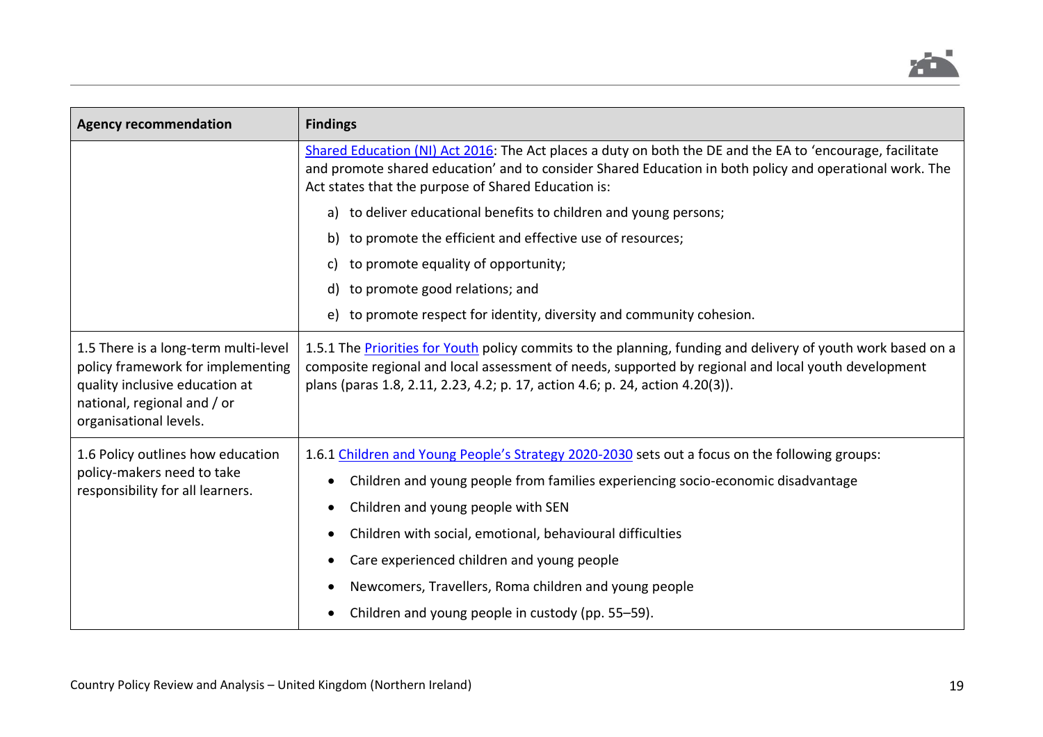| Agency recommendation | Findings |
| --- | --- |
| | Shared Education (NI) Act 2016: The Act places a duty on both the DE and the EA to 'encourage, facilitate and promote shared education' and to consider Shared Education in both policy and operational work. The Act states that the purpose of Shared Education is: <br> a) to deliver educational benefits to children and young persons; <br> b) to promote the efficient and effective use of resources; <br> c) to promote equality of opportunity; <br> d) to promote good relations; and <br> e) to promote respect for identity, diversity and community cohesion. |
| 1.5 There is a long-term multi-level policy framework for implementing quality inclusive education at national, regional and / or organisational levels. | 1.5.1 The Priorities for Youth policy commits to the planning, funding and delivery of youth work based on a composite regional and local assessment of needs, supported by regional and local youth development plans (paras 1.8, 2.11, 2.23, 4.2; p. 17, action 4.6; p. 24, action 4.20(3)). |
| 1.6 Policy outlines how education policy-makers need to take responsibility for all learners. | 1.6.1 Children and Young People's Strategy 2020-2030 sets out a focus on the following groups: <br> • Children and young people from families experiencing socio-economic disadvantage <br> • Children and young people with SEN <br> • Children with social, emotional, behavioural difficulties <br> • Care experienced children and young people <br> • Newcomers, Travellers, Roma children and young people <br> • Children and young people in custody (pp. 55–59). |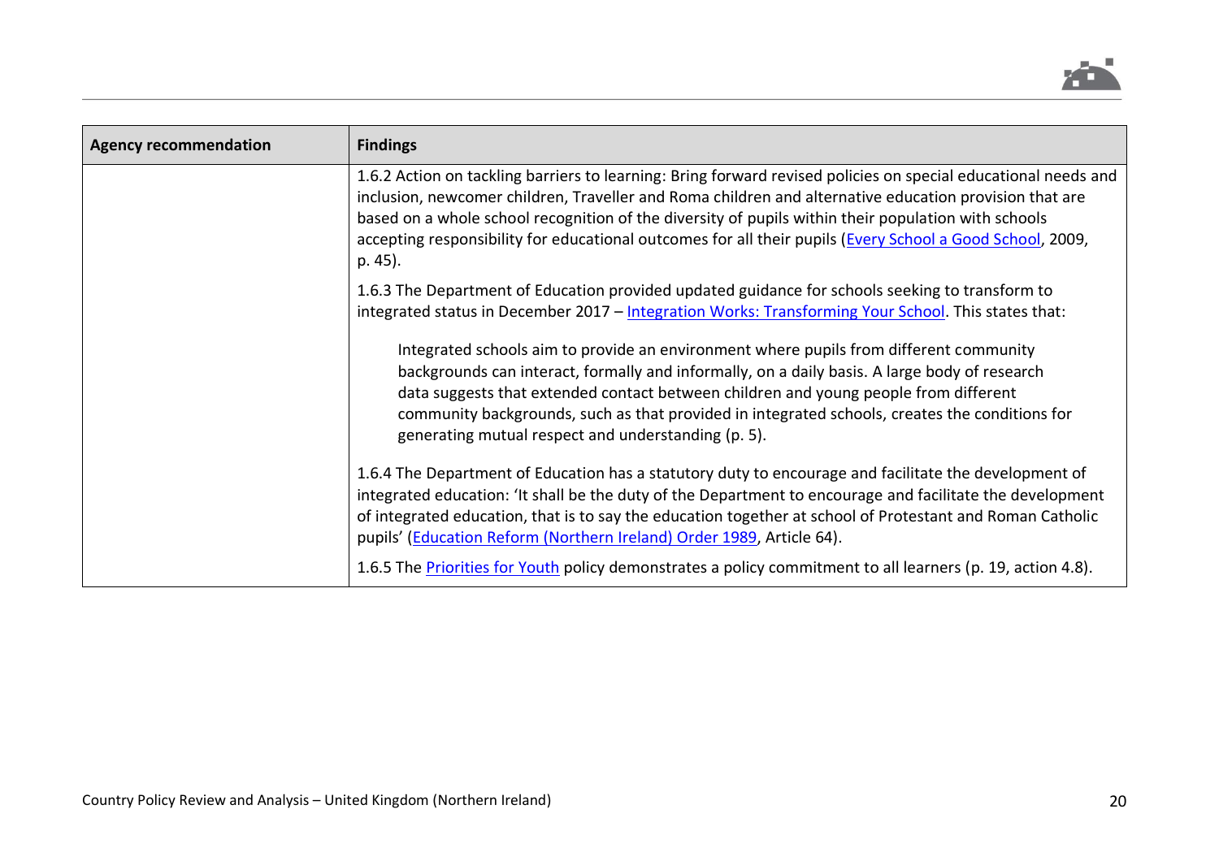| Agency recommendation | Findings |
|---|---|
| | 1.6.2 Action on tackling barriers to learning: Bring forward revised policies on special educational needs and inclusion, newcomer children, Traveller and Roma children and alternative education provision that are based on a whole school recognition of the diversity of pupils within their population with schools accepting responsibility for educational outcomes for all their pupils (Every School a Good School, 2009, p. 45).<br><br>1.6.3 The Department of Education provided updated guidance for schools seeking to transform to integrated status in December 2017 – Integration Works: Transforming Your School. This states that:<br><br>> Integrated schools aim to provide an environment where pupils from different community backgrounds can interact, formally and informally, on a daily basis. A large body of research data suggests that extended contact between children and young people from different community backgrounds, such as that provided in integrated schools, creates the conditions for generating mutual respect and understanding (p. 5).<br><br>1.6.4 The Department of Education has a statutory duty to encourage and facilitate the development of integrated education: 'It shall be the duty of the Department to encourage and facilitate the development of integrated education, that is to say the education together at school of Protestant and Roman Catholic pupils' (Education Reform (Northern Ireland) Order 1989, Article 64).<br><br>1.6.5 The Priorities for Youth policy demonstrates a policy commitment to all learners (p. 19, action 4.8). |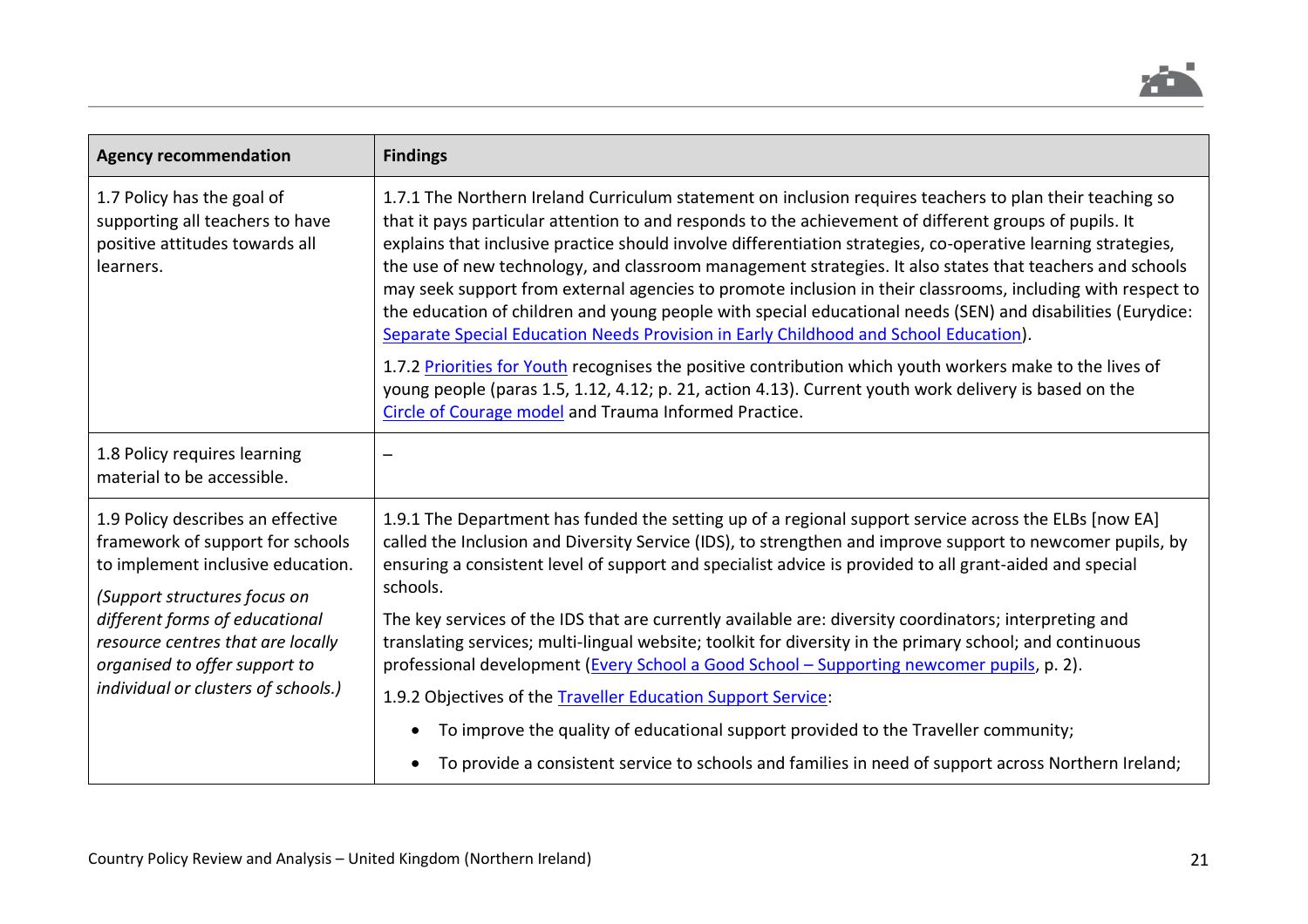| Agency recommendation | Findings |
|---|---|
| 1.7 Policy has the goal of supporting all teachers to have positive attitudes towards all learners. | 1.7.1 The Northern Ireland Curriculum statement on inclusion requires teachers to plan their teaching so that it pays particular attention to and responds to the achievement of different groups of pupils. It explains that inclusive practice should involve differentiation strategies, co-operative learning strategies, the use of new technology, and classroom management strategies. It also states that teachers and schools may seek support from external agencies to promote inclusion in their classrooms, including with respect to the education of children and young people with special educational needs (SEN) and disabilities (Eurydice: Separate Special Education Needs Provision in Early Childhood and School Education).<br><br>1.7.2 Priorities for Youth recognises the positive contribution which youth workers make to the lives of young people (paras 1.5, 1.12, 4.12; p. 21, action 4.13). Current youth work delivery is based on the Circle of Courage model and Trauma Informed Practice. |
| 1.8 Policy requires learning material to be accessible. | – |
| 1.9 Policy describes an effective framework of support for schools to implement inclusive education.<br><br>*(Support structures focus on different forms of educational resource centres that are locally organised to offer support to individual or clusters of schools.)* | 1.9.1 The Department has funded the setting up of a regional support service across the ELBs [now EA] called the Inclusion and Diversity Service (IDS), to strengthen and improve support to newcomer pupils, by ensuring a consistent level of support and specialist advice is provided to all grant-aided and special schools.<br><br>The key services of the IDS that are currently available are: diversity coordinators; interpreting and translating services; multi-lingual website; toolkit for diversity in the primary school; and continuous professional development (Every School a Good School – Supporting newcomer pupils, p. 2).<br><br>1.9.2 Objectives of the Traveller Education Support Service:<br><br>• To improve the quality of educational support provided to the Traveller community;<br><br>• To provide a consistent service to schools and families in need of support across Northern Ireland; |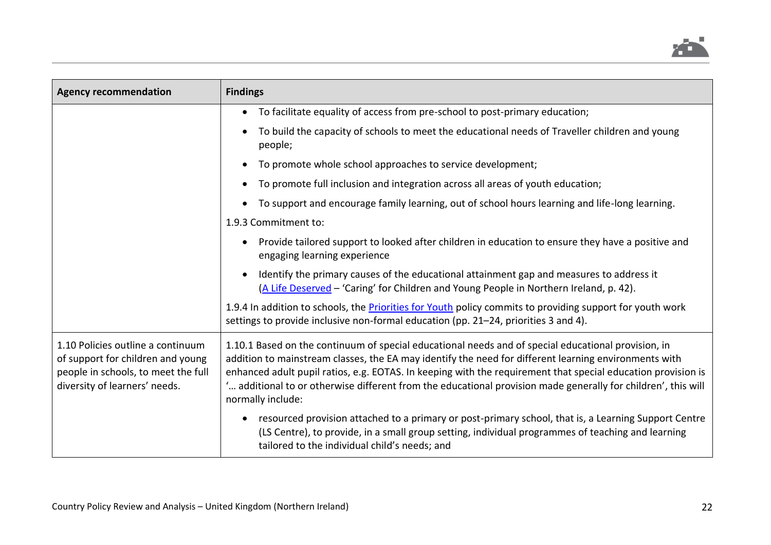| Agency recommendation | Findings |
|---|---|
| | • To facilitate equality of access from pre-school to post-primary education;<br>• To build the capacity of schools to meet the educational needs of Traveller children and young people;<br>• To promote whole school approaches to service development;<br>• To promote full inclusion and integration across all areas of youth education;<br>• To support and encourage family learning, out of school hours learning and life-long learning.<br>1.9.3 Commitment to:<br>• Provide tailored support to looked after children in education to ensure they have a positive and engaging learning experience<br>• Identify the primary causes of the educational attainment gap and measures to address it ([A Life Deserved](#) – 'Caring' for Children and Young People in Northern Ireland, p. 42).<br>1.9.4 In addition to schools, the [Priorities for Youth](#) policy commits to providing support for youth work settings to provide inclusive non-formal education (pp. 21–24, priorities 3 and 4). |
| 1.10 Policies outline a continuum of support for children and young people in schools, to meet the full diversity of learners' needs. | 1.10.1 Based on the continuum of special educational needs and of special educational provision, in addition to mainstream classes, the EA may identify the need for different learning environments with enhanced adult pupil ratios, e.g. EOTAS. In keeping with the requirement that special education provision is '… additional to or otherwise different from the educational provision made generally for children', this will normally include:<br>• resourced provision attached to a primary or post-primary school, that is, a Learning Support Centre (LS Centre), to provide, in a small group setting, individual programmes of teaching and learning tailored to the individual child's needs; and |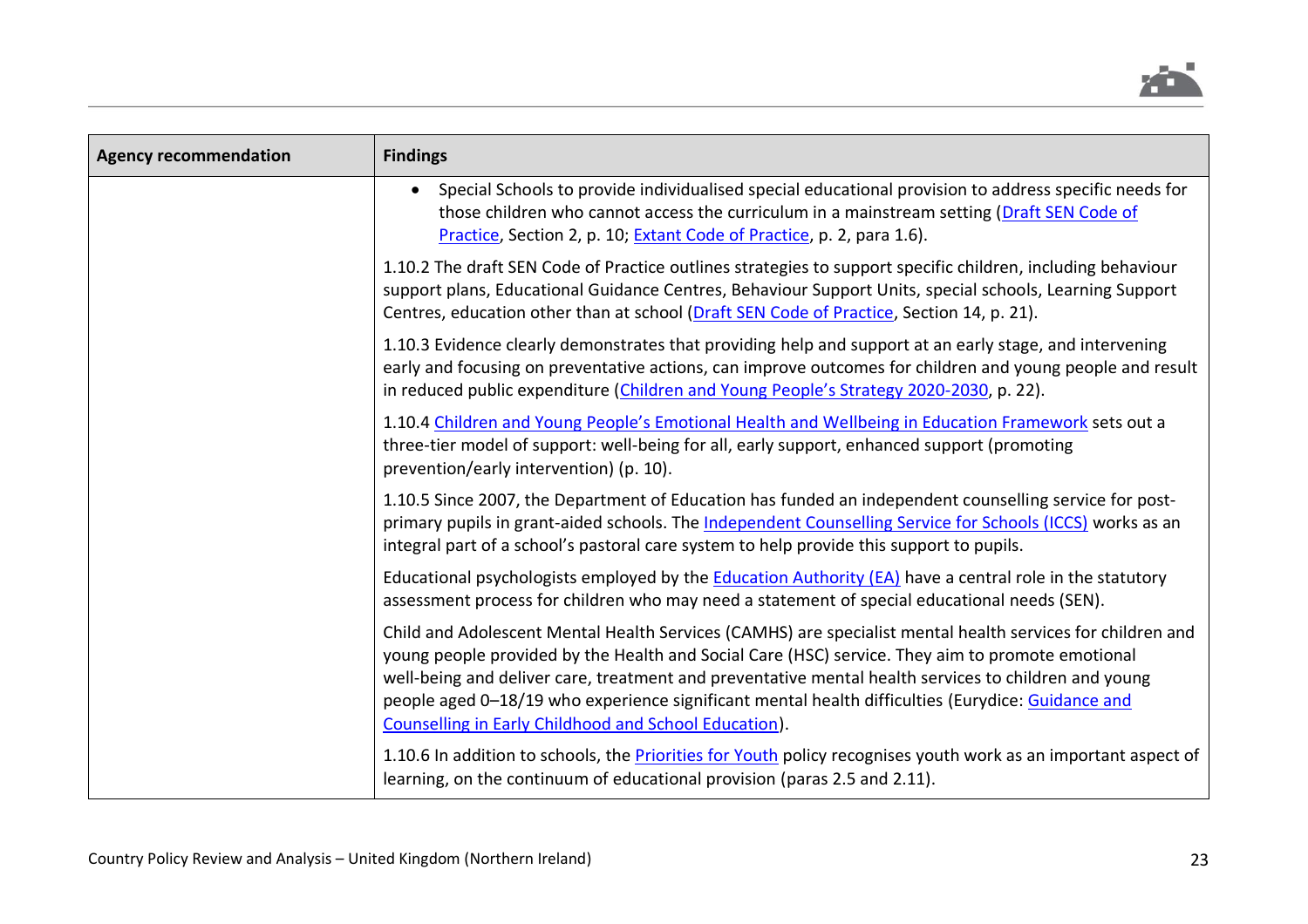| Agency recommendation | Findings |
|---|---|
| | • Special Schools to provide individualised special educational provision to address specific needs for those children who cannot access the curriculum in a mainstream setting (Draft SEN Code of Practice, Section 2, p. 10; Extant Code of Practice, p. 2, para 1.6).<br><br>1.10.2 The draft SEN Code of Practice outlines strategies to support specific children, including behaviour support plans, Educational Guidance Centres, Behaviour Support Units, special schools, Learning Support Centres, education other than at school (Draft SEN Code of Practice, Section 14, p. 21).<br><br>1.10.3 Evidence clearly demonstrates that providing help and support at an early stage, and intervening early and focusing on preventative actions, can improve outcomes for children and young people and result in reduced public expenditure (Children and Young People's Strategy 2020-2030, p. 22).<br><br>1.10.4 Children and Young People's Emotional Health and Wellbeing in Education Framework sets out a three-tier model of support: well-being for all, early support, enhanced support (promoting prevention/early intervention) (p. 10).<br><br>1.10.5 Since 2007, the Department of Education has funded an independent counselling service for post-primary pupils in grant-aided schools. The Independent Counselling Service for Schools (ICCS) works as an integral part of a school's pastoral care system to help provide this support to pupils.<br><br>Educational psychologists employed by the Education Authority (EA) have a central role in the statutory assessment process for children who may need a statement of special educational needs (SEN).<br><br>Child and Adolescent Mental Health Services (CAMHS) are specialist mental health services for children and young people provided by the Health and Social Care (HSC) service. They aim to promote emotional well-being and deliver care, treatment and preventative mental health services to children and young people aged 0–18/19 who experience significant mental health difficulties (Eurydice: Guidance and Counselling in Early Childhood and School Education).<br><br>1.10.6 In addition to schools, the Priorities for Youth policy recognises youth work as an important aspect of learning, on the continuum of educational provision (paras 2.5 and 2.11). |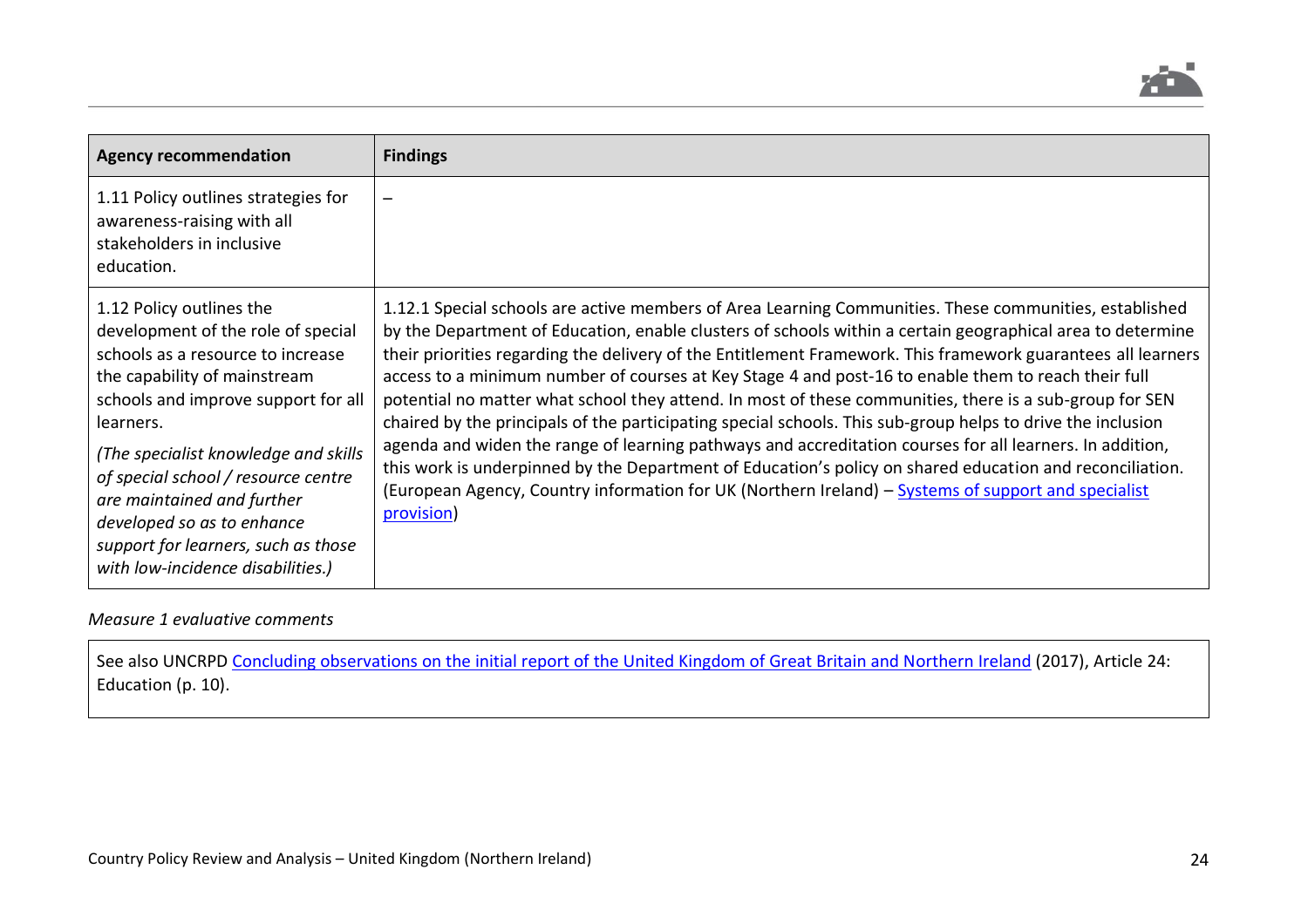| Agency recommendation | Findings |
|---|---|
| 1.11 Policy outlines strategies for awareness-raising with all stakeholders in inclusive education. | – |
| 1.12 Policy outlines the development of the role of special schools as a resource to increase the capability of mainstream schools and improve support for all learners.<br><br>*(The specialist knowledge and skills of special school / resource centre are maintained and further developed so as to enhance support for learners, such as those with low-incidence disabilities.)* | 1.12.1 Special schools are active members of Area Learning Communities. These communities, established by the Department of Education, enable clusters of schools within a certain geographical area to determine their priorities regarding the delivery of the Entitlement Framework. This framework guarantees all learners access to a minimum number of courses at Key Stage 4 and post-16 to enable them to reach their full potential no matter what school they attend. In most of these communities, there is a sub-group for SEN chaired by the principals of the participating special schools. This sub-group helps to drive the inclusion agenda and widen the range of learning pathways and accreditation courses for all learners. In addition, this work is underpinned by the Department of Education's policy on shared education and reconciliation. (European Agency, Country information for UK (Northern Ireland) – Systems of support and specialist provision) |

*Measure 1 evaluative comments*

See also UNCRPD Concluding observations on the initial report of the United Kingdom of Great Britain and Northern Ireland (2017), Article 24: Education (p. 10).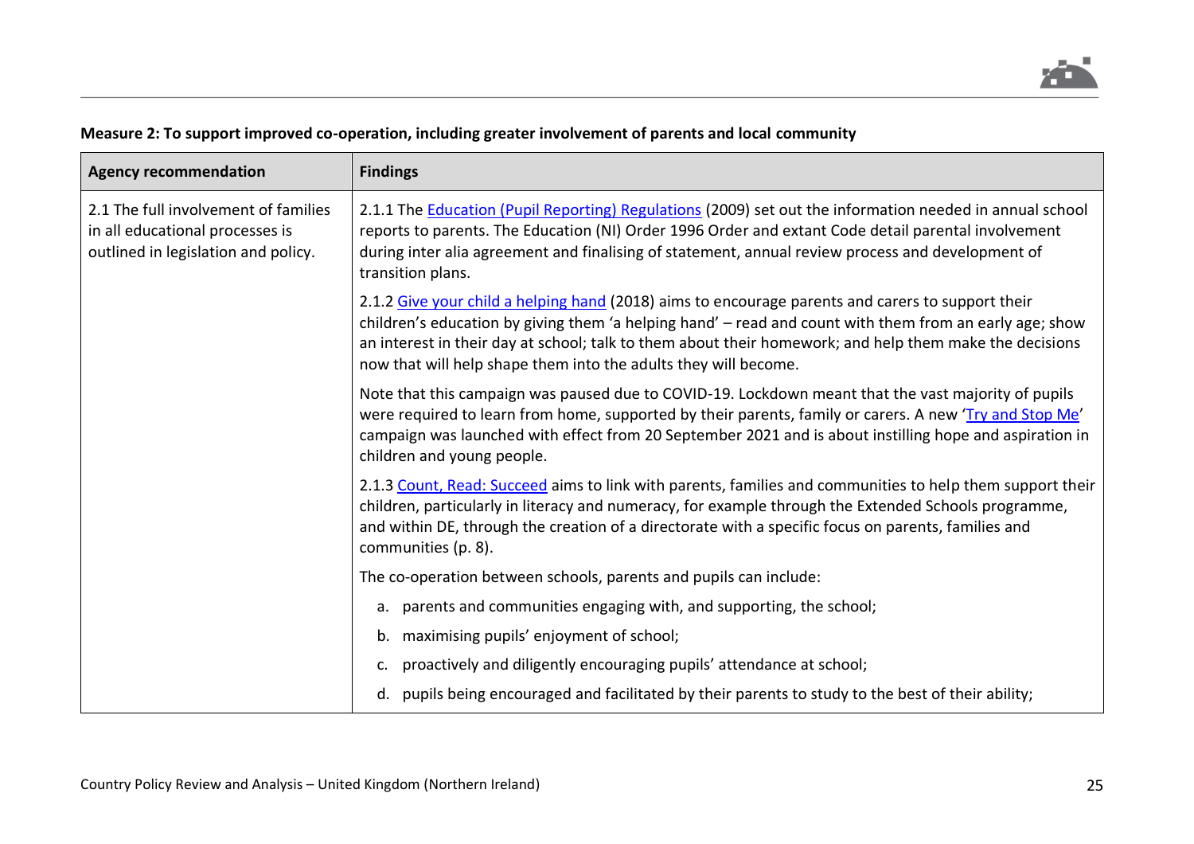**Measure 2: To support improved co-operation, including greater involvement of parents and local community**

| Agency recommendation | Findings |
|---|---|
| 2.1 The full involvement of families in all educational processes is outlined in legislation and policy. | 2.1.1 The Education (Pupil Reporting) Regulations (2009) set out the information needed in annual school reports to parents. The Education (NI) Order 1996 Order and extant Code detail parental involvement during inter alia agreement and finalising of statement, annual review process and development of transition plans. |
| | 2.1.2 Give your child a helping hand (2018) aims to encourage parents and carers to support their children's education by giving them 'a helping hand' – read and count with them from an early age; show an interest in their day at school; talk to them about their homework; and help them make the decisions now that will help shape them into the adults they will become. |
| | Note that this campaign was paused due to COVID-19. Lockdown meant that the vast majority of pupils were required to learn from home, supported by their parents, family or carers. A new 'Try and Stop Me' campaign was launched with effect from 20 September 2021 and is about instilling hope and aspiration in children and young people. |
| | 2.1.3 Count, Read: Succeed aims to link with parents, families and communities to help them support their children, particularly in literacy and numeracy, for example through the Extended Schools programme, and within DE, through the creation of a directorate with a specific focus on parents, families and communities (p. 8). |
| | The co-operation between schools, parents and pupils can include: |
| | a. parents and communities engaging with, and supporting, the school; |
| | b. maximising pupils' enjoyment of school; |
| | c. proactively and diligently encouraging pupils' attendance at school; |
| | d. pupils being encouraged and facilitated by their parents to study to the best of their ability; |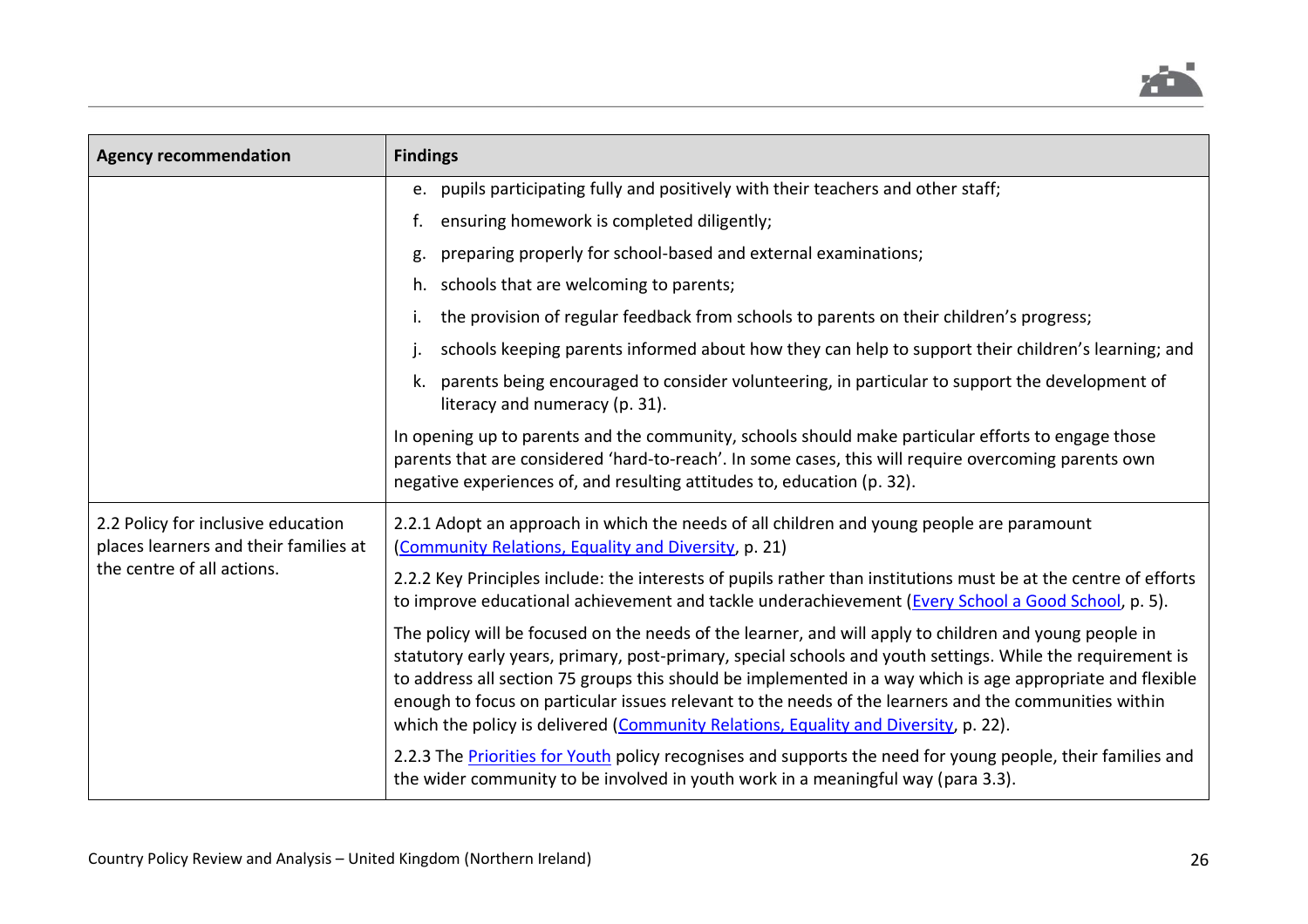| Agency recommendation | Findings |
|---|---|
| | e. pupils participating fully and positively with their teachers and other staff;<br>f. ensuring homework is completed diligently;<br>g. preparing properly for school-based and external examinations;<br>h. schools that are welcoming to parents;<br>i. the provision of regular feedback from schools to parents on their children's progress;<br>j. schools keeping parents informed about how they can help to support their children's learning; and<br>k. parents being encouraged to consider volunteering, in particular to support the development of literacy and numeracy (p. 31).<br><br>In opening up to parents and the community, schools should make particular efforts to engage those parents that are considered 'hard-to-reach'. In some cases, this will require overcoming parents own negative experiences of, and resulting attitudes to, education (p. 32). |
| 2.2 Policy for inclusive education places learners and their families at the centre of all actions. | 2.2.1 Adopt an approach in which the needs of all children and young people are paramount (Community Relations, Equality and Diversity, p. 21)<br><br>2.2.2 Key Principles include: the interests of pupils rather than institutions must be at the centre of efforts to improve educational achievement and tackle underachievement (Every School a Good School, p. 5).<br><br>The policy will be focused on the needs of the learner, and will apply to children and young people in statutory early years, primary, post-primary, special schools and youth settings. While the requirement is to address all section 75 groups this should be implemented in a way which is age appropriate and flexible enough to focus on particular issues relevant to the needs of the learners and the communities within which the policy is delivered (Community Relations, Equality and Diversity, p. 22).<br><br>2.2.3 The Priorities for Youth policy recognises and supports the need for young people, their families and the wider community to be involved in youth work in a meaningful way (para 3.3). |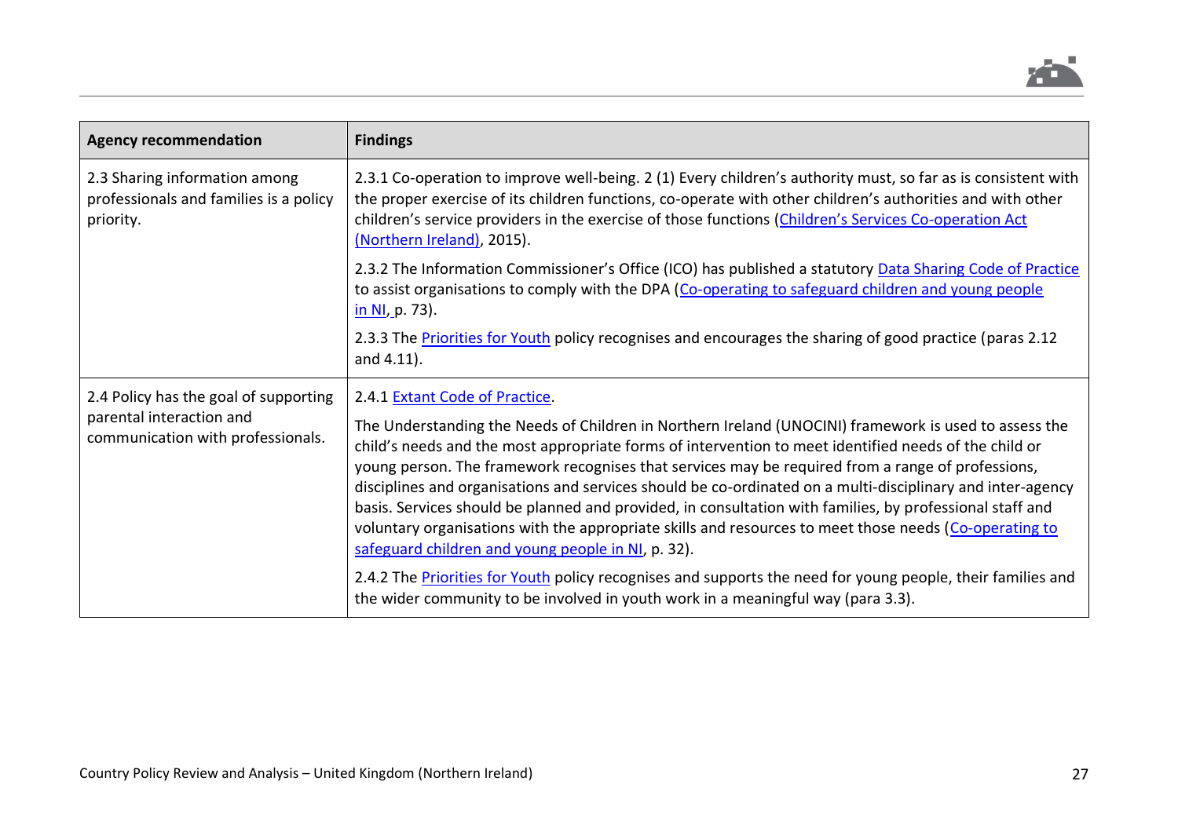| Agency recommendation | Findings |
| --- | --- |
| 2.3 Sharing information among professionals and families is a policy priority. | 2.3.1 Co-operation to improve well-being. 2 (1) Every children's authority must, so far as is consistent with the proper exercise of its children functions, co-operate with other children's authorities and with other children's service providers in the exercise of those functions (Children's Services Co-operation Act (Northern Ireland), 2015).<br><br>2.3.2 The Information Commissioner's Office (ICO) has published a statutory Data Sharing Code of Practice to assist organisations to comply with the DPA (Co-operating to safeguard children and young people in NI, p. 73).<br><br>2.3.3 The Priorities for Youth policy recognises and encourages the sharing of good practice (paras 2.12 and 4.11). |
| 2.4 Policy has the goal of supporting parental interaction and communication with professionals. | 2.4.1 Extant Code of Practice.<br><br>The Understanding the Needs of Children in Northern Ireland (UNOCINI) framework is used to assess the child's needs and the most appropriate forms of intervention to meet identified needs of the child or young person. The framework recognises that services may be required from a range of professions, disciplines and organisations and services should be co-ordinated on a multi-disciplinary and inter-agency basis. Services should be planned and provided, in consultation with families, by professional staff and voluntary organisations with the appropriate skills and resources to meet those needs (Co-operating to safeguard children and young people in NI, p. 32).<br><br>2.4.2 The Priorities for Youth policy recognises and supports the need for young people, their families and the wider community to be involved in youth work in a meaningful way (para 3.3). |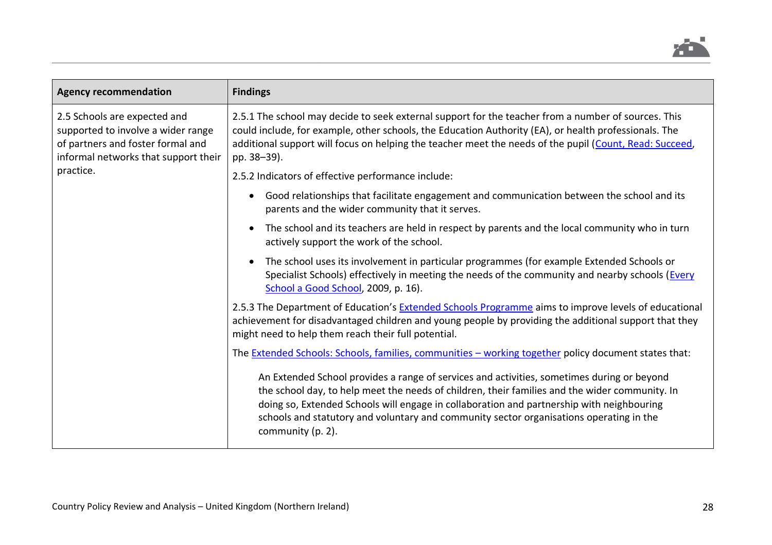| Agency recommendation | Findings |
|---|---|
| 2.5 Schools are expected and supported to involve a wider range of partners and foster formal and informal networks that support their practice. | 2.5.1 The school may decide to seek external support for the teacher from a number of sources. This could include, for example, other schools, the Education Authority (EA), or health professionals. The additional support will focus on helping the teacher meet the needs of the pupil (Count, Read: Succeed, pp. 38–39).<br><br>2.5.2 Indicators of effective performance include:<br><br>• Good relationships that facilitate engagement and communication between the school and its parents and the wider community that it serves.<br>• The school and its teachers are held in respect by parents and the local community who in turn actively support the work of the school.<br>• The school uses its involvement in particular programmes (for example Extended Schools or Specialist Schools) effectively in meeting the needs of the community and nearby schools (Every School a Good School, 2009, p. 16).<br><br>2.5.3 The Department of Education's Extended Schools Programme aims to improve levels of educational achievement for disadvantaged children and young people by providing the additional support that they might need to help them reach their full potential.<br><br>The Extended Schools: Schools, families, communities – working together policy document states that:<br><br>> An Extended School provides a range of services and activities, sometimes during or beyond the school day, to help meet the needs of children, their families and the wider community. In doing so, Extended Schools will engage in collaboration and partnership with neighbouring schools and statutory and voluntary and community sector organisations operating in the community (p. 2). |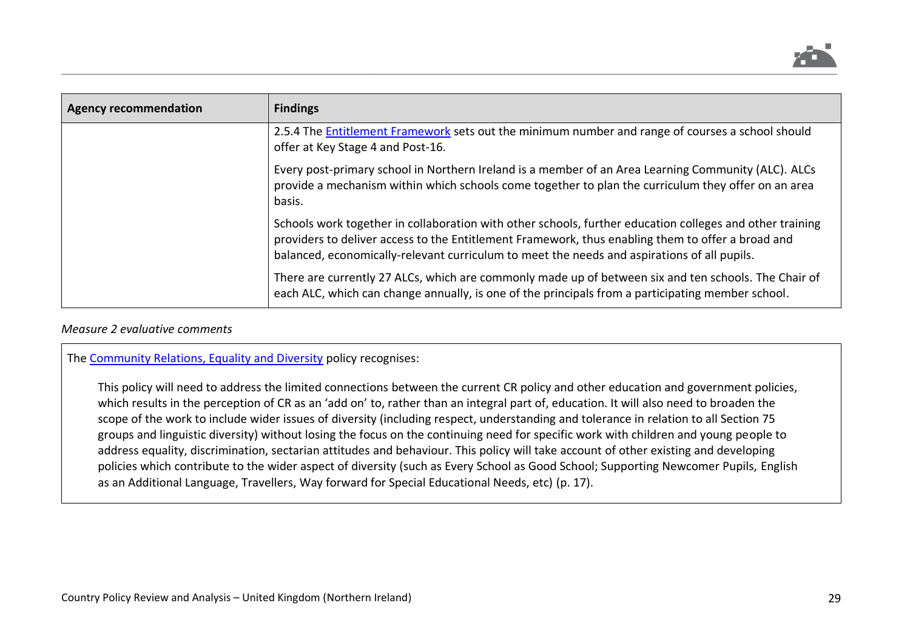| Agency recommendation | Findings |
| --- | --- |
| | 2.5.4 The Entitlement Framework sets out the minimum number and range of courses a school should offer at Key Stage 4 and Post-16.<br><br>Every post-primary school in Northern Ireland is a member of an Area Learning Community (ALC). ALCs provide a mechanism within which schools come together to plan the curriculum they offer on an area basis.<br><br>Schools work together in collaboration with other schools, further education colleges and other training providers to deliver access to the Entitlement Framework, thus enabling them to offer a broad and balanced, economically-relevant curriculum to meet the needs and aspirations of all pupils.<br><br>There are currently 27 ALCs, which are commonly made up of between six and ten schools. The Chair of each ALC, which can change annually, is one of the principals from a participating member school. |

*Measure 2 evaluative comments*

The Community Relations, Equality and Diversity policy recognises:

> This policy will need to address the limited connections between the current CR policy and other education and government policies, which results in the perception of CR as an 'add on' to, rather than an integral part of, education. It will also need to broaden the scope of the work to include wider issues of diversity (including respect, understanding and tolerance in relation to all Section 75 groups and linguistic diversity) without losing the focus on the continuing need for specific work with children and young people to address equality, discrimination, sectarian attitudes and behaviour. This policy will take account of other existing and developing policies which contribute to the wider aspect of diversity (such as Every School as Good School; Supporting Newcomer Pupils, English as an Additional Language, Travellers, Way forward for Special Educational Needs, etc) (p. 17).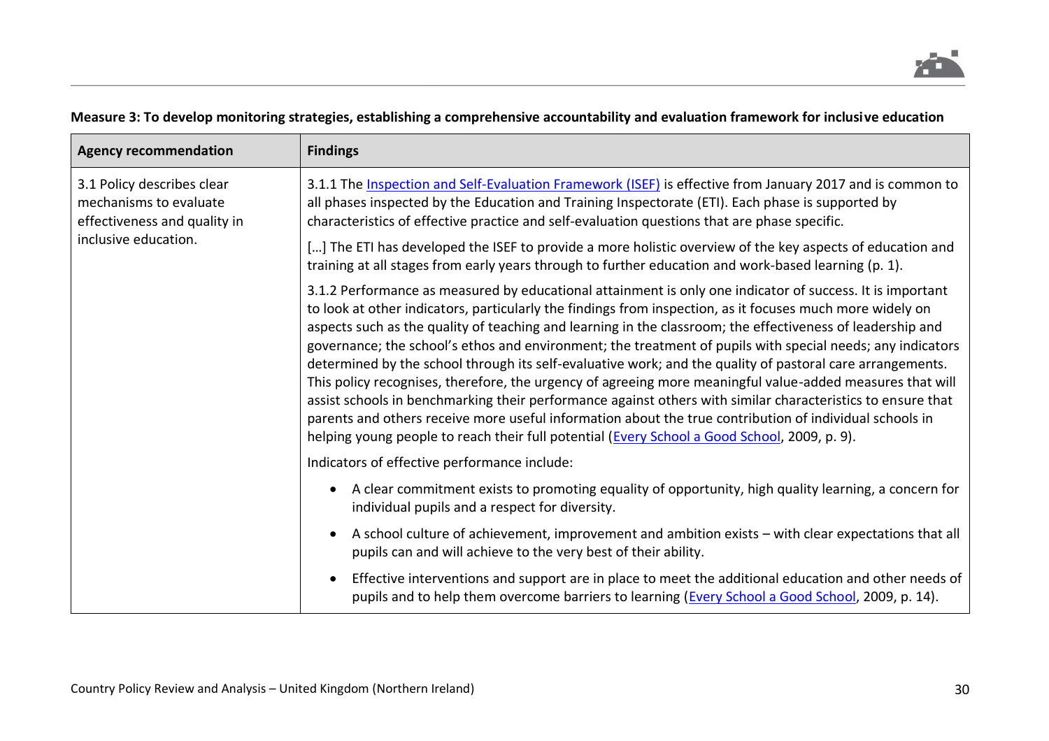**Measure 3: To develop monitoring strategies, establishing a comprehensive accountability and evaluation framework for inclusive education**

| Agency recommendation | Findings |
|---|---|
| 3.1 Policy describes clear mechanisms to evaluate effectiveness and quality in inclusive education. | 3.1.1 The Inspection and Self-Evaluation Framework (ISEF) is effective from January 2017 and is common to all phases inspected by the Education and Training Inspectorate (ETI). Each phase is supported by characteristics of effective practice and self-evaluation questions that are phase specific.<br><br>[…] The ETI has developed the ISEF to provide a more holistic overview of the key aspects of education and training at all stages from early years through to further education and work-based learning (p. 1).<br><br>3.1.2 Performance as measured by educational attainment is only one indicator of success. It is important to look at other indicators, particularly the findings from inspection, as it focuses much more widely on aspects such as the quality of teaching and learning in the classroom; the effectiveness of leadership and governance; the school's ethos and environment; the treatment of pupils with special needs; any indicators determined by the school through its self-evaluative work; and the quality of pastoral care arrangements. This policy recognises, therefore, the urgency of agreeing more meaningful value-added measures that will assist schools in benchmarking their performance against others with similar characteristics to ensure that parents and others receive more useful information about the true contribution of individual schools in helping young people to reach their full potential (Every School a Good School, 2009, p. 9).<br><br>Indicators of effective performance include:<br><br>• A clear commitment exists to promoting equality of opportunity, high quality learning, a concern for individual pupils and a respect for diversity.<br><br>• A school culture of achievement, improvement and ambition exists – with clear expectations that all pupils can and will achieve to the very best of their ability.<br><br>• Effective interventions and support are in place to meet the additional education and other needs of pupils and to help them overcome barriers to learning (Every School a Good School, 2009, p. 14). |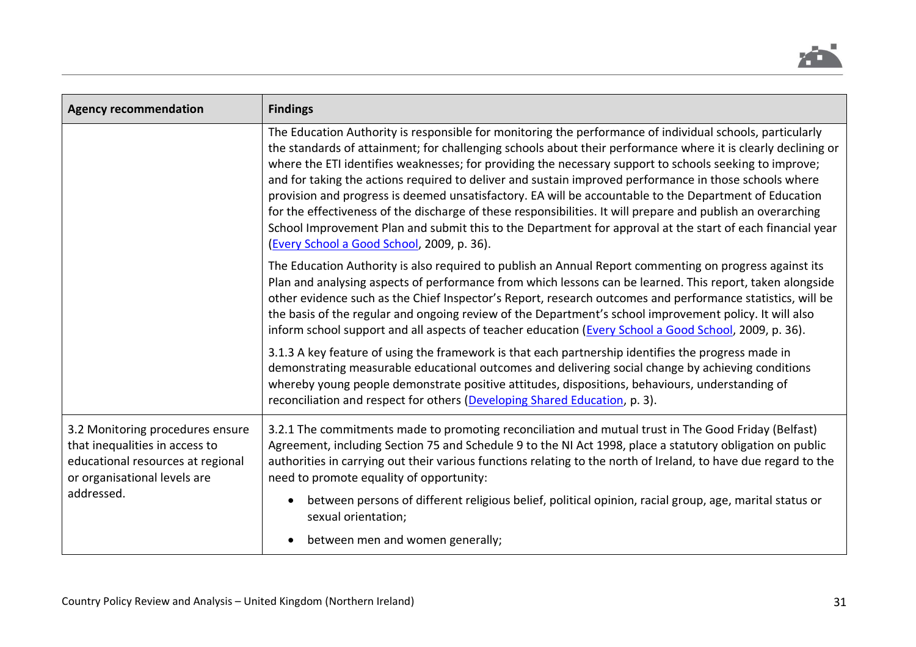| Agency recommendation | Findings |
|---|---|
| | The Education Authority is responsible for monitoring the performance of individual schools, particularly the standards of attainment; for challenging schools about their performance where it is clearly declining or where the ETI identifies weaknesses; for providing the necessary support to schools seeking to improve; and for taking the actions required to deliver and sustain improved performance in those schools where provision and progress is deemed unsatisfactory. EA will be accountable to the Department of Education for the effectiveness of the discharge of these responsibilities. It will prepare and publish an overarching School Improvement Plan and submit this to the Department for approval at the start of each financial year (Every School a Good School, 2009, p. 36).<br><br>The Education Authority is also required to publish an Annual Report commenting on progress against its Plan and analysing aspects of performance from which lessons can be learned. This report, taken alongside other evidence such as the Chief Inspector's Report, research outcomes and performance statistics, will be the basis of the regular and ongoing review of the Department's school improvement policy. It will also inform school support and all aspects of teacher education (Every School a Good School, 2009, p. 36).<br><br>3.1.3 A key feature of using the framework is that each partnership identifies the progress made in demonstrating measurable educational outcomes and delivering social change by achieving conditions whereby young people demonstrate positive attitudes, dispositions, behaviours, understanding of reconciliation and respect for others (Developing Shared Education, p. 3). |
| 3.2 Monitoring procedures ensure that inequalities in access to educational resources at regional or organisational levels are addressed. | 3.2.1 The commitments made to promoting reconciliation and mutual trust in The Good Friday (Belfast) Agreement, including Section 75 and Schedule 9 to the NI Act 1998, place a statutory obligation on public authorities in carrying out their various functions relating to the north of Ireland, to have due regard to the need to promote equality of opportunity:<br><br>• between persons of different religious belief, political opinion, racial group, age, marital status or sexual orientation;<br><br>• between men and women generally; |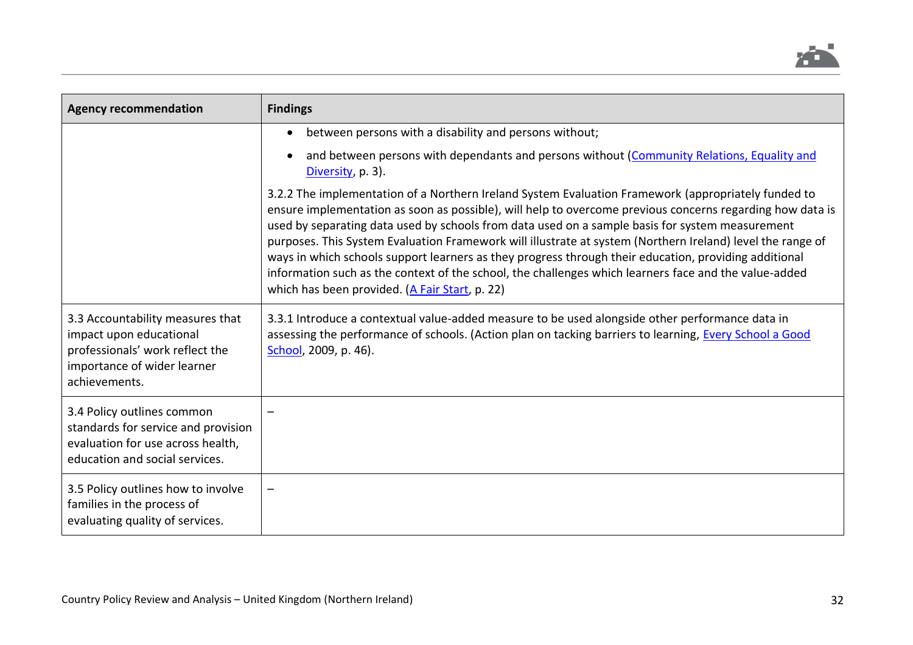| Agency recommendation | Findings |
|---|---|
| | • between persons with a disability and persons without;<br>• and between persons with dependants and persons without ([Community Relations, Equality and Diversity](), p. 3).<br>3.2.2 The implementation of a Northern Ireland System Evaluation Framework (appropriately funded to ensure implementation as soon as possible), will help to overcome previous concerns regarding how data is used by separating data used by schools from data used on a sample basis for system measurement purposes. This System Evaluation Framework will illustrate at system (Northern Ireland) level the range of ways in which schools support learners as they progress through their education, providing additional information such as the context of the school, the challenges which learners face and the value-added which has been provided. ([A Fair Start](), p. 22) |
| 3.3 Accountability measures that impact upon educational professionals' work reflect the importance of wider learner achievements. | 3.3.1 Introduce a contextual value-added measure to be used alongside other performance data in assessing the performance of schools. (Action plan on tacking barriers to learning, [Every School a Good School](), 2009, p. 46). |
| 3.4 Policy outlines common standards for service and provision evaluation for use across health, education and social services. | – |
| 3.5 Policy outlines how to involve families in the process of evaluating quality of services. | – |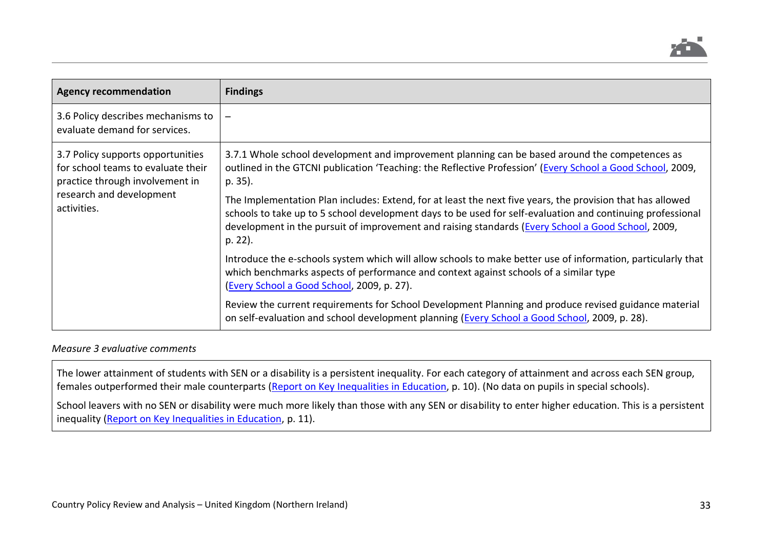| Agency recommendation | Findings |
|---|---|
| 3.6 Policy describes mechanisms to evaluate demand for services. | – |
| 3.7 Policy supports opportunities for school teams to evaluate their practice through involvement in research and development activities. | 3.7.1 Whole school development and improvement planning can be based around the competences as outlined in the GTCNI publication 'Teaching: the Reflective Profession' (Every School a Good School, 2009, p. 35).<br><br>The Implementation Plan includes: Extend, for at least the next five years, the provision that has allowed schools to take up to 5 school development days to be used for self-evaluation and continuing professional development in the pursuit of improvement and raising standards (Every School a Good School, 2009, p. 22).<br><br>Introduce the e-schools system which will allow schools to make better use of information, particularly that which benchmarks aspects of performance and context against schools of a similar type (Every School a Good School, 2009, p. 27).<br><br>Review the current requirements for School Development Planning and produce revised guidance material on self-evaluation and school development planning (Every School a Good School, 2009, p. 28). |

*Measure 3 evaluative comments*

The lower attainment of students with SEN or a disability is a persistent inequality. For each category of attainment and across each SEN group, females outperformed their male counterparts (Report on Key Inequalities in Education, p. 10). (No data on pupils in special schools).

School leavers with no SEN or disability were much more likely than those with any SEN or disability to enter higher education. This is a persistent inequality (Report on Key Inequalities in Education, p. 11).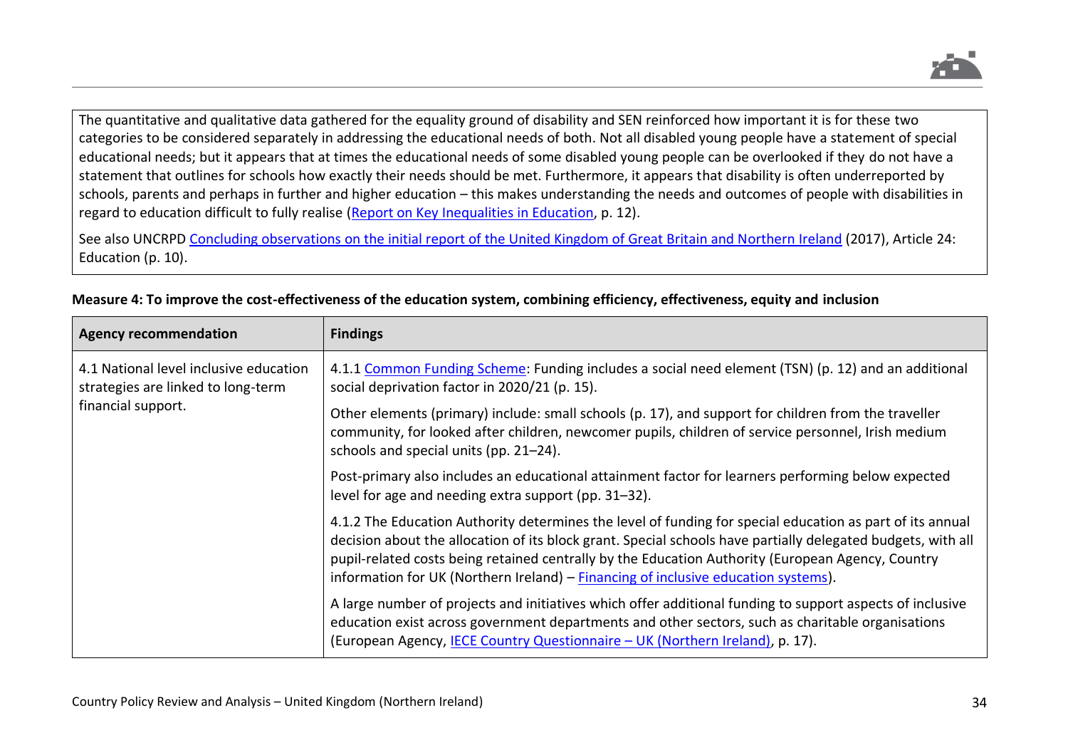The quantitative and qualitative data gathered for the equality ground of disability and SEN reinforced how important it is for these two categories to be considered separately in addressing the educational needs of both. Not all disabled young people have a statement of special educational needs; but it appears that at times the educational needs of some disabled young people can be overlooked if they do not have a statement that outlines for schools how exactly their needs should be met. Furthermore, it appears that disability is often underreported by schools, parents and perhaps in further and higher education – this makes understanding the needs and outcomes of people with disabilities in regard to education difficult to fully realise (Report on Key Inequalities in Education, p. 12).

See also UNCRPD Concluding observations on the initial report of the United Kingdom of Great Britain and Northern Ireland (2017), Article 24: Education (p. 10).

**Measure 4: To improve the cost-effectiveness of the education system, combining efficiency, effectiveness, equity and inclusion**

| Agency recommendation | Findings |
|---|---|
| 4.1 National level inclusive education strategies are linked to long-term financial support. | 4.1.1 Common Funding Scheme: Funding includes a social need element (TSN) (p. 12) and an additional social deprivation factor in 2020/21 (p. 15).<br><br>Other elements (primary) include: small schools (p. 17), and support for children from the traveller community, for looked after children, newcomer pupils, children of service personnel, Irish medium schools and special units (pp. 21–24).<br><br>Post-primary also includes an educational attainment factor for learners performing below expected level for age and needing extra support (pp. 31–32).<br><br>4.1.2 The Education Authority determines the level of funding for special education as part of its annual decision about the allocation of its block grant. Special schools have partially delegated budgets, with all pupil-related costs being retained centrally by the Education Authority (European Agency, Country information for UK (Northern Ireland) – Financing of inclusive education systems).<br><br>A large number of projects and initiatives which offer additional funding to support aspects of inclusive education exist across government departments and other sectors, such as charitable organisations (European Agency, IECE Country Questionnaire – UK (Northern Ireland), p. 17). |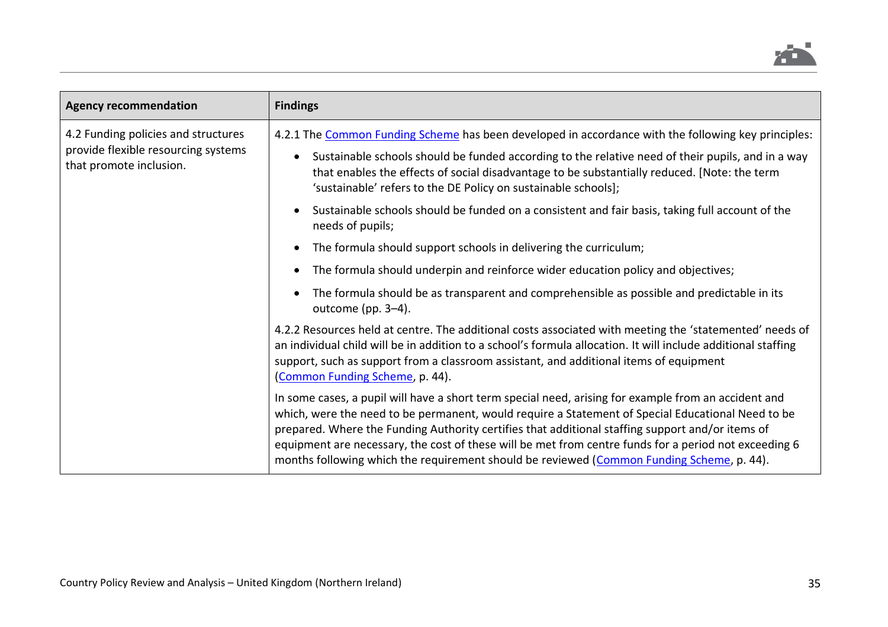| Agency recommendation | Findings |
|---|---|
| 4.2 Funding policies and structures provide flexible resourcing systems that promote inclusion. | 4.2.1 The Common Funding Scheme has been developed in accordance with the following key principles:<br>• Sustainable schools should be funded according to the relative need of their pupils, and in a way that enables the effects of social disadvantage to be substantially reduced. [Note: the term 'sustainable' refers to the DE Policy on sustainable schools];<br>• Sustainable schools should be funded on a consistent and fair basis, taking full account of the needs of pupils;<br>• The formula should support schools in delivering the curriculum;<br>• The formula should underpin and reinforce wider education policy and objectives;<br>• The formula should be as transparent and comprehensible as possible and predictable in its outcome (pp. 3–4).<br><br>4.2.2 Resources held at centre. The additional costs associated with meeting the 'statemented' needs of an individual child will be in addition to a school's formula allocation. It will include additional staffing support, such as support from a classroom assistant, and additional items of equipment (Common Funding Scheme, p. 44).<br><br>In some cases, a pupil will have a short term special need, arising for example from an accident and which, were the need to be permanent, would require a Statement of Special Educational Need to be prepared. Where the Funding Authority certifies that additional staffing support and/or items of equipment are necessary, the cost of these will be met from centre funds for a period not exceeding 6 months following which the requirement should be reviewed (Common Funding Scheme, p. 44). |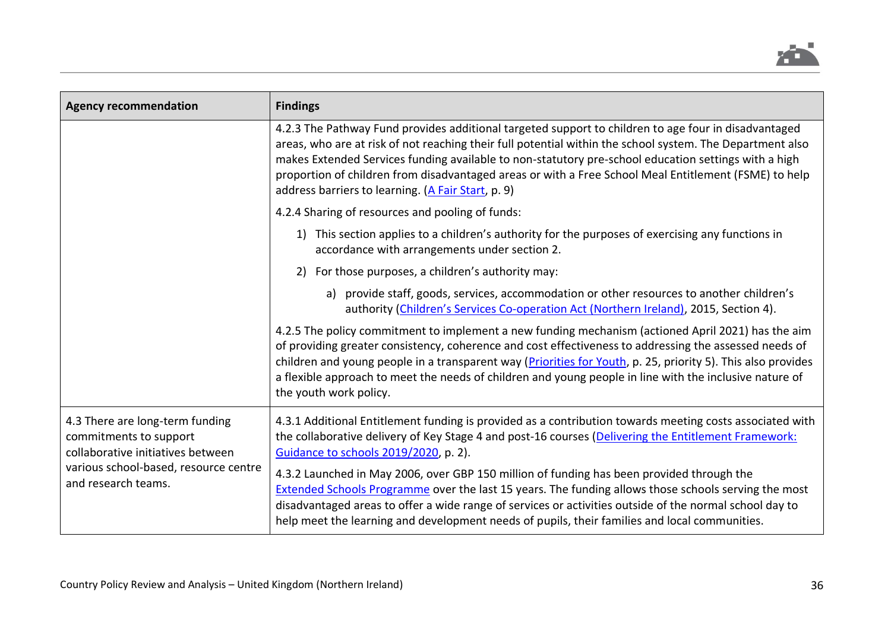| Agency recommendation | Findings |
| --- | --- |
| | 4.2.3 The Pathway Fund provides additional targeted support to children to age four in disadvantaged areas, who are at risk of not reaching their full potential within the school system. The Department also makes Extended Services funding available to non-statutory pre-school education settings with a high proportion of children from disadvantaged areas or with a Free School Meal Entitlement (FSME) to help address barriers to learning. (A Fair Start, p. 9) |
| | 4.2.4 Sharing of resources and pooling of funds: 1) This section applies to a children's authority for the purposes of exercising any functions in accordance with arrangements under section 2. 2) For those purposes, a children's authority may: a) provide staff, goods, services, accommodation or other resources to another children's authority (Children's Services Co-operation Act (Northern Ireland), 2015, Section 4). |
| | 4.2.5 The policy commitment to implement a new funding mechanism (actioned April 2021) has the aim of providing greater consistency, coherence and cost effectiveness to addressing the assessed needs of children and young people in a transparent way (Priorities for Youth, p. 25, priority 5). This also provides a flexible approach to meet the needs of children and young people in line with the inclusive nature of the youth work policy. |
| 4.3 There are long-term funding commitments to support collaborative initiatives between various school-based, resource centre and research teams. | 4.3.1 Additional Entitlement funding is provided as a contribution towards meeting costs associated with the collaborative delivery of Key Stage 4 and post-16 courses (Delivering the Entitlement Framework: Guidance to schools 2019/2020, p. 2). |
| | 4.3.2 Launched in May 2006, over GBP 150 million of funding has been provided through the Extended Schools Programme over the last 15 years. The funding allows those schools serving the most disadvantaged areas to offer a wide range of services or activities outside of the normal school day to help meet the learning and development needs of pupils, their families and local communities. |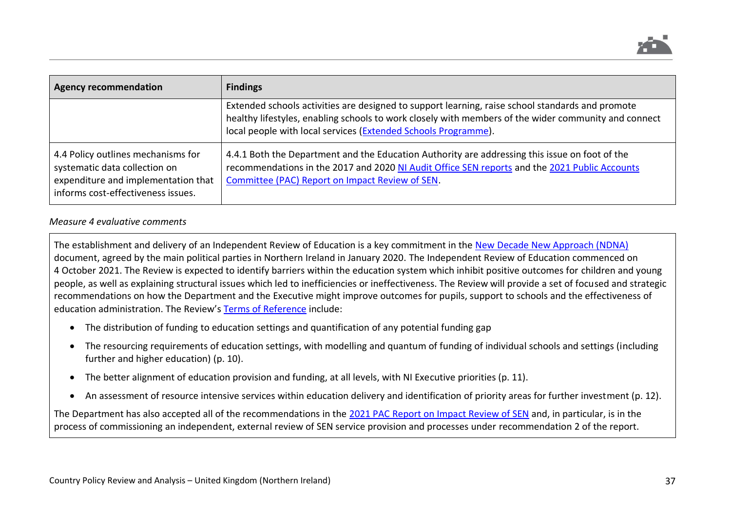| Agency recommendation | Findings |
|---|---|
| | Extended schools activities are designed to support learning, raise school standards and promote healthy lifestyles, enabling schools to work closely with members of the wider community and connect local people with local services (Extended Schools Programme). |
| 4.4 Policy outlines mechanisms for systematic data collection on expenditure and implementation that informs cost-effectiveness issues. | 4.4.1 Both the Department and the Education Authority are addressing this issue on foot of the recommendations in the 2017 and 2020 NI Audit Office SEN reports and the 2021 Public Accounts Committee (PAC) Report on Impact Review of SEN. |

*Measure 4 evaluative comments*

The establishment and delivery of an Independent Review of Education is a key commitment in the New Decade New Approach (NDNA) document, agreed by the main political parties in Northern Ireland in January 2020. The Independent Review of Education commenced on 4 October 2021. The Review is expected to identify barriers within the education system which inhibit positive outcomes for children and young people, as well as explaining structural issues which led to inefficiencies or ineffectiveness. The Review will provide a set of focused and strategic recommendations on how the Department and the Executive might improve outcomes for pupils, support to schools and the effectiveness of education administration. The Review's Terms of Reference include:

- The distribution of funding to education settings and quantification of any potential funding gap
- The resourcing requirements of education settings, with modelling and quantum of funding of individual schools and settings (including further and higher education) (p. 10).
- The better alignment of education provision and funding, at all levels, with NI Executive priorities (p. 11).
- An assessment of resource intensive services within education delivery and identification of priority areas for further investment (p. 12).

The Department has also accepted all of the recommendations in the 2021 PAC Report on Impact Review of SEN and, in particular, is in the process of commissioning an independent, external review of SEN service provision and processes under recommendation 2 of the report.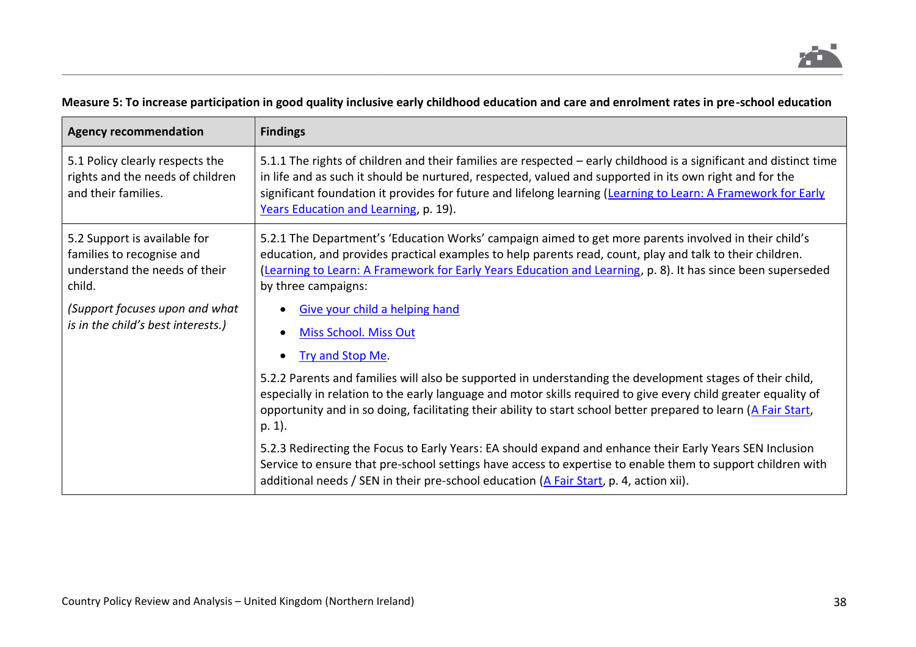**Measure 5: To increase participation in good quality inclusive early childhood education and care and enrolment rates in pre-school education**

| Agency recommendation | Findings |
|---|---|
| 5.1 Policy clearly respects the rights and the needs of children and their families. | 5.1.1 The rights of children and their families are respected – early childhood is a significant and distinct time in life and as such it should be nurtured, respected, valued and supported in its own right and for the significant foundation it provides for future and lifelong learning (Learning to Learn: A Framework for Early Years Education and Learning, p. 19). |
| 5.2 Support is available for families to recognise and understand the needs of their child.<br><br>*(Support focuses upon and what is in the child's best interests.)* | 5.2.1 The Department's 'Education Works' campaign aimed to get more parents involved in their child's education, and provides practical examples to help parents read, count, play and talk to their children. (Learning to Learn: A Framework for Early Years Education and Learning, p. 8). It has since been superseded by three campaigns:<br>• Give your child a helping hand<br>• Miss School. Miss Out<br>• Try and Stop Me.<br><br>5.2.2 Parents and families will also be supported in understanding the development stages of their child, especially in relation to the early language and motor skills required to give every child greater equality of opportunity and in so doing, facilitating their ability to start school better prepared to learn (A Fair Start, p. 1).<br><br>5.2.3 Redirecting the Focus to Early Years: EA should expand and enhance their Early Years SEN Inclusion Service to ensure that pre-school settings have access to expertise to enable them to support children with additional needs / SEN in their pre-school education (A Fair Start, p. 4, action xii). |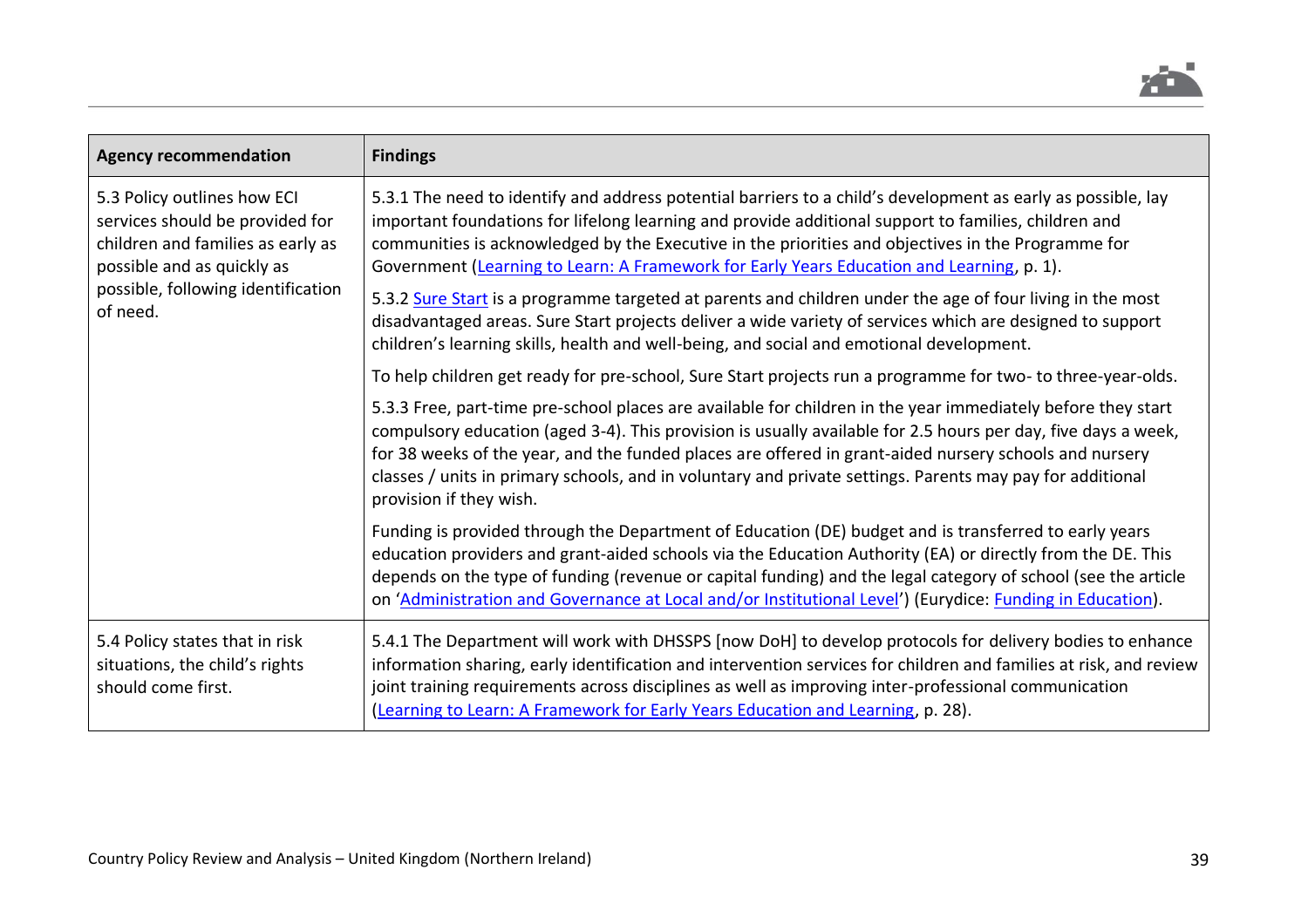| Agency recommendation | Findings |
| --- | --- |
| 5.3 Policy outlines how ECI services should be provided for children and families as early as possible and as quickly as possible, following identification of need. | 5.3.1 The need to identify and address potential barriers to a child's development as early as possible, lay important foundations for lifelong learning and provide additional support to families, children and communities is acknowledged by the Executive in the priorities and objectives in the Programme for Government (Learning to Learn: A Framework for Early Years Education and Learning, p. 1). |
| | 5.3.2 Sure Start is a programme targeted at parents and children under the age of four living in the most disadvantaged areas. Sure Start projects deliver a wide variety of services which are designed to support children's learning skills, health and well-being, and social and emotional development. |
| | To help children get ready for pre-school, Sure Start projects run a programme for two- to three-year-olds. |
| | 5.3.3 Free, part-time pre-school places are available for children in the year immediately before they start compulsory education (aged 3-4). This provision is usually available for 2.5 hours per day, five days a week, for 38 weeks of the year, and the funded places are offered in grant-aided nursery schools and nursery classes / units in primary schools, and in voluntary and private settings. Parents may pay for additional provision if they wish. |
| | Funding is provided through the Department of Education (DE) budget and is transferred to early years education providers and grant-aided schools via the Education Authority (EA) or directly from the DE. This depends on the type of funding (revenue or capital funding) and the legal category of school (see the article on 'Administration and Governance at Local and/or Institutional Level') (Eurydice: Funding in Education). |
| 5.4 Policy states that in risk situations, the child's rights should come first. | 5.4.1 The Department will work with DHSSPS [now DoH] to develop protocols for delivery bodies to enhance information sharing, early identification and intervention services for children and families at risk, and review joint training requirements across disciplines as well as improving inter-professional communication (Learning to Learn: A Framework for Early Years Education and Learning, p. 28). |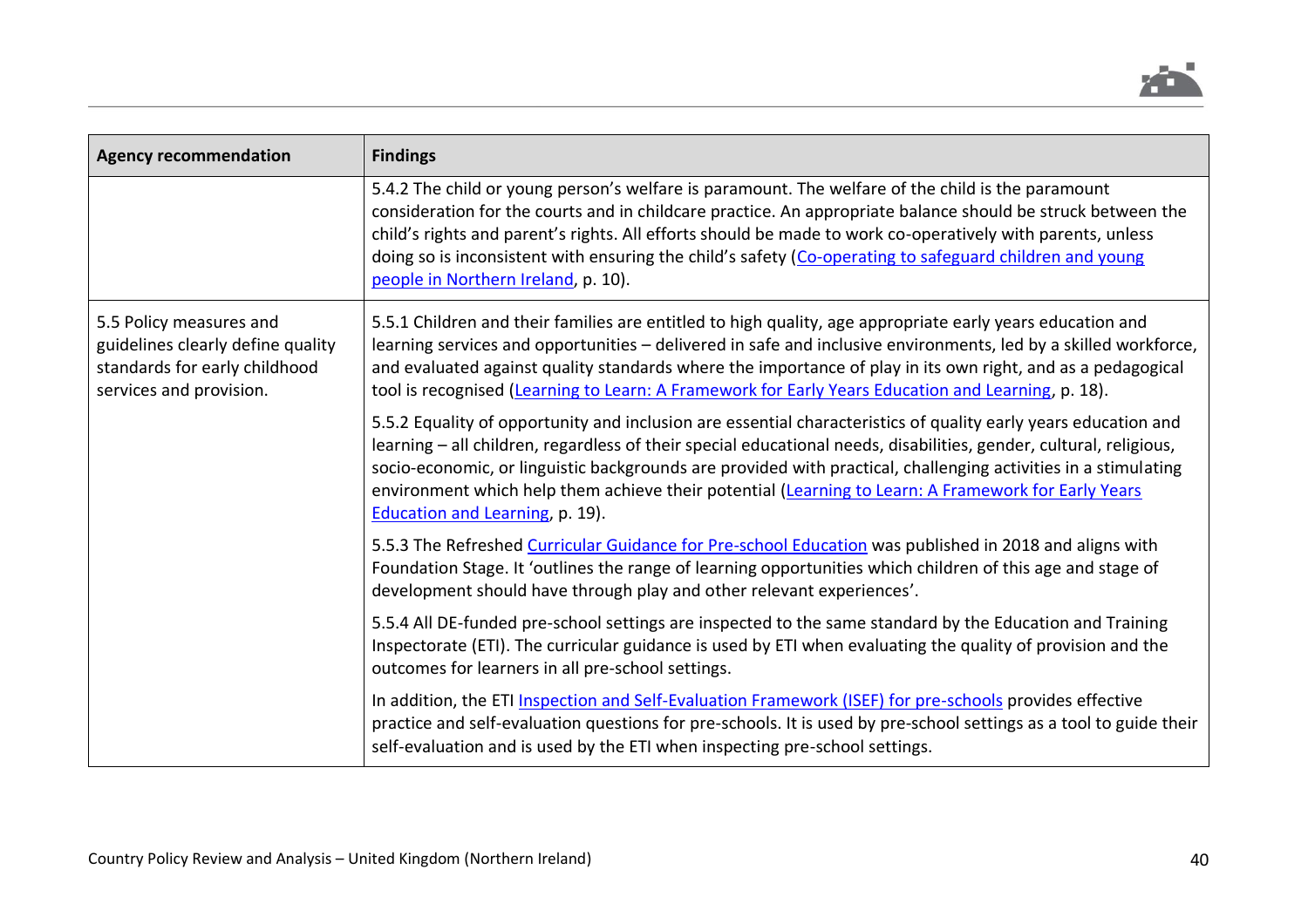| Agency recommendation | Findings |
|---|---|
| | 5.4.2 The child or young person's welfare is paramount. The welfare of the child is the paramount consideration for the courts and in childcare practice. An appropriate balance should be struck between the child's rights and parent's rights. All efforts should be made to work co-operatively with parents, unless doing so is inconsistent with ensuring the child's safety (Co-operating to safeguard children and young people in Northern Ireland, p. 10). |
| 5.5 Policy measures and guidelines clearly define quality standards for early childhood services and provision. | 5.5.1 Children and their families are entitled to high quality, age appropriate early years education and learning services and opportunities – delivered in safe and inclusive environments, led by a skilled workforce, and evaluated against quality standards where the importance of play in its own right, and as a pedagogical tool is recognised (Learning to Learn: A Framework for Early Years Education and Learning, p. 18).<br><br>5.5.2 Equality of opportunity and inclusion are essential characteristics of quality early years education and learning – all children, regardless of their special educational needs, disabilities, gender, cultural, religious, socio-economic, or linguistic backgrounds are provided with practical, challenging activities in a stimulating environment which help them achieve their potential (Learning to Learn: A Framework for Early Years Education and Learning, p. 19).<br><br>5.5.3 The Refreshed Curricular Guidance for Pre-school Education was published in 2018 and aligns with Foundation Stage. It 'outlines the range of learning opportunities which children of this age and stage of development should have through play and other relevant experiences'.<br><br>5.5.4 All DE-funded pre-school settings are inspected to the same standard by the Education and Training Inspectorate (ETI). The curricular guidance is used by ETI when evaluating the quality of provision and the outcomes for learners in all pre-school settings.<br><br>In addition, the ETI Inspection and Self-Evaluation Framework (ISEF) for pre-schools provides effective practice and self-evaluation questions for pre-schools. It is used by pre-school settings as a tool to guide their self-evaluation and is used by the ETI when inspecting pre-school settings. |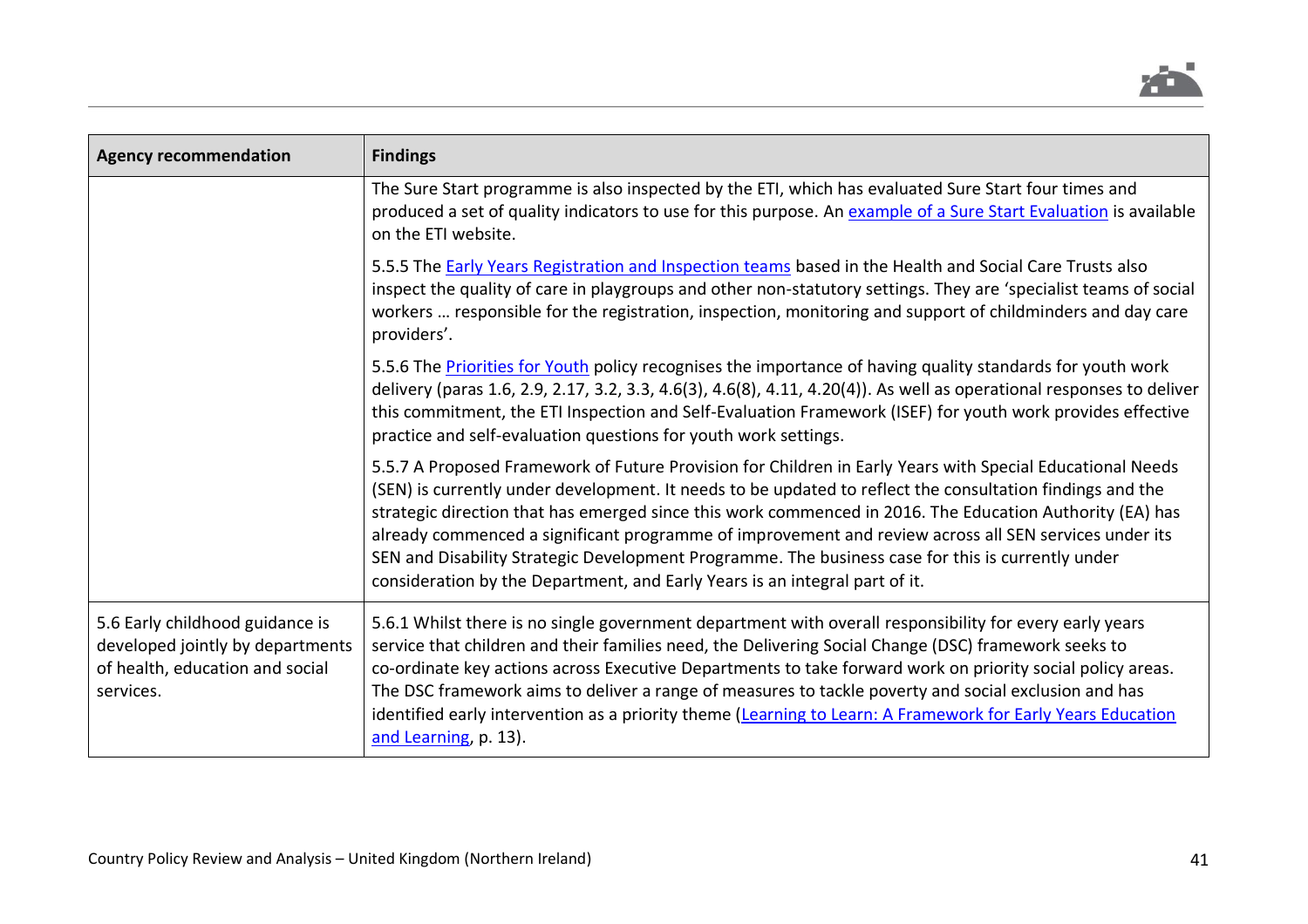| Agency recommendation | Findings |
|---|---|
| | The Sure Start programme is also inspected by the ETI, which has evaluated Sure Start four times and produced a set of quality indicators to use for this purpose. An example of a Sure Start Evaluation is available on the ETI website.<br><br>5.5.5 The Early Years Registration and Inspection teams based in the Health and Social Care Trusts also inspect the quality of care in playgroups and other non-statutory settings. They are 'specialist teams of social workers … responsible for the registration, inspection, monitoring and support of childminders and day care providers'.<br><br>5.5.6 The Priorities for Youth policy recognises the importance of having quality standards for youth work delivery (paras 1.6, 2.9, 2.17, 3.2, 3.3, 4.6(3), 4.6(8), 4.11, 4.20(4)). As well as operational responses to deliver this commitment, the ETI Inspection and Self-Evaluation Framework (ISEF) for youth work provides effective practice and self-evaluation questions for youth work settings.<br><br>5.5.7 A Proposed Framework of Future Provision for Children in Early Years with Special Educational Needs (SEN) is currently under development. It needs to be updated to reflect the consultation findings and the strategic direction that has emerged since this work commenced in 2016. The Education Authority (EA) has already commenced a significant programme of improvement and review across all SEN services under its SEN and Disability Strategic Development Programme. The business case for this is currently under consideration by the Department, and Early Years is an integral part of it. |
| 5.6 Early childhood guidance is developed jointly by departments of health, education and social services. | 5.6.1 Whilst there is no single government department with overall responsibility for every early years service that children and their families need, the Delivering Social Change (DSC) framework seeks to co-ordinate key actions across Executive Departments to take forward work on priority social policy areas. The DSC framework aims to deliver a range of measures to tackle poverty and social exclusion and has identified early intervention as a priority theme (Learning to Learn: A Framework for Early Years Education and Learning, p. 13). |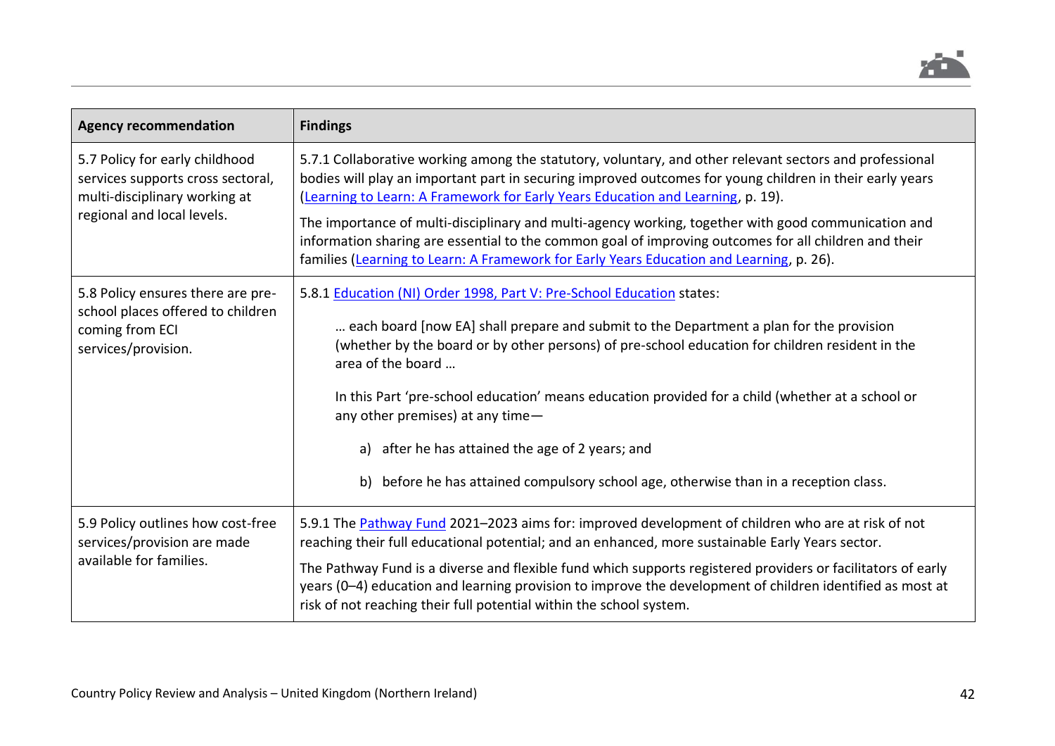| Agency recommendation | Findings |
|---|---|
| 5.7 Policy for early childhood services supports cross sectoral, multi-disciplinary working at regional and local levels. | 5.7.1 Collaborative working among the statutory, voluntary, and other relevant sectors and professional bodies will play an important part in securing improved outcomes for young children in their early years (Learning to Learn: A Framework for Early Years Education and Learning, p. 19).<br><br>The importance of multi-disciplinary and multi-agency working, together with good communication and information sharing are essential to the common goal of improving outcomes for all children and their families (Learning to Learn: A Framework for Early Years Education and Learning, p. 26). |
| 5.8 Policy ensures there are pre-school places offered to children coming from ECI services/provision. | 5.8.1 Education (NI) Order 1998, Part V: Pre-School Education states:<br><br>… each board [now EA] shall prepare and submit to the Department a plan for the provision (whether by the board or by other persons) of pre-school education for children resident in the area of the board …<br><br>In this Part 'pre-school education' means education provided for a child (whether at a school or any other premises) at any time—<br><br>a) after he has attained the age of 2 years; and<br><br>b) before he has attained compulsory school age, otherwise than in a reception class. |
| 5.9 Policy outlines how cost-free services/provision are made available for families. | 5.9.1 The Pathway Fund 2021–2023 aims for: improved development of children who are at risk of not reaching their full educational potential; and an enhanced, more sustainable Early Years sector.<br><br>The Pathway Fund is a diverse and flexible fund which supports registered providers or facilitators of early years (0–4) education and learning provision to improve the development of children identified as most at risk of not reaching their full potential within the school system. |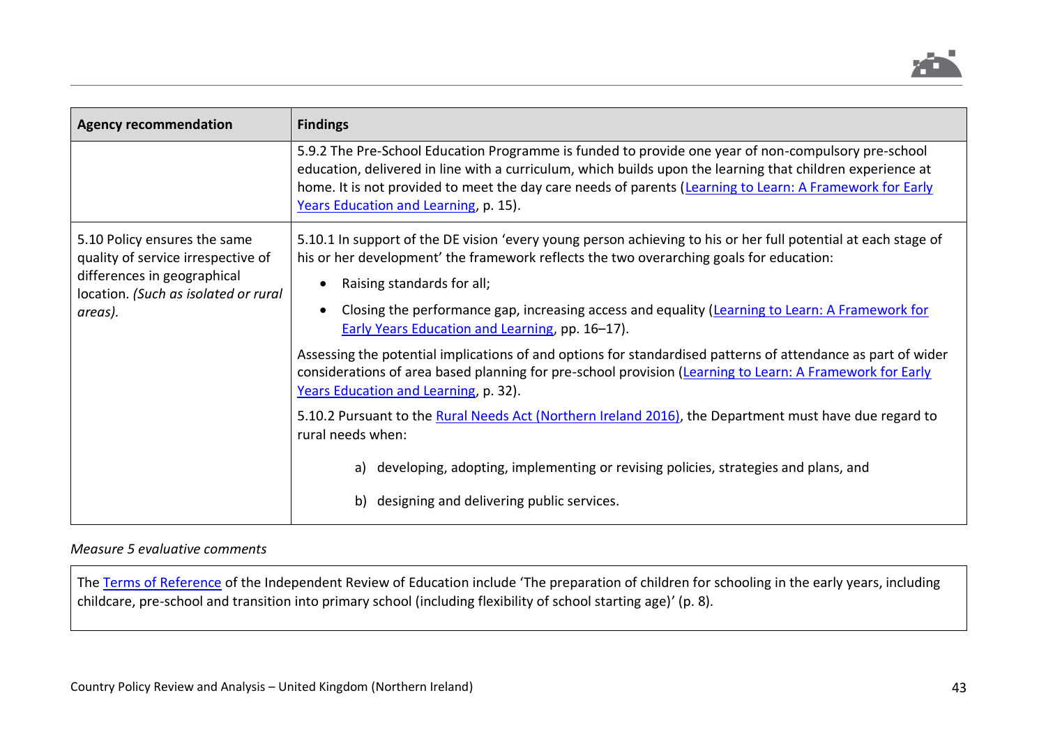| Agency recommendation | Findings |
| --- | --- |
| | 5.9.2 The Pre-School Education Programme is funded to provide one year of non-compulsory pre-school education, delivered in line with a curriculum, which builds upon the learning that children experience at home. It is not provided to meet the day care needs of parents (Learning to Learn: A Framework for Early Years Education and Learning, p. 15). |
| 5.10 Policy ensures the same quality of service irrespective of differences in geographical location. *(Such as isolated or rural areas).* | 5.10.1 In support of the DE vision 'every young person achieving to his or her full potential at each stage of his or her development' the framework reflects the two overarching goals for education:<br>• Raising standards for all;<br>• Closing the performance gap, increasing access and equality (Learning to Learn: A Framework for Early Years Education and Learning, pp. 16–17).<br>Assessing the potential implications of and options for standardised patterns of attendance as part of wider considerations of area based planning for pre-school provision (Learning to Learn: A Framework for Early Years Education and Learning, p. 32).<br>5.10.2 Pursuant to the Rural Needs Act (Northern Ireland 2016), the Department must have due regard to rural needs when:<br>a) developing, adopting, implementing or revising policies, strategies and plans, and<br>b) designing and delivering public services. |

*Measure 5 evaluative comments*

The Terms of Reference of the Independent Review of Education include 'The preparation of children for schooling in the early years, including childcare, pre-school and transition into primary school (including flexibility of school starting age)' (p. 8).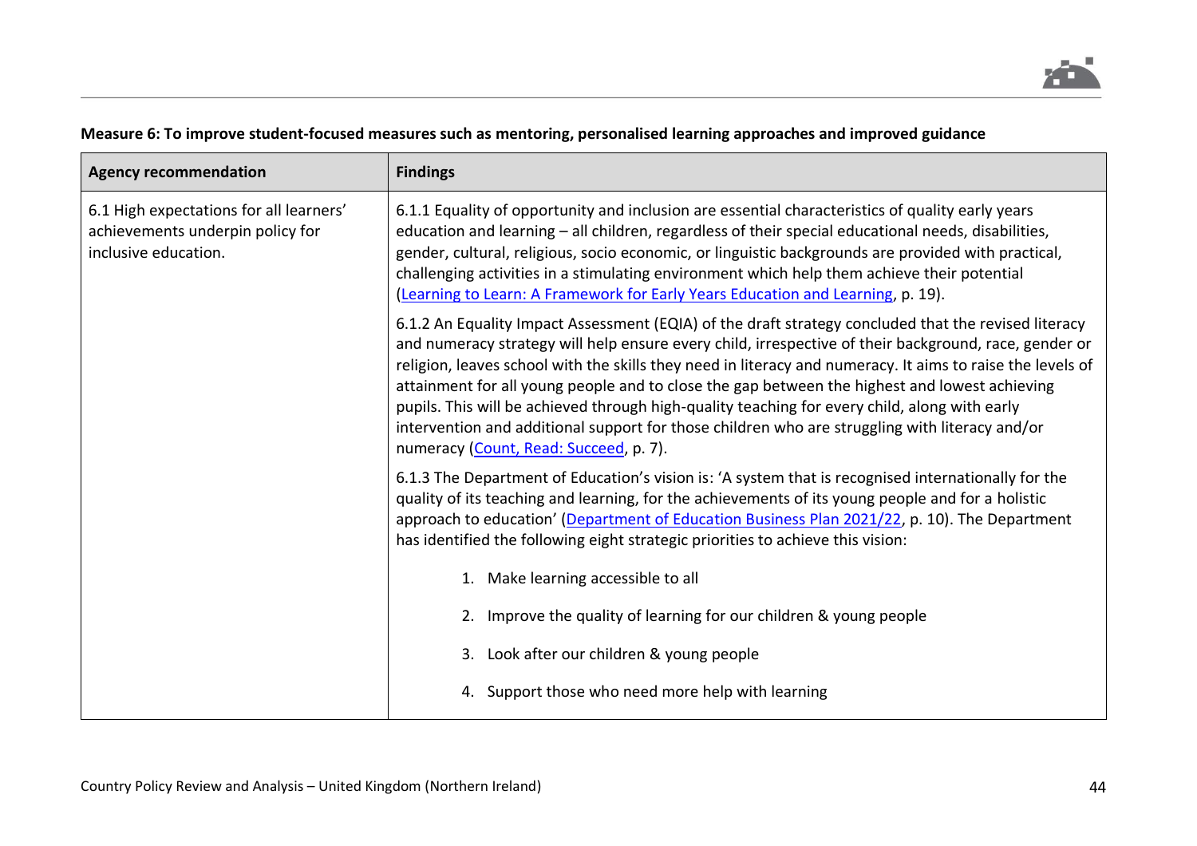**Measure 6: To improve student-focused measures such as mentoring, personalised learning approaches and improved guidance**

| Agency recommendation | Findings |
| --- | --- |
| 6.1 High expectations for all learners' achievements underpin policy for inclusive education. | 6.1.1 Equality of opportunity and inclusion are essential characteristics of quality early years education and learning – all children, regardless of their special educational needs, disabilities, gender, cultural, religious, socio economic, or linguistic backgrounds are provided with practical, challenging activities in a stimulating environment which help them achieve their potential (Learning to Learn: A Framework for Early Years Education and Learning, p. 19). |
| | 6.1.2 An Equality Impact Assessment (EQIA) of the draft strategy concluded that the revised literacy and numeracy strategy will help ensure every child, irrespective of their background, race, gender or religion, leaves school with the skills they need in literacy and numeracy. It aims to raise the levels of attainment for all young people and to close the gap between the highest and lowest achieving pupils. This will be achieved through high-quality teaching for every child, along with early intervention and additional support for those children who are struggling with literacy and/or numeracy (Count, Read: Succeed, p. 7). |
| | 6.1.3 The Department of Education's vision is: 'A system that is recognised internationally for the quality of its teaching and learning, for the achievements of its young people and for a holistic approach to education' (Department of Education Business Plan 2021/22, p. 10). The Department has identified the following eight strategic priorities to achieve this vision:<br><br>1. Make learning accessible to all<br>2. Improve the quality of learning for our children & young people<br>3. Look after our children & young people<br>4. Support those who need more help with learning |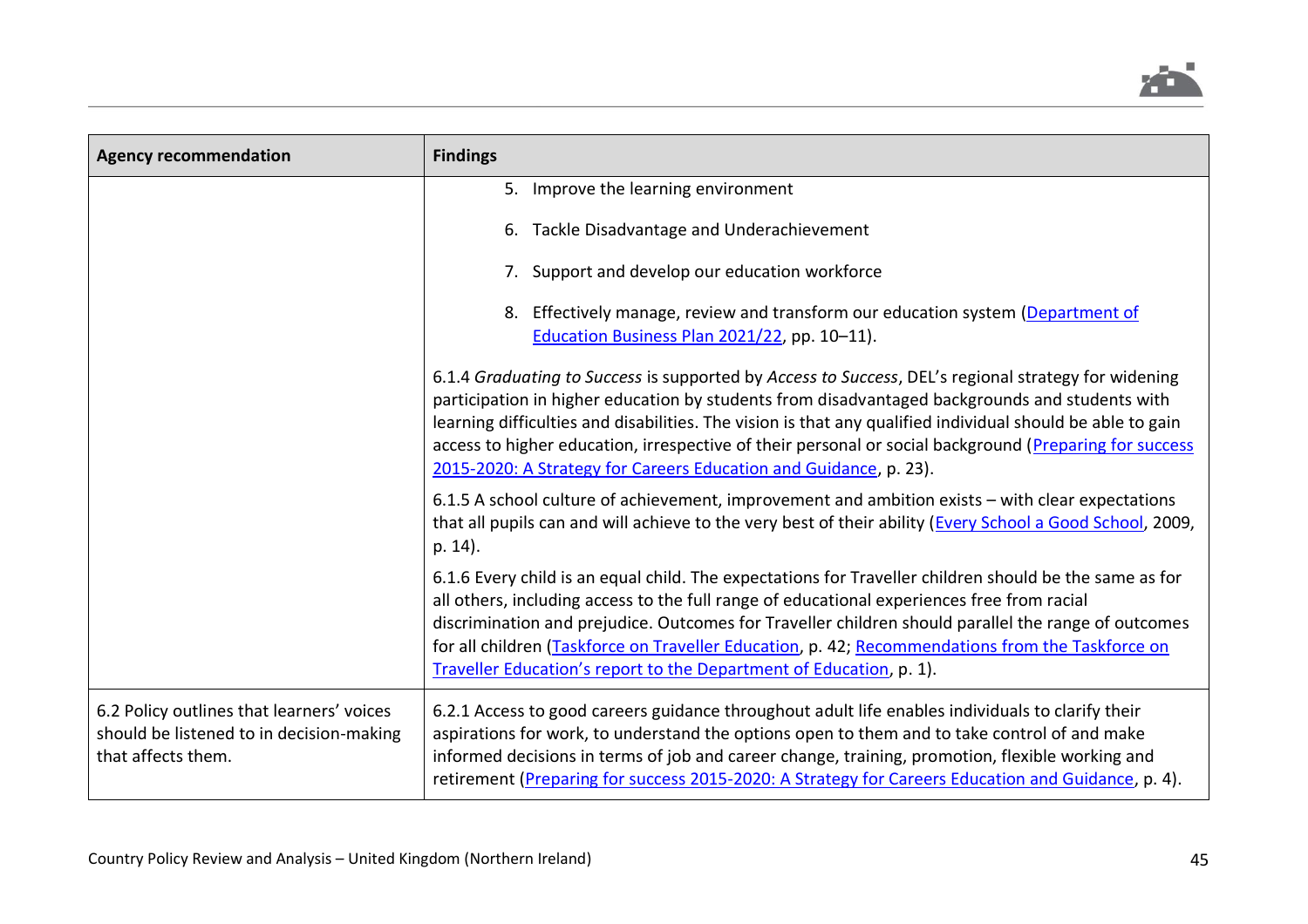| Agency recommendation | Findings |
|---|---|
| | 5. Improve the learning environment<br><br>6. Tackle Disadvantage and Underachievement<br><br>7. Support and develop our education workforce<br><br>8. Effectively manage, review and transform our education system (Department of Education Business Plan 2021/22, pp. 10–11).<br><br>6.1.4 *Graduating to Success* is supported by *Access to Success*, DEL's regional strategy for widening participation in higher education by students from disadvantaged backgrounds and students with learning difficulties and disabilities. The vision is that any qualified individual should be able to gain access to higher education, irrespective of their personal or social background (Preparing for success 2015-2020: A Strategy for Careers Education and Guidance, p. 23).<br><br>6.1.5 A school culture of achievement, improvement and ambition exists – with clear expectations that all pupils can and will achieve to the very best of their ability (Every School a Good School, 2009, p. 14).<br><br>6.1.6 Every child is an equal child. The expectations for Traveller children should be the same as for all others, including access to the full range of educational experiences free from racial discrimination and prejudice. Outcomes for Traveller children should parallel the range of outcomes for all children (Taskforce on Traveller Education, p. 42; Recommendations from the Taskforce on Traveller Education's report to the Department of Education, p. 1). |
| 6.2 Policy outlines that learners' voices should be listened to in decision-making that affects them. | 6.2.1 Access to good careers guidance throughout adult life enables individuals to clarify their aspirations for work, to understand the options open to them and to take control of and make informed decisions in terms of job and career change, training, promotion, flexible working and retirement (Preparing for success 2015-2020: A Strategy for Careers Education and Guidance, p. 4). |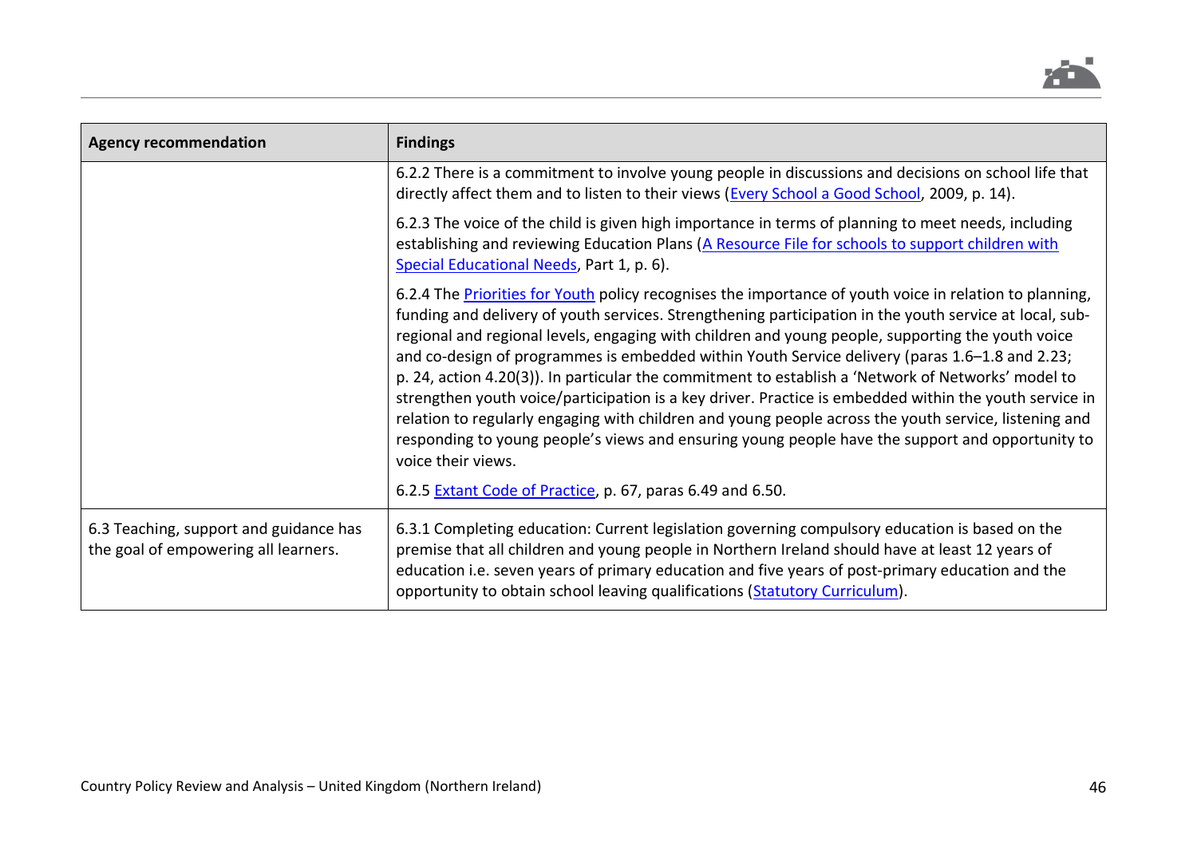| Agency recommendation | Findings |
|---|---|
| | 6.2.2 There is a commitment to involve young people in discussions and decisions on school life that directly affect them and to listen to their views (Every School a Good School, 2009, p. 14).<br><br>6.2.3 The voice of the child is given high importance in terms of planning to meet needs, including establishing and reviewing Education Plans (A Resource File for schools to support children with Special Educational Needs, Part 1, p. 6).<br><br>6.2.4 The Priorities for Youth policy recognises the importance of youth voice in relation to planning, funding and delivery of youth services. Strengthening participation in the youth service at local, sub-regional and regional levels, engaging with children and young people, supporting the youth voice and co-design of programmes is embedded within Youth Service delivery (paras 1.6–1.8 and 2.23; p. 24, action 4.20(3)). In particular the commitment to establish a 'Network of Networks' model to strengthen youth voice/participation is a key driver. Practice is embedded within the youth service in relation to regularly engaging with children and young people across the youth service, listening and responding to young people's views and ensuring young people have the support and opportunity to voice their views.<br><br>6.2.5 Extant Code of Practice, p. 67, paras 6.49 and 6.50. |
| 6.3 Teaching, support and guidance has the goal of empowering all learners. | 6.3.1 Completing education: Current legislation governing compulsory education is based on the premise that all children and young people in Northern Ireland should have at least 12 years of education i.e. seven years of primary education and five years of post-primary education and the opportunity to obtain school leaving qualifications (Statutory Curriculum). |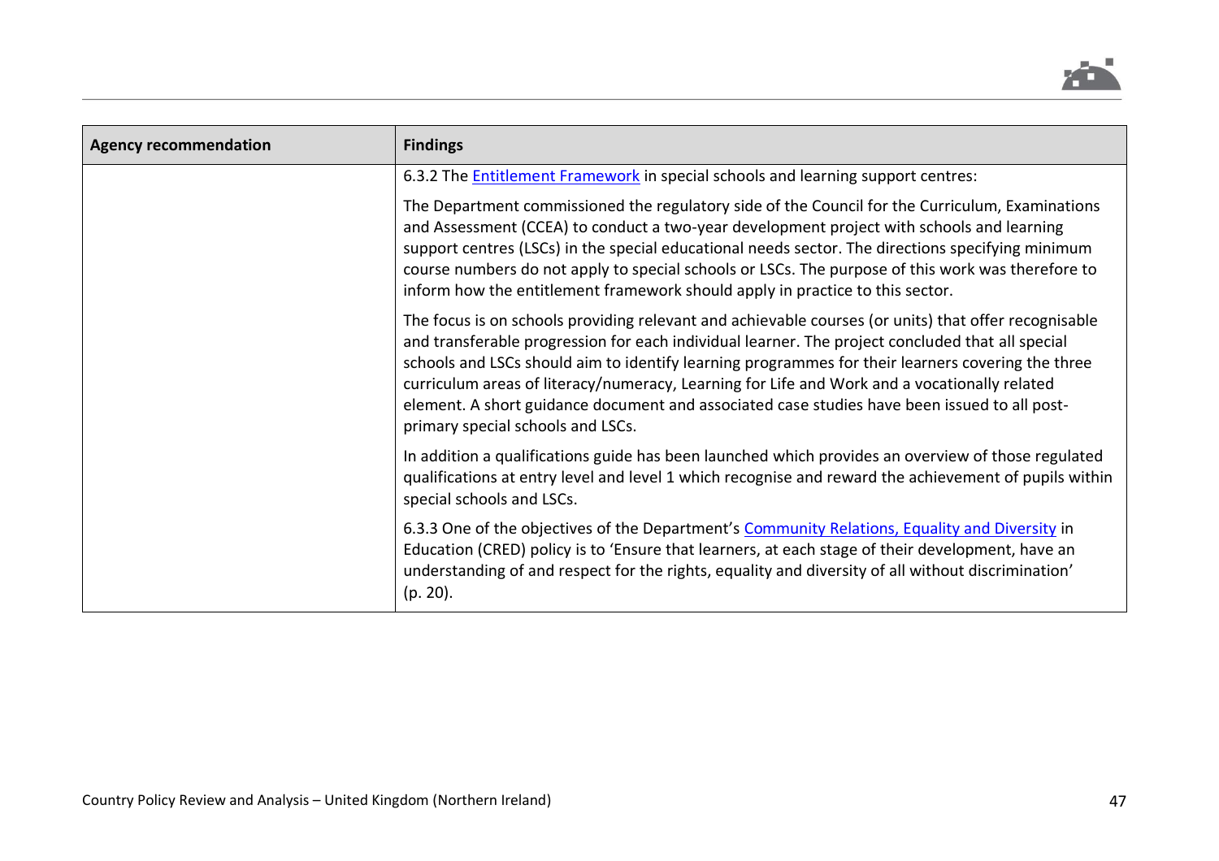| Agency recommendation | Findings |
|---|---|
| | 6.3.2 The Entitlement Framework in special schools and learning support centres:<br><br>The Department commissioned the regulatory side of the Council for the Curriculum, Examinations and Assessment (CCEA) to conduct a two-year development project with schools and learning support centres (LSCs) in the special educational needs sector. The directions specifying minimum course numbers do not apply to special schools or LSCs. The purpose of this work was therefore to inform how the entitlement framework should apply in practice to this sector.<br><br>The focus is on schools providing relevant and achievable courses (or units) that offer recognisable and transferable progression for each individual learner. The project concluded that all special schools and LSCs should aim to identify learning programmes for their learners covering the three curriculum areas of literacy/numeracy, Learning for Life and Work and a vocationally related element. A short guidance document and associated case studies have been issued to all post-primary special schools and LSCs.<br><br>In addition a qualifications guide has been launched which provides an overview of those regulated qualifications at entry level and level 1 which recognise and reward the achievement of pupils within special schools and LSCs.<br><br>6.3.3 One of the objectives of the Department's Community Relations, Equality and Diversity in Education (CRED) policy is to 'Ensure that learners, at each stage of their development, have an understanding of and respect for the rights, equality and diversity of all without discrimination' (p. 20). |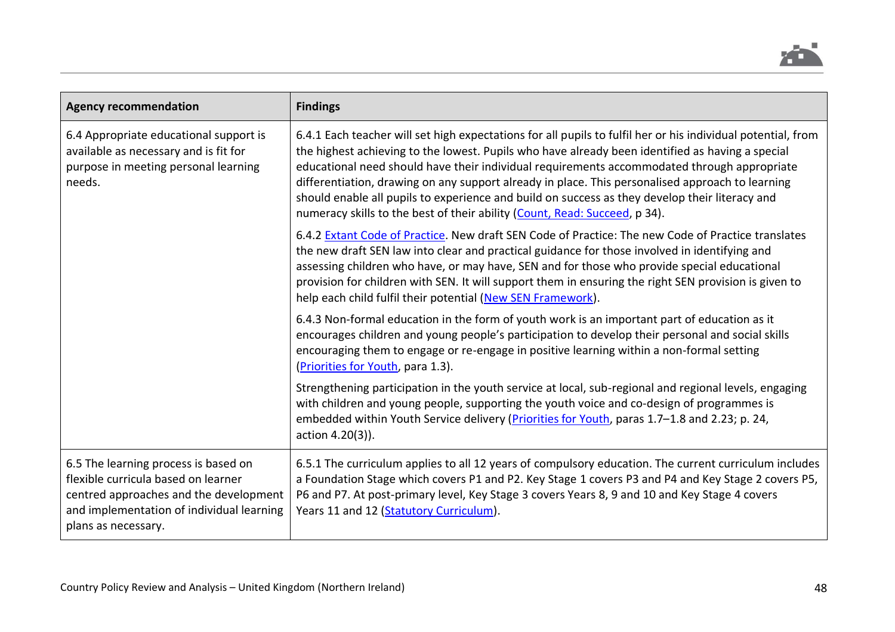| Agency recommendation | Findings |
|---|---|
| 6.4 Appropriate educational support is available as necessary and is fit for purpose in meeting personal learning needs. | 6.4.1 Each teacher will set high expectations for all pupils to fulfil her or his individual potential, from the highest achieving to the lowest. Pupils who have already been identified as having a special educational need should have their individual requirements accommodated through appropriate differentiation, drawing on any support already in place. This personalised approach to learning should enable all pupils to experience and build on success as they develop their literacy and numeracy skills to the best of their ability (Count, Read: Succeed, p 34).<br><br>6.4.2 Extant Code of Practice. New draft SEN Code of Practice: The new Code of Practice translates the new draft SEN law into clear and practical guidance for those involved in identifying and assessing children who have, or may have, SEN and for those who provide special educational provision for children with SEN. It will support them in ensuring the right SEN provision is given to help each child fulfil their potential (New SEN Framework).<br><br>6.4.3 Non-formal education in the form of youth work is an important part of education as it encourages children and young people's participation to develop their personal and social skills encouraging them to engage or re-engage in positive learning within a non-formal setting (Priorities for Youth, para 1.3).<br><br>Strengthening participation in the youth service at local, sub-regional and regional levels, engaging with children and young people, supporting the youth voice and co-design of programmes is embedded within Youth Service delivery (Priorities for Youth, paras 1.7–1.8 and 2.23; p. 24, action 4.20(3)). |
| 6.5 The learning process is based on flexible curricula based on learner centred approaches and the development and implementation of individual learning plans as necessary. | 6.5.1 The curriculum applies to all 12 years of compulsory education. The current curriculum includes a Foundation Stage which covers P1 and P2. Key Stage 1 covers P3 and P4 and Key Stage 2 covers P5, P6 and P7. At post-primary level, Key Stage 3 covers Years 8, 9 and 10 and Key Stage 4 covers Years 11 and 12 (Statutory Curriculum). |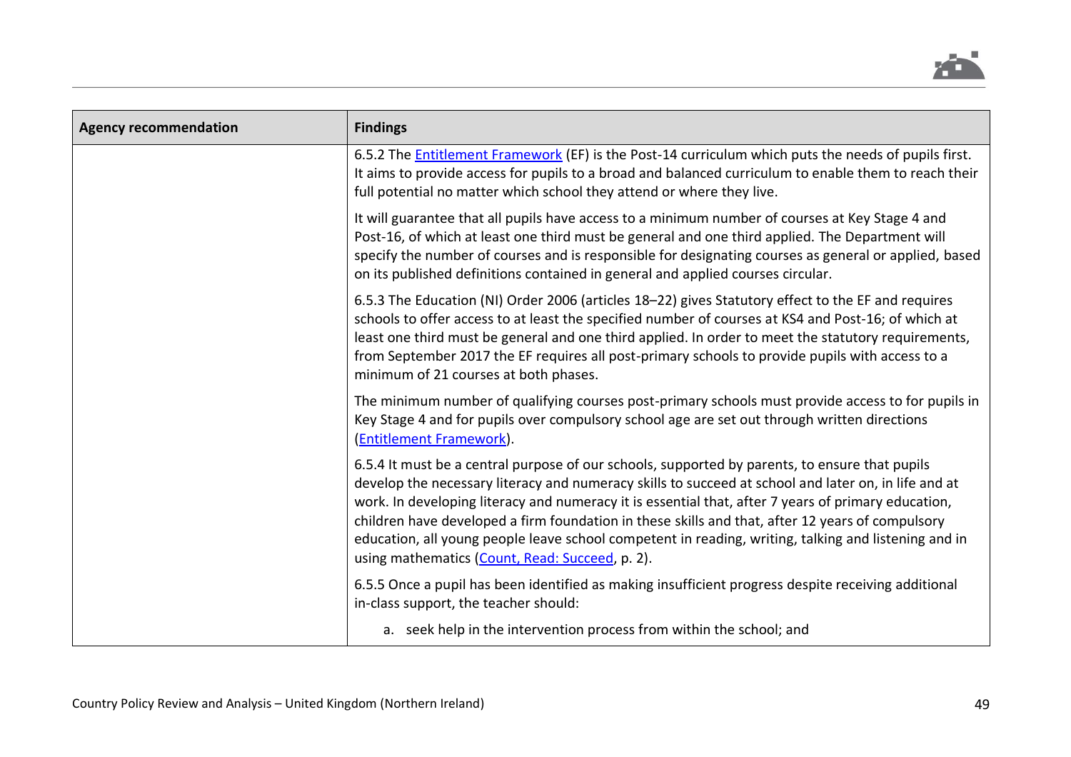| Agency recommendation | Findings |
|---|---|
| | 6.5.2 The Entitlement Framework (EF) is the Post-14 curriculum which puts the needs of pupils first. It aims to provide access for pupils to a broad and balanced curriculum to enable them to reach their full potential no matter which school they attend or where they live.<br><br>It will guarantee that all pupils have access to a minimum number of courses at Key Stage 4 and Post-16, of which at least one third must be general and one third applied. The Department will specify the number of courses and is responsible for designating courses as general or applied, based on its published definitions contained in general and applied courses circular.<br><br>6.5.3 The Education (NI) Order 2006 (articles 18–22) gives Statutory effect to the EF and requires schools to offer access to at least the specified number of courses at KS4 and Post-16; of which at least one third must be general and one third applied. In order to meet the statutory requirements, from September 2017 the EF requires all post-primary schools to provide pupils with access to a minimum of 21 courses at both phases.<br><br>The minimum number of qualifying courses post-primary schools must provide access to for pupils in Key Stage 4 and for pupils over compulsory school age are set out through written directions (Entitlement Framework).<br><br>6.5.4 It must be a central purpose of our schools, supported by parents, to ensure that pupils develop the necessary literacy and numeracy skills to succeed at school and later on, in life and at work. In developing literacy and numeracy it is essential that, after 7 years of primary education, children have developed a firm foundation in these skills and that, after 12 years of compulsory education, all young people leave school competent in reading, writing, talking and listening and in using mathematics (Count, Read: Succeed, p. 2).<br><br>6.5.5 Once a pupil has been identified as making insufficient progress despite receiving additional in-class support, the teacher should:<br><br>a. seek help in the intervention process from within the school; and |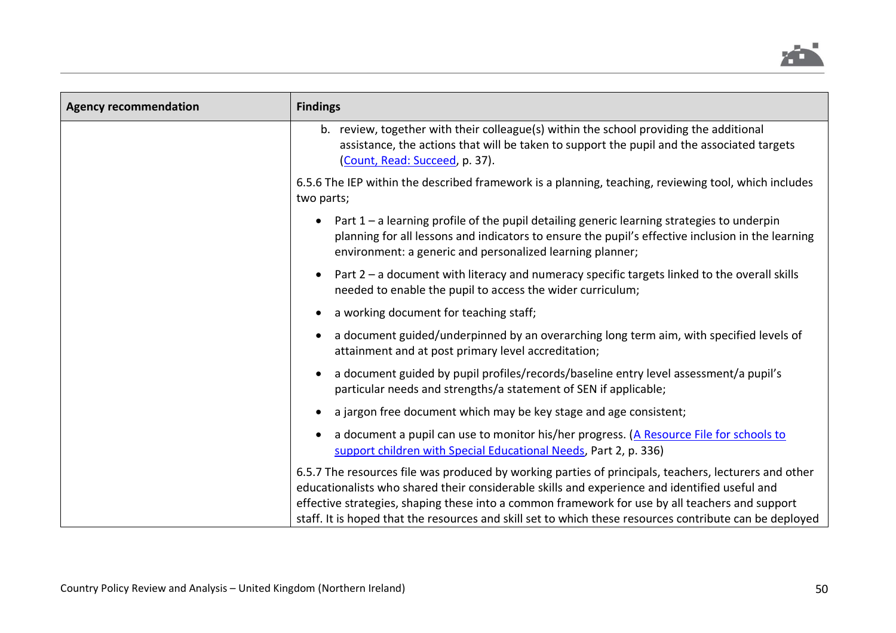| Agency recommendation | Findings |
| --- | --- |
| | b. review, together with their colleague(s) within the school providing the additional assistance, the actions that will be taken to support the pupil and the associated targets (Count, Read: Succeed, p. 37).<br><br>6.5.6 The IEP within the described framework is a planning, teaching, reviewing tool, which includes two parts;<br><br>• Part 1 – a learning profile of the pupil detailing generic learning strategies to underpin planning for all lessons and indicators to ensure the pupil's effective inclusion in the learning environment: a generic and personalized learning planner;<br>• Part 2 – a document with literacy and numeracy specific targets linked to the overall skills needed to enable the pupil to access the wider curriculum;<br>• a working document for teaching staff;<br>• a document guided/underpinned by an overarching long term aim, with specified levels of attainment and at post primary level accreditation;<br>• a document guided by pupil profiles/records/baseline entry level assessment/a pupil's particular needs and strengths/a statement of SEN if applicable;<br>• a jargon free document which may be key stage and age consistent;<br>• a document a pupil can use to monitor his/her progress. (A Resource File for schools to support children with Special Educational Needs, Part 2, p. 336)<br><br>6.5.7 The resources file was produced by working parties of principals, teachers, lecturers and other educationalists who shared their considerable skills and experience and identified useful and effective strategies, shaping these into a common framework for use by all teachers and support staff. It is hoped that the resources and skill set to which these resources contribute can be deployed |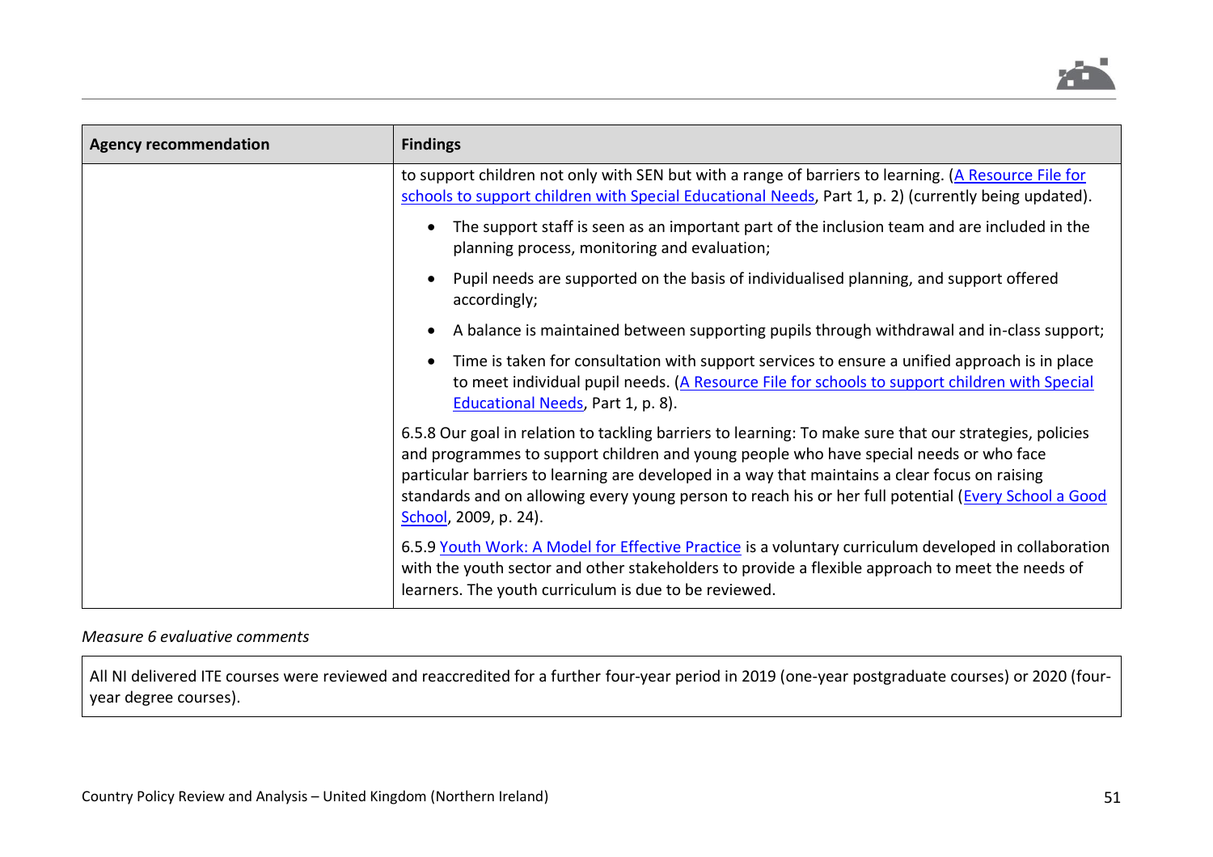| Agency recommendation | Findings |
| --- | --- |
| | to support children not only with SEN but with a range of barriers to learning. (A Resource File for schools to support children with Special Educational Needs, Part 1, p. 2) (currently being updated).<br><br>• The support staff is seen as an important part of the inclusion team and are included in the planning process, monitoring and evaluation;<br><br>• Pupil needs are supported on the basis of individualised planning, and support offered accordingly;<br><br>• A balance is maintained between supporting pupils through withdrawal and in-class support;<br><br>• Time is taken for consultation with support services to ensure a unified approach is in place to meet individual pupil needs. (A Resource File for schools to support children with Special Educational Needs, Part 1, p. 8).<br><br>6.5.8 Our goal in relation to tackling barriers to learning: To make sure that our strategies, policies and programmes to support children and young people who have special needs or who face particular barriers to learning are developed in a way that maintains a clear focus on raising standards and on allowing every young person to reach his or her full potential (Every School a Good School, 2009, p. 24).<br><br>6.5.9 Youth Work: A Model for Effective Practice is a voluntary curriculum developed in collaboration with the youth sector and other stakeholders to provide a flexible approach to meet the needs of learners. The youth curriculum is due to be reviewed. |

*Measure 6 evaluative comments*

| |
| --- |
| All NI delivered ITE courses were reviewed and reaccredited for a further four-year period in 2019 (one-year postgraduate courses) or 2020 (four-year degree courses). |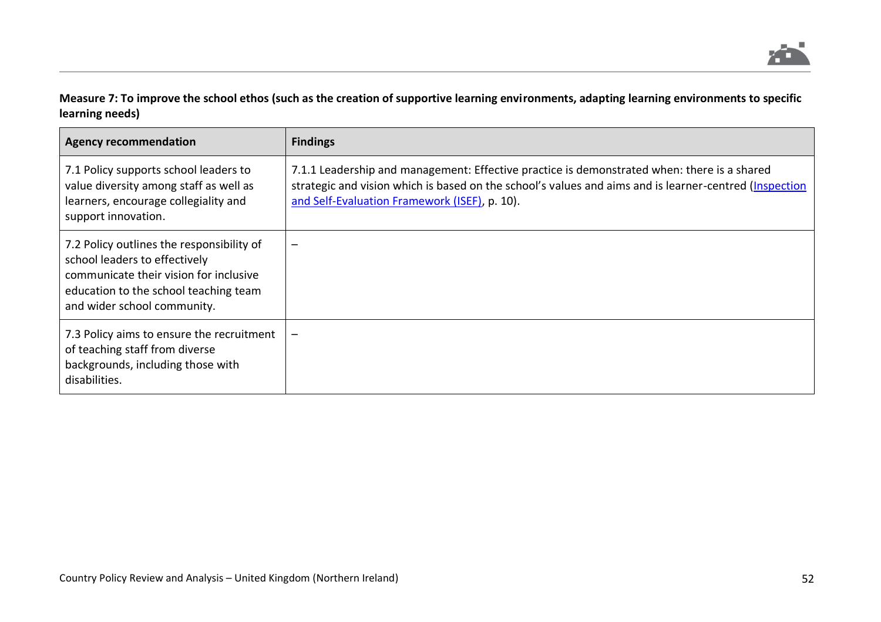**Measure 7: To improve the school ethos (such as the creation of supportive learning environments, adapting learning environments to specific learning needs)**

| Agency recommendation | Findings |
|---|---|
| 7.1 Policy supports school leaders to value diversity among staff as well as learners, encourage collegiality and support innovation. | 7.1.1 Leadership and management: Effective practice is demonstrated when: there is a shared strategic and vision which is based on the school's values and aims and is learner-centred (Inspection and Self-Evaluation Framework (ISEF), p. 10). |
| 7.2 Policy outlines the responsibility of school leaders to effectively communicate their vision for inclusive education to the school teaching team and wider school community. | – |
| 7.3 Policy aims to ensure the recruitment of teaching staff from diverse backgrounds, including those with disabilities. | – |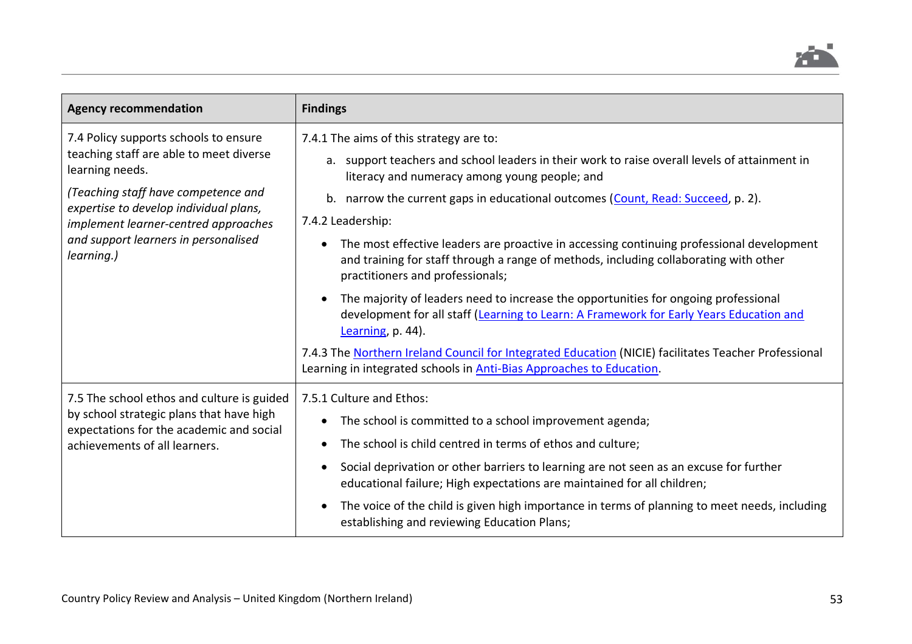| Agency recommendation | Findings |
|---|---|
| 7.4 Policy supports schools to ensure teaching staff are able to meet diverse learning needs.<br><br>*(Teaching staff have competence and expertise to develop individual plans, implement learner-centred approaches and support learners in personalised learning.)* | 7.4.1 The aims of this strategy are to:<br>a. support teachers and school leaders in their work to raise overall levels of attainment in literacy and numeracy among young people; and<br>b. narrow the current gaps in educational outcomes (Count, Read: Succeed, p. 2).<br><br>7.4.2 Leadership:<br>• The most effective leaders are proactive in accessing continuing professional development and training for staff through a range of methods, including collaborating with other practitioners and professionals;<br>• The majority of leaders need to increase the opportunities for ongoing professional development for all staff (Learning to Learn: A Framework for Early Years Education and Learning, p. 44).<br><br>7.4.3 The Northern Ireland Council for Integrated Education (NICIE) facilitates Teacher Professional Learning in integrated schools in Anti-Bias Approaches to Education. |
| 7.5 The school ethos and culture is guided by school strategic plans that have high expectations for the academic and social achievements of all learners. | 7.5.1 Culture and Ethos:<br>• The school is committed to a school improvement agenda;<br>• The school is child centred in terms of ethos and culture;<br>• Social deprivation or other barriers to learning are not seen as an excuse for further educational failure; High expectations are maintained for all children;<br>• The voice of the child is given high importance in terms of planning to meet needs, including establishing and reviewing Education Plans; |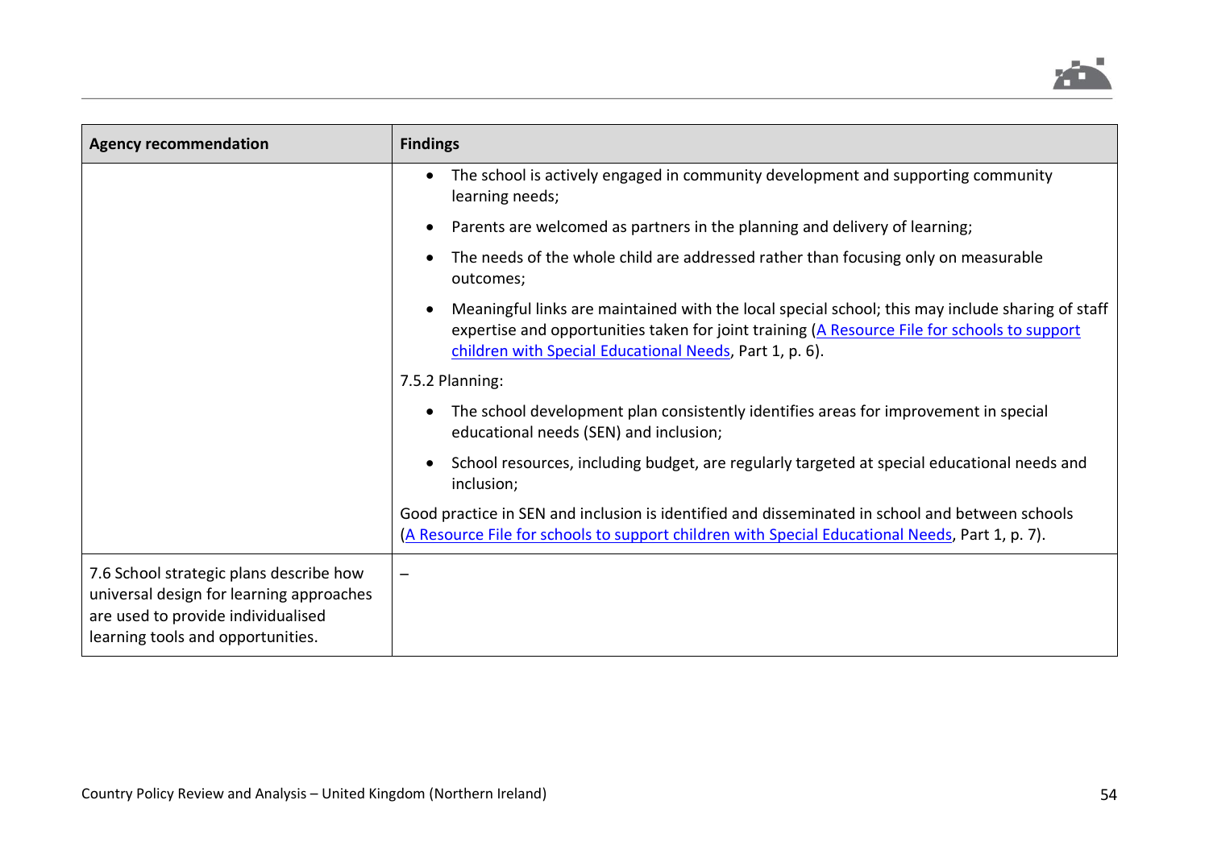| Agency recommendation | Findings |
|---|---|
| | • The school is actively engaged in community development and supporting community learning needs;<br>• Parents are welcomed as partners in the planning and delivery of learning;<br>• The needs of the whole child are addressed rather than focusing only on measurable outcomes;<br>• Meaningful links are maintained with the local special school; this may include sharing of staff expertise and opportunities taken for joint training (A Resource File for schools to support children with Special Educational Needs, Part 1, p. 6).<br>7.5.2 Planning:<br>• The school development plan consistently identifies areas for improvement in special educational needs (SEN) and inclusion;<br>• School resources, including budget, are regularly targeted at special educational needs and inclusion;<br>Good practice in SEN and inclusion is identified and disseminated in school and between schools (A Resource File for schools to support children with Special Educational Needs, Part 1, p. 7). |
| 7.6 School strategic plans describe how universal design for learning approaches are used to provide individualised learning tools and opportunities. | – |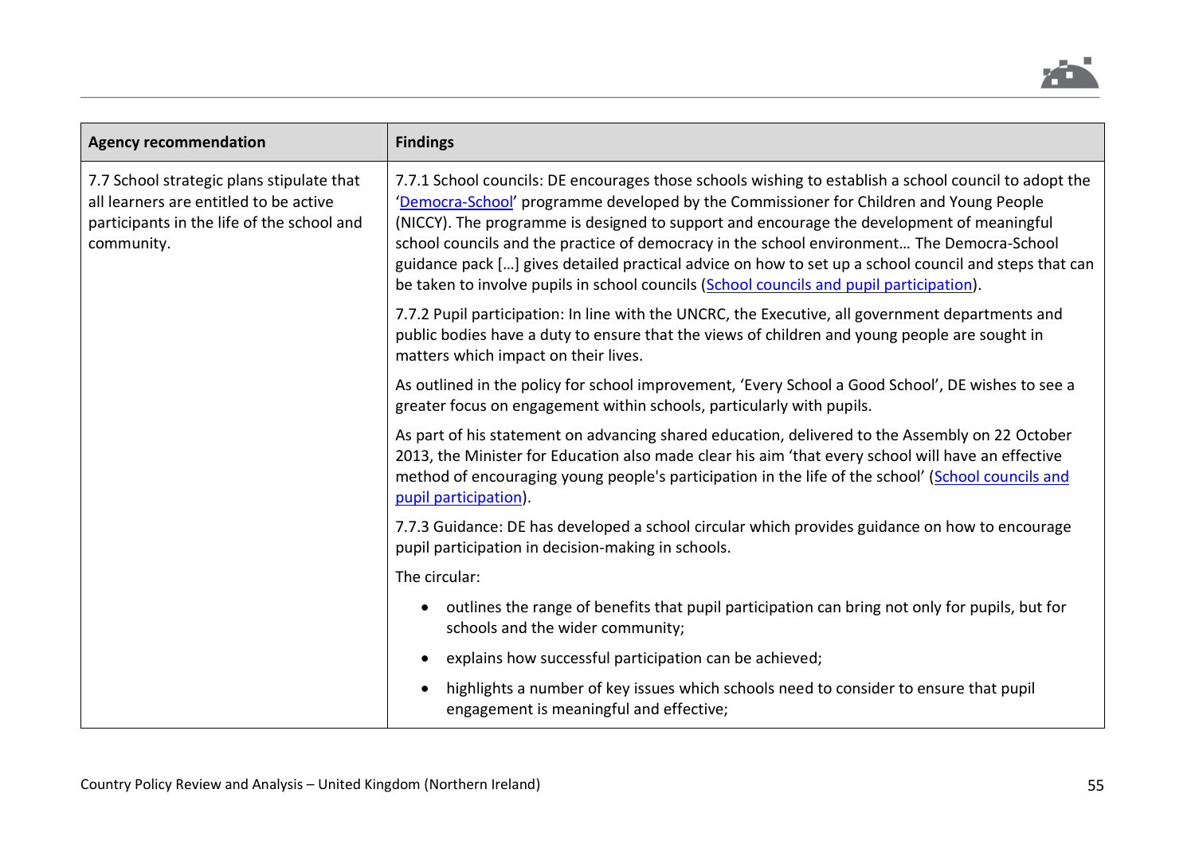| Agency recommendation | Findings |
|---|---|
| 7.7 School strategic plans stipulate that all learners are entitled to be active participants in the life of the school and community. | 7.7.1 School councils: DE encourages those schools wishing to establish a school council to adopt the 'Democra-School' programme developed by the Commissioner for Children and Young People (NICCY). The programme is designed to support and encourage the development of meaningful school councils and the practice of democracy in the school environment… The Democra-School guidance pack […] gives detailed practical advice on how to set up a school council and steps that can be taken to involve pupils in school councils (School councils and pupil participation).<br><br>7.7.2 Pupil participation: In line with the UNCRC, the Executive, all government departments and public bodies have a duty to ensure that the views of children and young people are sought in matters which impact on their lives.<br><br>As outlined in the policy for school improvement, 'Every School a Good School', DE wishes to see a greater focus on engagement within schools, particularly with pupils.<br><br>As part of his statement on advancing shared education, delivered to the Assembly on 22 October 2013, the Minister for Education also made clear his aim 'that every school will have an effective method of encouraging young people's participation in the life of the school' (School councils and pupil participation).<br><br>7.7.3 Guidance: DE has developed a school circular which provides guidance on how to encourage pupil participation in decision-making in schools.<br><br>The circular:<br><br>• outlines the range of benefits that pupil participation can bring not only for pupils, but for schools and the wider community;<br><br>• explains how successful participation can be achieved;<br><br>• highlights a number of key issues which schools need to consider to ensure that pupil engagement is meaningful and effective; |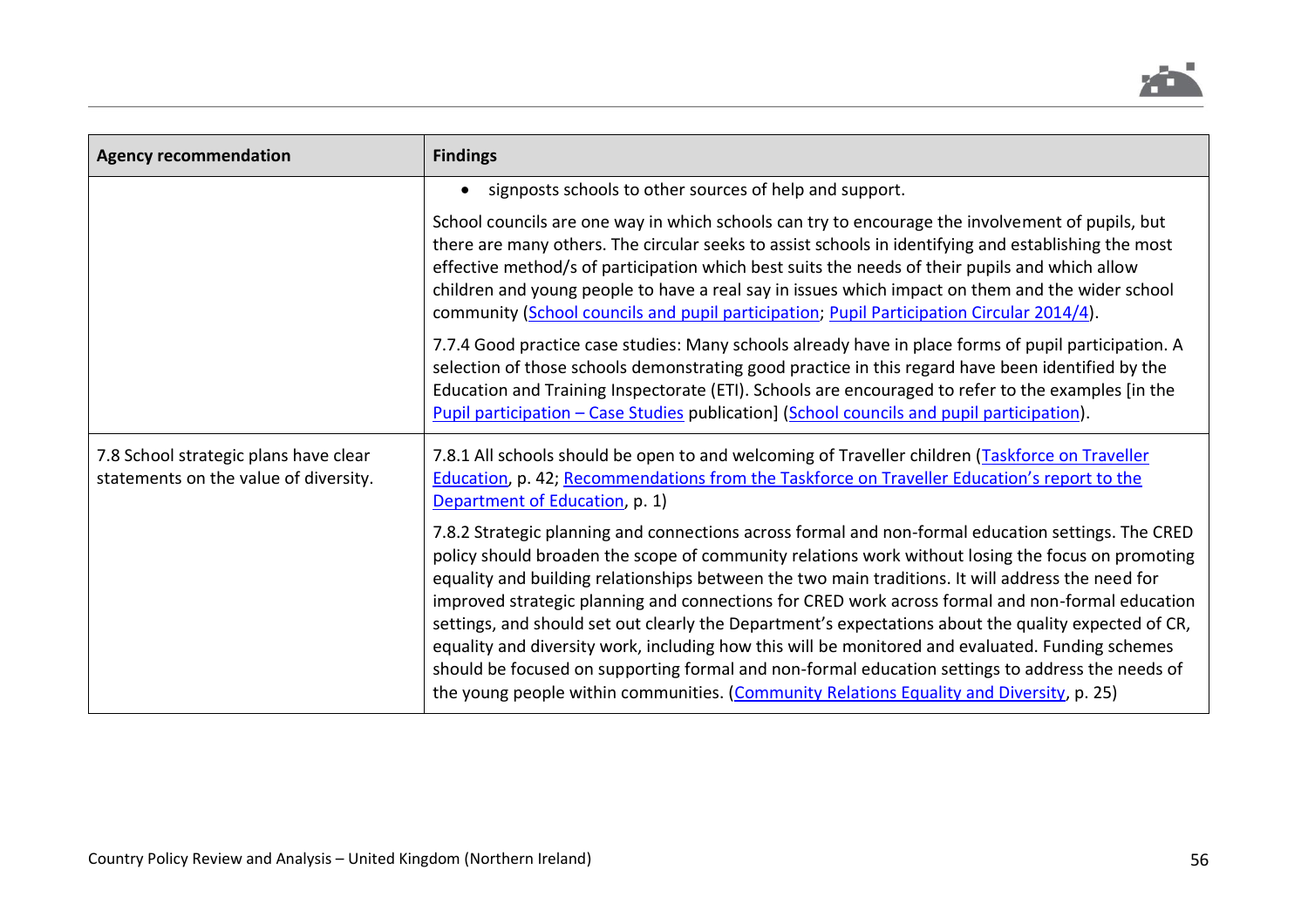| Agency recommendation | Findings |
|---|---|
| | • signposts schools to other sources of help and support.<br><br>School councils are one way in which schools can try to encourage the involvement of pupils, but there are many others. The circular seeks to assist schools in identifying and establishing the most effective method/s of participation which best suits the needs of their pupils and which allow children and young people to have a real say in issues which impact on them and the wider school community (School councils and pupil participation; Pupil Participation Circular 2014/4).<br><br>7.7.4 Good practice case studies: Many schools already have in place forms of pupil participation. A selection of those schools demonstrating good practice in this regard have been identified by the Education and Training Inspectorate (ETI). Schools are encouraged to refer to the examples [in the Pupil participation – Case Studies publication] (School councils and pupil participation). |
| 7.8 School strategic plans have clear statements on the value of diversity. | 7.8.1 All schools should be open to and welcoming of Traveller children (Taskforce on Traveller Education, p. 42; Recommendations from the Taskforce on Traveller Education's report to the Department of Education, p. 1)<br><br>7.8.2 Strategic planning and connections across formal and non-formal education settings. The CRED policy should broaden the scope of community relations work without losing the focus on promoting equality and building relationships between the two main traditions. It will address the need for improved strategic planning and connections for CRED work across formal and non-formal education settings, and should set out clearly the Department's expectations about the quality expected of CR, equality and diversity work, including how this will be monitored and evaluated. Funding schemes should be focused on supporting formal and non-formal education settings to address the needs of the young people within communities. (Community Relations Equality and Diversity, p. 25) |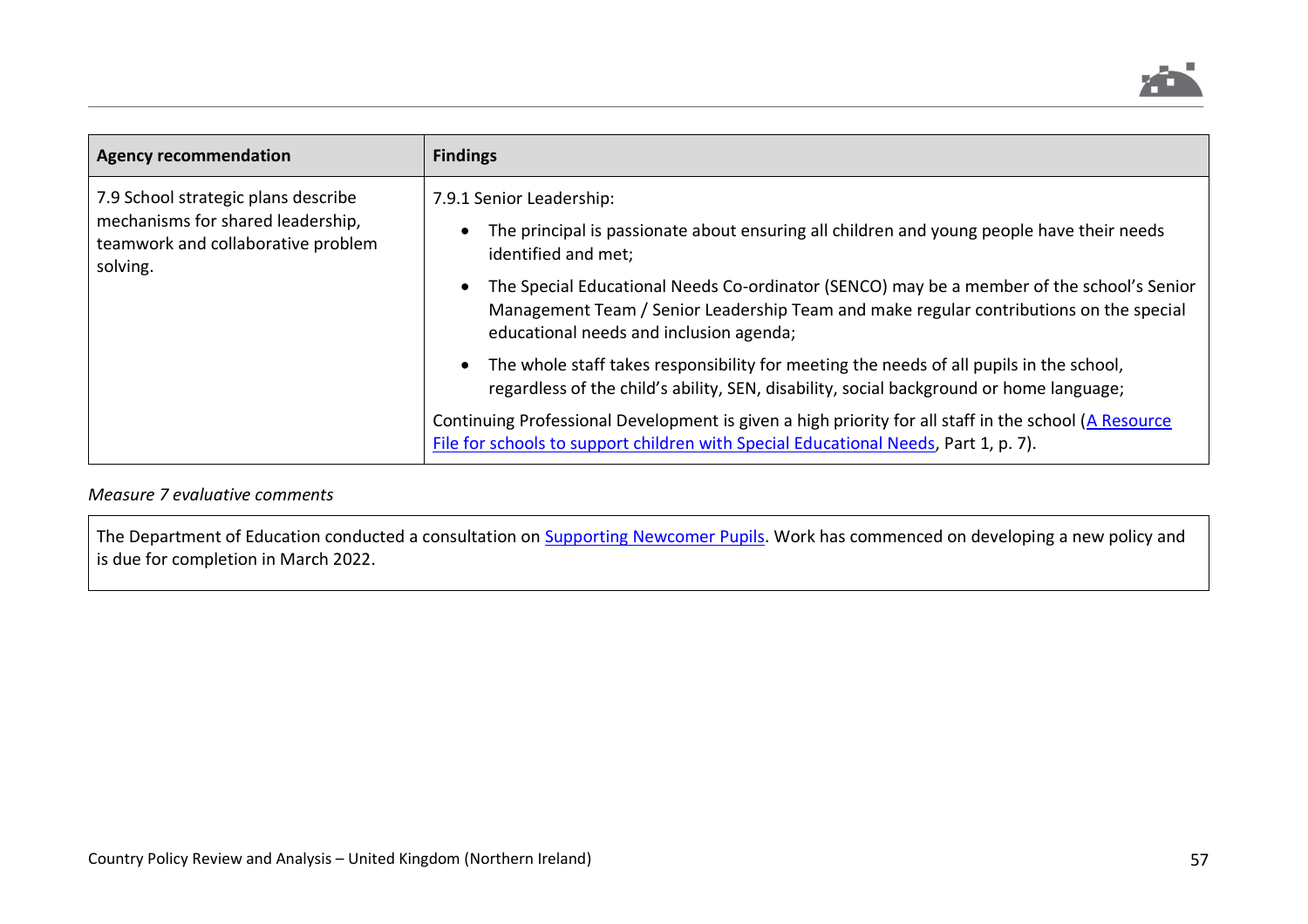| Agency recommendation | Findings |
|---|---|
| 7.9 School strategic plans describe mechanisms for shared leadership, teamwork and collaborative problem solving. | 7.9.1 Senior Leadership:<br>• The principal is passionate about ensuring all children and young people have their needs identified and met;<br>• The Special Educational Needs Co-ordinator (SENCO) may be a member of the school's Senior Management Team / Senior Leadership Team and make regular contributions on the special educational needs and inclusion agenda;<br>• The whole staff takes responsibility for meeting the needs of all pupils in the school, regardless of the child's ability, SEN, disability, social background or home language;<br>Continuing Professional Development is given a high priority for all staff in the school (A Resource File for schools to support children with Special Educational Needs, Part 1, p. 7). |

*Measure 7 evaluative comments*

| |
|---|
| The Department of Education conducted a consultation on Supporting Newcomer Pupils. Work has commenced on developing a new policy and is due for completion in March 2022. |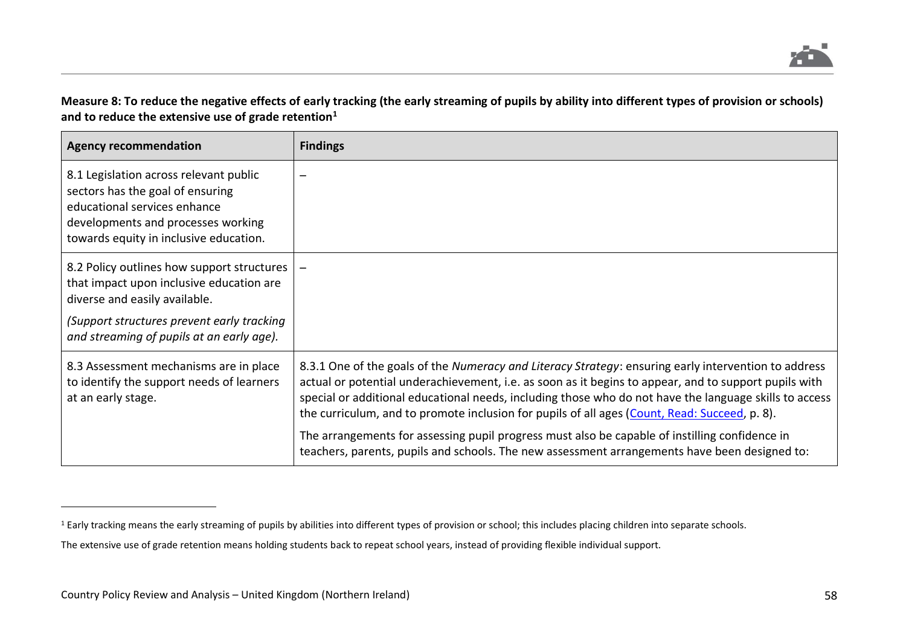**Measure 8: To reduce the negative effects of early tracking (the early streaming of pupils by ability into different types of provision or schools) and to reduce the extensive use of grade retention[1]**

| Agency recommendation | Findings |
| --- | --- |
| 8.1 Legislation across relevant public sectors has the goal of ensuring educational services enhance developments and processes working towards equity in inclusive education. | – |
| 8.2 Policy outlines how support structures that impact upon inclusive education are diverse and easily available.<br><br>*(Support structures prevent early tracking and streaming of pupils at an early age).* | – |
| 8.3 Assessment mechanisms are in place to identify the support needs of learners at an early stage. | 8.3.1 One of the goals of the *Numeracy and Literacy Strategy*: ensuring early intervention to address actual or potential underachievement, i.e. as soon as it begins to appear, and to support pupils with special or additional educational needs, including those who do not have the language skills to access the curriculum, and to promote inclusion for pupils of all ages (Count, Read: Succeed, p. 8).<br><br>The arrangements for assessing pupil progress must also be capable of instilling confidence in teachers, parents, pupils and schools. The new assessment arrangements have been designed to: |

[1] Early tracking means the early streaming of pupils by abilities into different types of provision or school; this includes placing children into separate schools.

The extensive use of grade retention means holding students back to repeat school years, instead of providing flexible individual support.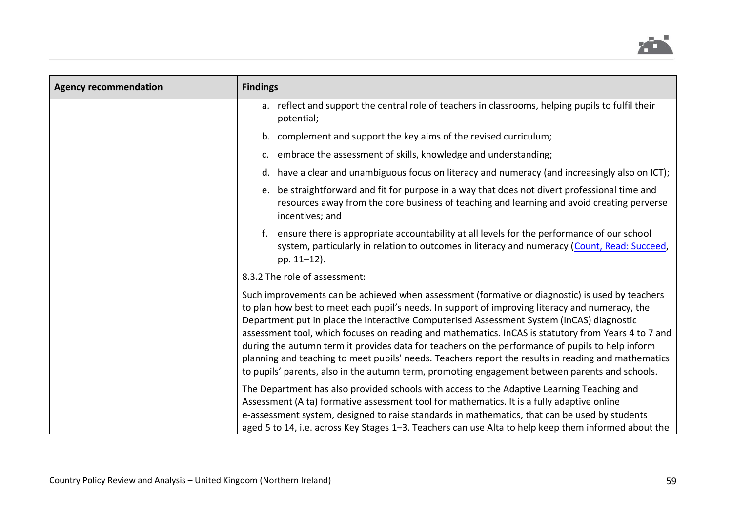| Agency recommendation | Findings |
|---|---|
| | a. reflect and support the central role of teachers in classrooms, helping pupils to fulfil their potential;<br><br>b. complement and support the key aims of the revised curriculum;<br><br>c. embrace the assessment of skills, knowledge and understanding;<br><br>d. have a clear and unambiguous focus on literacy and numeracy (and increasingly also on ICT);<br><br>e. be straightforward and fit for purpose in a way that does not divert professional time and resources away from the core business of teaching and learning and avoid creating perverse incentives; and<br><br>f. ensure there is appropriate accountability at all levels for the performance of our school system, particularly in relation to outcomes in literacy and numeracy (Count, Read: Succeed, pp. 11–12).<br><br>8.3.2 The role of assessment:<br><br>Such improvements can be achieved when assessment (formative or diagnostic) is used by teachers to plan how best to meet each pupil's needs. In support of improving literacy and numeracy, the Department put in place the Interactive Computerised Assessment System (InCAS) diagnostic assessment tool, which focuses on reading and mathematics. InCAS is statutory from Years 4 to 7 and during the autumn term it provides data for teachers on the performance of pupils to help inform planning and teaching to meet pupils' needs. Teachers report the results in reading and mathematics to pupils' parents, also in the autumn term, promoting engagement between parents and schools.<br><br>The Department has also provided schools with access to the Adaptive Learning Teaching and Assessment (Alta) formative assessment tool for mathematics. It is a fully adaptive online e-assessment system, designed to raise standards in mathematics, that can be used by students aged 5 to 14, i.e. across Key Stages 1–3. Teachers can use Alta to help keep them informed about the |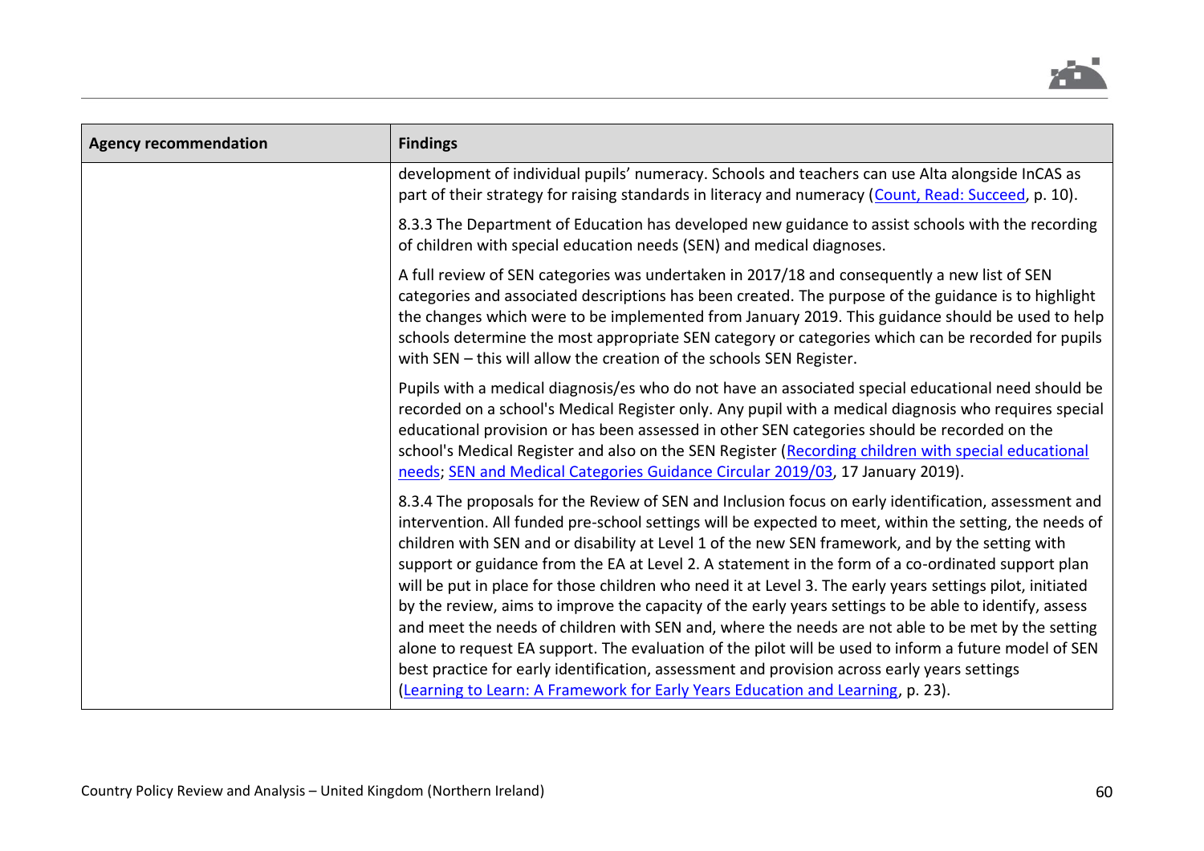| Agency recommendation | Findings |
|---|---|
| | development of individual pupils' numeracy. Schools and teachers can use Alta alongside InCAS as part of their strategy for raising standards in literacy and numeracy (Count, Read: Succeed, p. 10).<br><br>8.3.3 The Department of Education has developed new guidance to assist schools with the recording of children with special education needs (SEN) and medical diagnoses.<br><br>A full review of SEN categories was undertaken in 2017/18 and consequently a new list of SEN categories and associated descriptions has been created. The purpose of the guidance is to highlight the changes which were to be implemented from January 2019. This guidance should be used to help schools determine the most appropriate SEN category or categories which can be recorded for pupils with SEN – this will allow the creation of the schools SEN Register.<br><br>Pupils with a medical diagnosis/es who do not have an associated special educational need should be recorded on a school's Medical Register only. Any pupil with a medical diagnosis who requires special educational provision or has been assessed in other SEN categories should be recorded on the school's Medical Register and also on the SEN Register (Recording children with special educational needs; SEN and Medical Categories Guidance Circular 2019/03, 17 January 2019).<br><br>8.3.4 The proposals for the Review of SEN and Inclusion focus on early identification, assessment and intervention. All funded pre-school settings will be expected to meet, within the setting, the needs of children with SEN and or disability at Level 1 of the new SEN framework, and by the setting with support or guidance from the EA at Level 2. A statement in the form of a co-ordinated support plan will be put in place for those children who need it at Level 3. The early years settings pilot, initiated by the review, aims to improve the capacity of the early years settings to be able to identify, assess and meet the needs of children with SEN and, where the needs are not able to be met by the setting alone to request EA support. The evaluation of the pilot will be used to inform a future model of SEN best practice for early identification, assessment and provision across early years settings (Learning to Learn: A Framework for Early Years Education and Learning, p. 23). |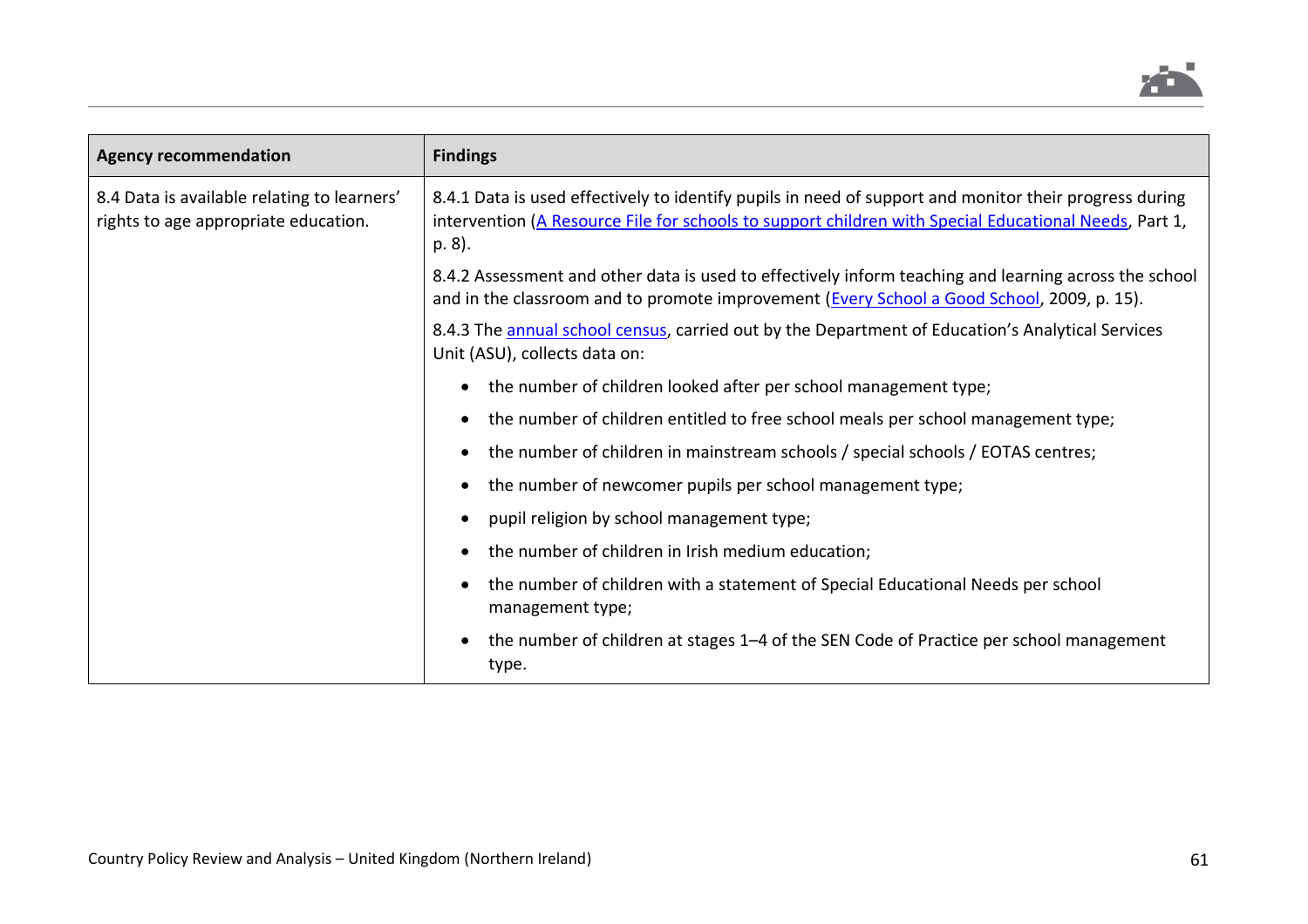| Agency recommendation | Findings |
|---|---|
| 8.4 Data is available relating to learners' rights to age appropriate education. | 8.4.1 Data is used effectively to identify pupils in need of support and monitor their progress during intervention (A Resource File for schools to support children with Special Educational Needs, Part 1, p. 8).<br><br>8.4.2 Assessment and other data is used to effectively inform teaching and learning across the school and in the classroom and to promote improvement (Every School a Good School, 2009, p. 15).<br><br>8.4.3 The annual school census, carried out by the Department of Education's Analytical Services Unit (ASU), collects data on:<br>• the number of children looked after per school management type;<br>• the number of children entitled to free school meals per school management type;<br>• the number of children in mainstream schools / special schools / EOTAS centres;<br>• the number of newcomer pupils per school management type;<br>• pupil religion by school management type;<br>• the number of children in Irish medium education;<br>• the number of children with a statement of Special Educational Needs per school management type;<br>• the number of children at stages 1–4 of the SEN Code of Practice per school management type. |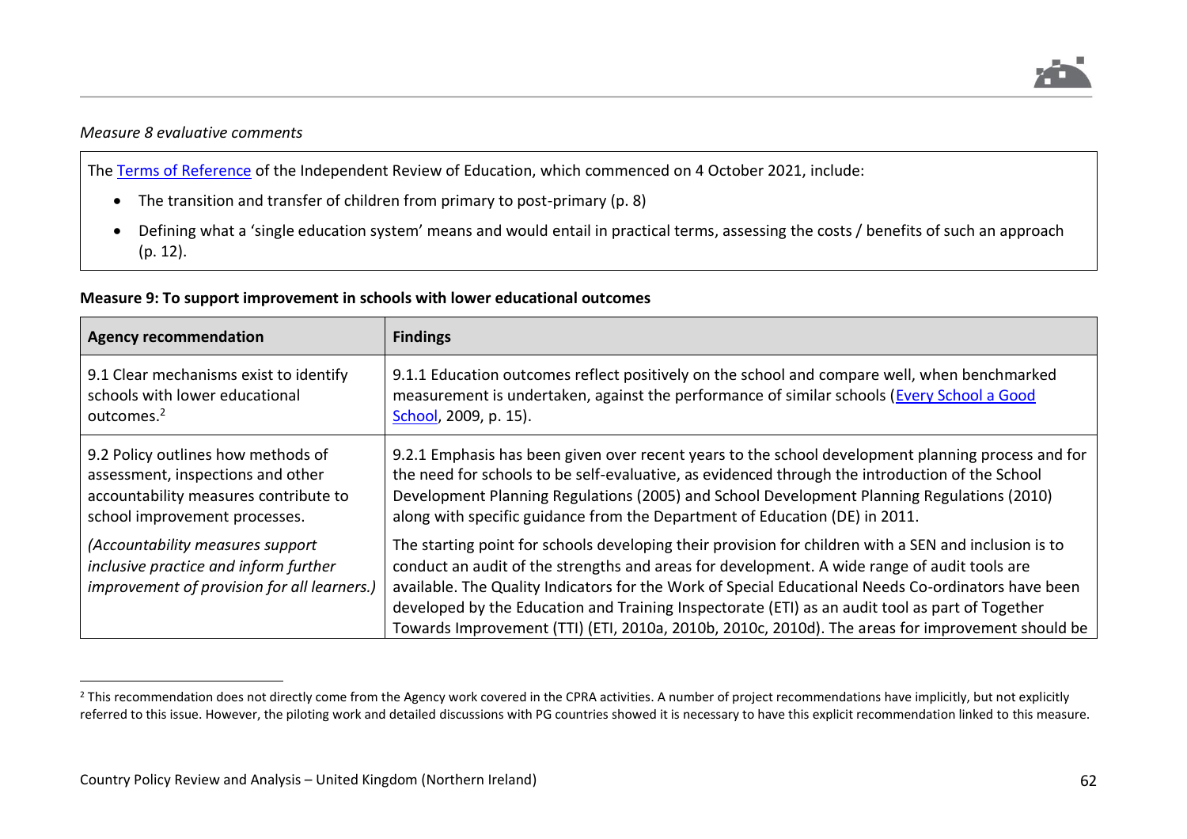*Measure 8 evaluative comments*

The Terms of Reference of the Independent Review of Education, which commenced on 4 October 2021, include:

- The transition and transfer of children from primary to post-primary (p. 8)
- Defining what a 'single education system' means and would entail in practical terms, assessing the costs / benefits of such an approach (p. 12).

**Measure 9: To support improvement in schools with lower educational outcomes**

| Agency recommendation | Findings |
|---|---|
| 9.1 Clear mechanisms exist to identify schools with lower educational outcomes.[2] | 9.1.1 Education outcomes reflect positively on the school and compare well, when benchmarked measurement is undertaken, against the performance of similar schools (Every School a Good School, 2009, p. 15). |
| 9.2 Policy outlines how methods of assessment, inspections and other accountability measures contribute to school improvement processes.<br><br>*(Accountability measures support inclusive practice and inform further improvement of provision for all learners.)* | 9.2.1 Emphasis has been given over recent years to the school development planning process and for the need for schools to be self-evaluative, as evidenced through the introduction of the School Development Planning Regulations (2005) and School Development Planning Regulations (2010) along with specific guidance from the Department of Education (DE) in 2011.<br><br>The starting point for schools developing their provision for children with a SEN and inclusion is to conduct an audit of the strengths and areas for development. A wide range of audit tools are available. The Quality Indicators for the Work of Special Educational Needs Co-ordinators have been developed by the Education and Training Inspectorate (ETI) as an audit tool as part of Together Towards Improvement (TTI) (ETI, 2010a, 2010b, 2010c, 2010d). The areas for improvement should be |

[2] This recommendation does not directly come from the Agency work covered in the CPRA activities. A number of project recommendations have implicitly, but not explicitly referred to this issue. However, the piloting work and detailed discussions with PG countries showed it is necessary to have this explicit recommendation linked to this measure.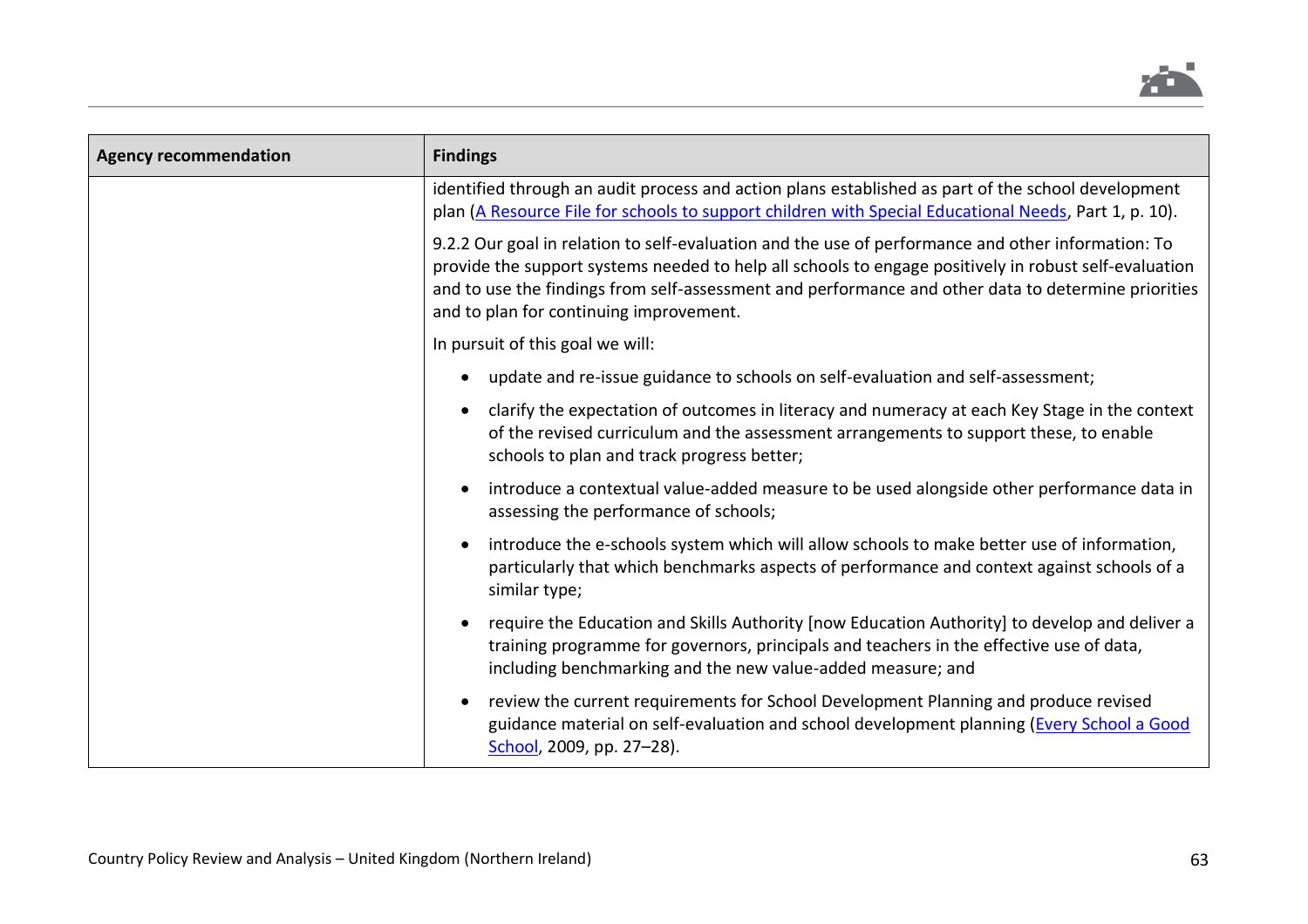| Agency recommendation | Findings |
|---|---|
| | identified through an audit process and action plans established as part of the school development plan (A Resource File for schools to support children with Special Educational Needs, Part 1, p. 10).<br><br>9.2.2 Our goal in relation to self-evaluation and the use of performance and other information: To provide the support systems needed to help all schools to engage positively in robust self-evaluation and to use the findings from self-assessment and performance and other data to determine priorities and to plan for continuing improvement.<br><br>In pursuit of this goal we will:<br><br>• update and re-issue guidance to schools on self-evaluation and self-assessment;<br><br>• clarify the expectation of outcomes in literacy and numeracy at each Key Stage in the context of the revised curriculum and the assessment arrangements to support these, to enable schools to plan and track progress better;<br><br>• introduce a contextual value-added measure to be used alongside other performance data in assessing the performance of schools;<br><br>• introduce the e-schools system which will allow schools to make better use of information, particularly that which benchmarks aspects of performance and context against schools of a similar type;<br><br>• require the Education and Skills Authority [now Education Authority] to develop and deliver a training programme for governors, principals and teachers in the effective use of data, including benchmarking and the new value-added measure; and<br><br>• review the current requirements for School Development Planning and produce revised guidance material on self-evaluation and school development planning (Every School a Good School, 2009, pp. 27–28). |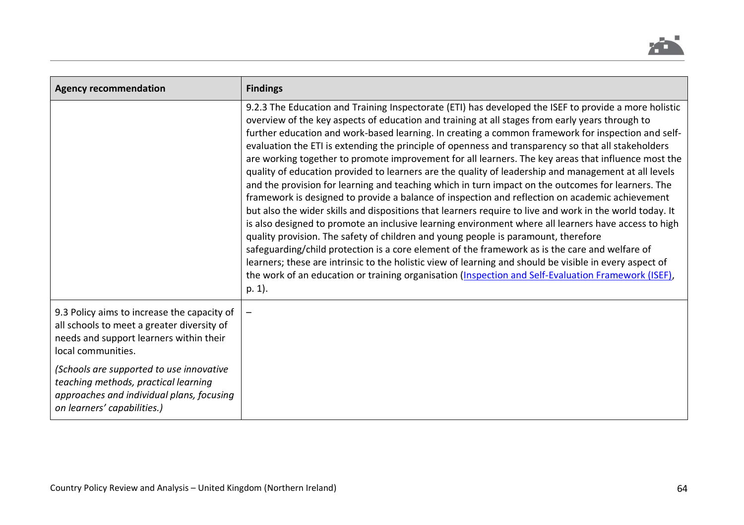| Agency recommendation | Findings |
|---|---|
| | 9.2.3 The Education and Training Inspectorate (ETI) has developed the ISEF to provide a more holistic overview of the key aspects of education and training at all stages from early years through to further education and work-based learning. In creating a common framework for inspection and self-evaluation the ETI is extending the principle of openness and transparency so that all stakeholders are working together to promote improvement for all learners. The key areas that influence most the quality of education provided to learners are the quality of leadership and management at all levels and the provision for learning and teaching which in turn impact on the outcomes for learners. The framework is designed to provide a balance of inspection and reflection on academic achievement but also the wider skills and dispositions that learners require to live and work in the world today. It is also designed to promote an inclusive learning environment where all learners have access to high quality provision. The safety of children and young people is paramount, therefore safeguarding/child protection is a core element of the framework as is the care and welfare of learners; these are intrinsic to the holistic view of learning and should be visible in every aspect of the work of an education or training organisation (Inspection and Self-Evaluation Framework (ISEF), p. 1). |
| 9.3 Policy aims to increase the capacity of all schools to meet a greater diversity of needs and support learners within their local communities.<br><br>*(Schools are supported to use innovative teaching methods, practical learning approaches and individual plans, focusing on learners' capabilities.)* | – |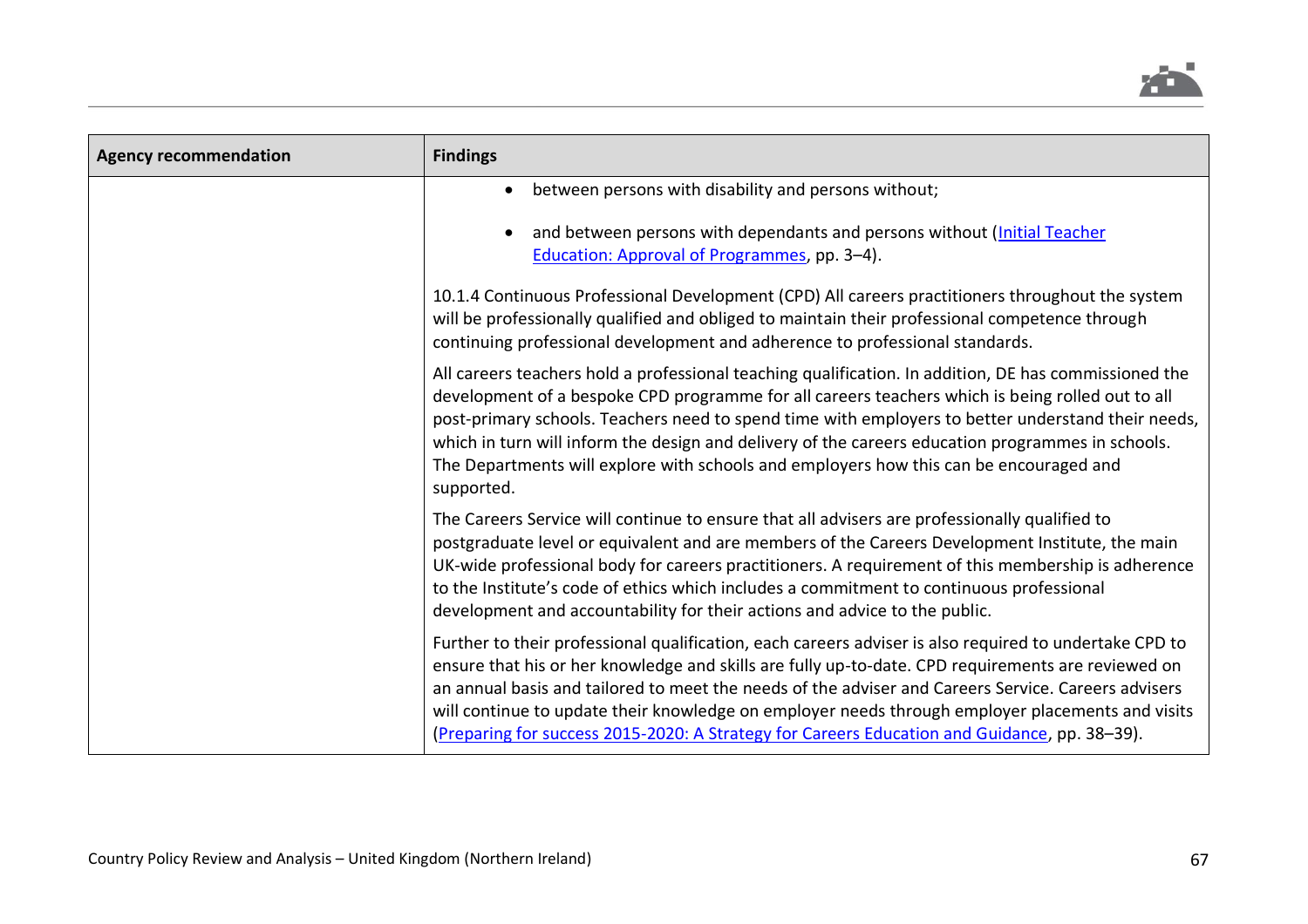| Agency recommendation | Findings |
|---|---|
| | • between persons with disability and persons without;<br><br>• and between persons with dependants and persons without (Initial Teacher Education: Approval of Programmes, pp. 3–4).<br><br>10.1.4 Continuous Professional Development (CPD) All careers practitioners throughout the system will be professionally qualified and obliged to maintain their professional competence through continuing professional development and adherence to professional standards.<br><br>All careers teachers hold a professional teaching qualification. In addition, DE has commissioned the development of a bespoke CPD programme for all careers teachers which is being rolled out to all post-primary schools. Teachers need to spend time with employers to better understand their needs, which in turn will inform the design and delivery of the careers education programmes in schools. The Departments will explore with schools and employers how this can be encouraged and supported.<br><br>The Careers Service will continue to ensure that all advisers are professionally qualified to postgraduate level or equivalent and are members of the Careers Development Institute, the main UK-wide professional body for careers practitioners. A requirement of this membership is adherence to the Institute's code of ethics which includes a commitment to continuous professional development and accountability for their actions and advice to the public.<br><br>Further to their professional qualification, each careers adviser is also required to undertake CPD to ensure that his or her knowledge and skills are fully up-to-date. CPD requirements are reviewed on an annual basis and tailored to meet the needs of the adviser and Careers Service. Careers advisers will continue to update their knowledge on employer needs through employer placements and visits (Preparing for success 2015-2020: A Strategy for Careers Education and Guidance, pp. 38–39). |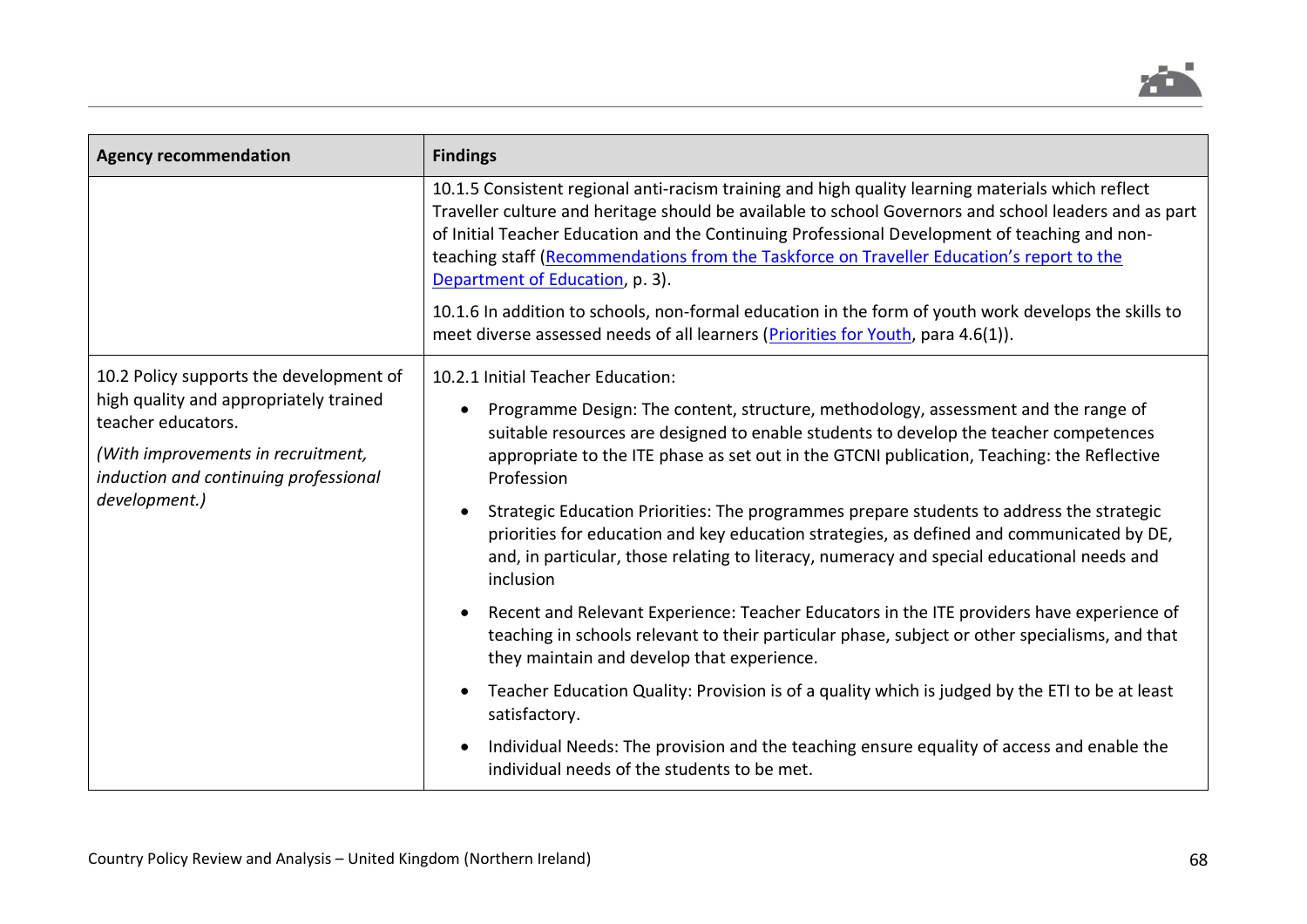| Agency recommendation | Findings |
|---|---|
| | 10.1.5 Consistent regional anti-racism training and high quality learning materials which reflect Traveller culture and heritage should be available to school Governors and school leaders and as part of Initial Teacher Education and the Continuing Professional Development of teaching and non-teaching staff (Recommendations from the Taskforce on Traveller Education's report to the Department of Education, p. 3).<br><br>10.1.6 In addition to schools, non-formal education in the form of youth work develops the skills to meet diverse assessed needs of all learners (Priorities for Youth, para 4.6(1)). |
| 10.2 Policy supports the development of high quality and appropriately trained teacher educators.<br><br>*(With improvements in recruitment, induction and continuing professional development.)* | 10.2.1 Initial Teacher Education:<br><br>• Programme Design: The content, structure, methodology, assessment and the range of suitable resources are designed to enable students to develop the teacher competences appropriate to the ITE phase as set out in the GTCNI publication, Teaching: the Reflective Profession<br><br>• Strategic Education Priorities: The programmes prepare students to address the strategic priorities for education and key education strategies, as defined and communicated by DE, and, in particular, those relating to literacy, numeracy and special educational needs and inclusion<br><br>• Recent and Relevant Experience: Teacher Educators in the ITE providers have experience of teaching in schools relevant to their particular phase, subject or other specialisms, and that they maintain and develop that experience.<br><br>• Teacher Education Quality: Provision is of a quality which is judged by the ETI to be at least satisfactory.<br><br>• Individual Needs: The provision and the teaching ensure equality of access and enable the individual needs of the students to be met. |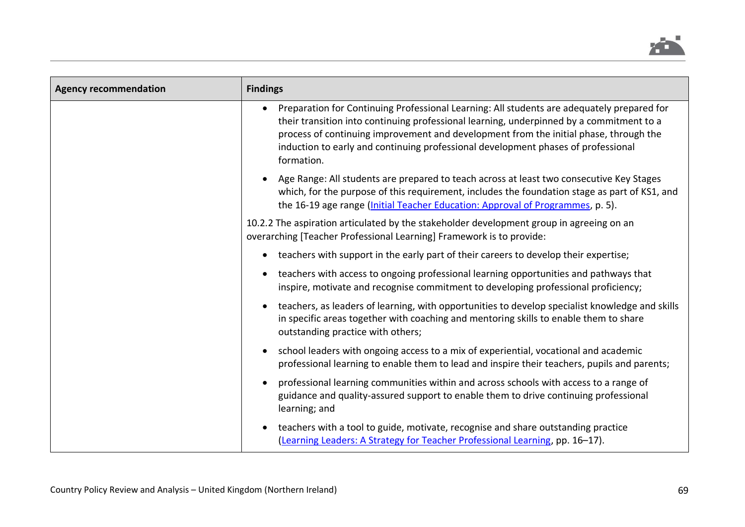| Agency recommendation | Findings |
|---|---|
| | • Preparation for Continuing Professional Learning: All students are adequately prepared for their transition into continuing professional learning, underpinned by a commitment to a process of continuing improvement and development from the initial phase, through the induction to early and continuing professional development phases of professional formation.<br><br>• Age Range: All students are prepared to teach across at least two consecutive Key Stages which, for the purpose of this requirement, includes the foundation stage as part of KS1, and the 16-19 age range ([Initial Teacher Education: Approval of Programmes](), p. 5).<br><br>10.2.2 The aspiration articulated by the stakeholder development group in agreeing on an overarching [Teacher Professional Learning] Framework is to provide:<br><br>• teachers with support in the early part of their careers to develop their expertise;<br><br>• teachers with access to ongoing professional learning opportunities and pathways that inspire, motivate and recognise commitment to developing professional proficiency;<br><br>• teachers, as leaders of learning, with opportunities to develop specialist knowledge and skills in specific areas together with coaching and mentoring skills to enable them to share outstanding practice with others;<br><br>• school leaders with ongoing access to a mix of experiential, vocational and academic professional learning to enable them to lead and inspire their teachers, pupils and parents;<br><br>• professional learning communities within and across schools with access to a range of guidance and quality-assured support to enable them to drive continuing professional learning; and<br><br>• teachers with a tool to guide, motivate, recognise and share outstanding practice ([Learning Leaders: A Strategy for Teacher Professional Learning](), pp. 16–17). |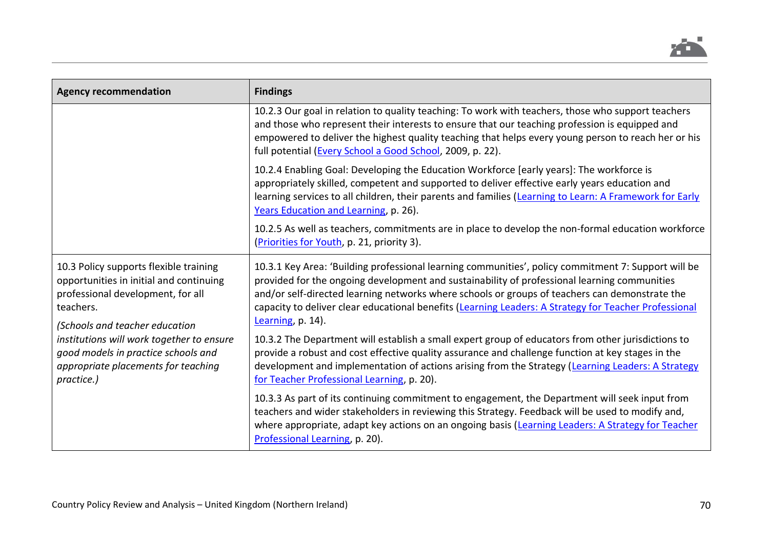| Agency recommendation | Findings |
|---|---|
| | 10.2.3 Our goal in relation to quality teaching: To work with teachers, those who support teachers and those who represent their interests to ensure that our teaching profession is equipped and empowered to deliver the highest quality teaching that helps every young person to reach her or his full potential (Every School a Good School, 2009, p. 22).<br><br>10.2.4 Enabling Goal: Developing the Education Workforce [early years]: The workforce is appropriately skilled, competent and supported to deliver effective early years education and learning services to all children, their parents and families (Learning to Learn: A Framework for Early Years Education and Learning, p. 26).<br><br>10.2.5 As well as teachers, commitments are in place to develop the non-formal education workforce (Priorities for Youth, p. 21, priority 3). |
| 10.3 Policy supports flexible training opportunities in initial and continuing professional development, for all teachers.<br><br>*(Schools and teacher education institutions will work together to ensure good models in practice schools and appropriate placements for teaching practice.)* | 10.3.1 Key Area: 'Building professional learning communities', policy commitment 7: Support will be provided for the ongoing development and sustainability of professional learning communities and/or self-directed learning networks where schools or groups of teachers can demonstrate the capacity to deliver clear educational benefits (Learning Leaders: A Strategy for Teacher Professional Learning, p. 14).<br><br>10.3.2 The Department will establish a small expert group of educators from other jurisdictions to provide a robust and cost effective quality assurance and challenge function at key stages in the development and implementation of actions arising from the Strategy (Learning Leaders: A Strategy for Teacher Professional Learning, p. 20).<br><br>10.3.3 As part of its continuing commitment to engagement, the Department will seek input from teachers and wider stakeholders in reviewing this Strategy. Feedback will be used to modify and, where appropriate, adapt key actions on an ongoing basis (Learning Leaders: A Strategy for Teacher Professional Learning, p. 20). |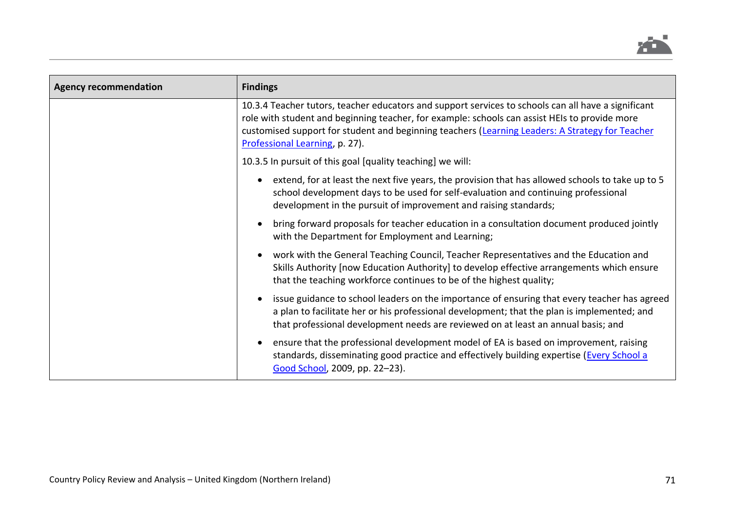| Agency recommendation | Findings |
| --- | --- |
| | 10.3.4 Teacher tutors, teacher educators and support services to schools can all have a significant role with student and beginning teacher, for example: schools can assist HEIs to provide more customised support for student and beginning teachers (Learning Leaders: A Strategy for Teacher Professional Learning, p. 27).<br><br>10.3.5 In pursuit of this goal [quality teaching] we will:<br><br>• extend, for at least the next five years, the provision that has allowed schools to take up to 5 school development days to be used for self-evaluation and continuing professional development in the pursuit of improvement and raising standards;<br><br>• bring forward proposals for teacher education in a consultation document produced jointly with the Department for Employment and Learning;<br><br>• work with the General Teaching Council, Teacher Representatives and the Education and Skills Authority [now Education Authority] to develop effective arrangements which ensure that the teaching workforce continues to be of the highest quality;<br><br>• issue guidance to school leaders on the importance of ensuring that every teacher has agreed a plan to facilitate her or his professional development; that the plan is implemented; and that professional development needs are reviewed on at least an annual basis; and<br><br>• ensure that the professional development model of EA is based on improvement, raising standards, disseminating good practice and effectively building expertise (Every School a Good School, 2009, pp. 22–23). |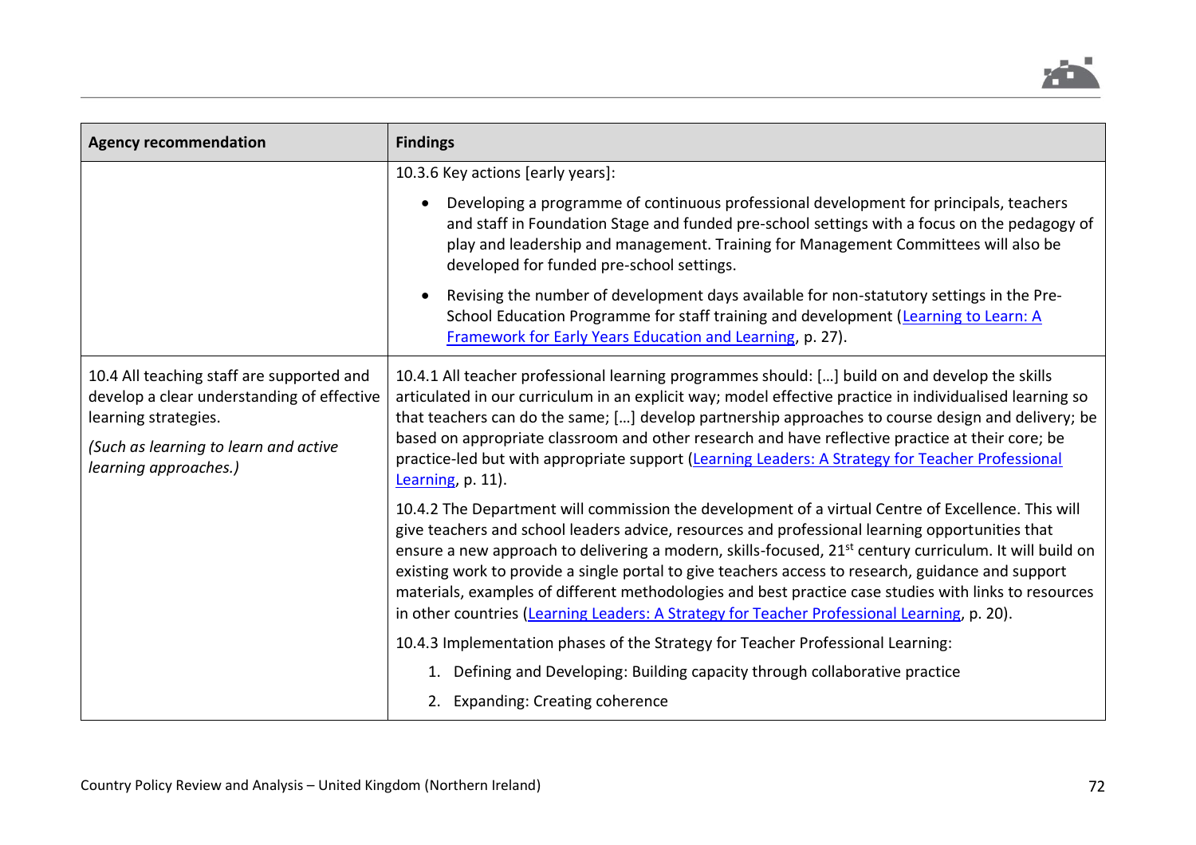| Agency recommendation | Findings |
|---|---|
| | 10.3.6 Key actions [early years]:<br><br>• Developing a programme of continuous professional development for principals, teachers and staff in Foundation Stage and funded pre-school settings with a focus on the pedagogy of play and leadership and management. Training for Management Committees will also be developed for funded pre-school settings.<br><br>• Revising the number of development days available for non-statutory settings in the Pre-School Education Programme for staff training and development (Learning to Learn: A Framework for Early Years Education and Learning, p. 27). |
| 10.4 All teaching staff are supported and develop a clear understanding of effective learning strategies.<br><br>*(Such as learning to learn and active learning approaches.)* | 10.4.1 All teacher professional learning programmes should: […] build on and develop the skills articulated in our curriculum in an explicit way; model effective practice in individualised learning so that teachers can do the same; […] develop partnership approaches to course design and delivery; be based on appropriate classroom and other research and have reflective practice at their core; be practice-led but with appropriate support (Learning Leaders: A Strategy for Teacher Professional Learning, p. 11).<br><br>10.4.2 The Department will commission the development of a virtual Centre of Excellence. This will give teachers and school leaders advice, resources and professional learning opportunities that ensure a new approach to delivering a modern, skills-focused, 21st century curriculum. It will build on existing work to provide a single portal to give teachers access to research, guidance and support materials, examples of different methodologies and best practice case studies with links to resources in other countries (Learning Leaders: A Strategy for Teacher Professional Learning, p. 20).<br><br>10.4.3 Implementation phases of the Strategy for Teacher Professional Learning:<br><br>1. Defining and Developing: Building capacity through collaborative practice<br><br>2. Expanding: Creating coherence |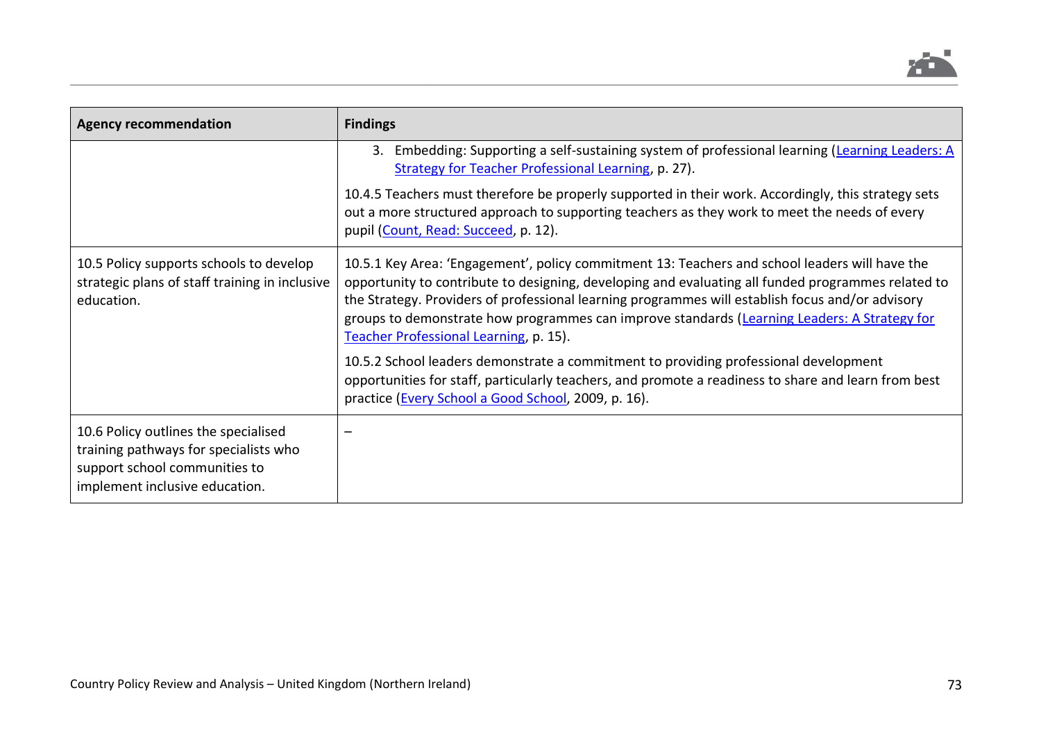| Agency recommendation | Findings |
|---|---|
| | 3. Embedding: Supporting a self-sustaining system of professional learning (Learning Leaders: A Strategy for Teacher Professional Learning, p. 27).<br><br>10.4.5 Teachers must therefore be properly supported in their work. Accordingly, this strategy sets out a more structured approach to supporting teachers as they work to meet the needs of every pupil (Count, Read: Succeed, p. 12). |
| 10.5 Policy supports schools to develop strategic plans of staff training in inclusive education. | 10.5.1 Key Area: 'Engagement', policy commitment 13: Teachers and school leaders will have the opportunity to contribute to designing, developing and evaluating all funded programmes related to the Strategy. Providers of professional learning programmes will establish focus and/or advisory groups to demonstrate how programmes can improve standards (Learning Leaders: A Strategy for Teacher Professional Learning, p. 15).<br><br>10.5.2 School leaders demonstrate a commitment to providing professional development opportunities for staff, particularly teachers, and promote a readiness to share and learn from best practice (Every School a Good School, 2009, p. 16). |
| 10.6 Policy outlines the specialised training pathways for specialists who support school communities to implement inclusive education. | – |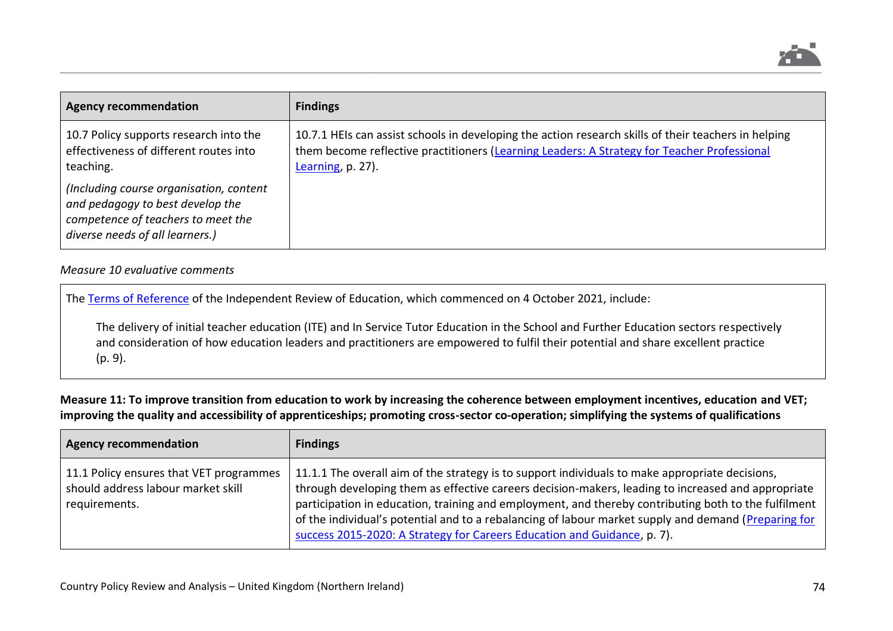| Agency recommendation | Findings |
|---|---|
| 10.7 Policy supports research into the effectiveness of different routes into teaching.<br><br>*(Including course organisation, content and pedagogy to best develop the competence of teachers to meet the diverse needs of all learners.)* | 10.7.1 HEIs can assist schools in developing the action research skills of their teachers in helping them become reflective practitioners (Learning Leaders: A Strategy for Teacher Professional Learning, p. 27). |

*Measure 10 evaluative comments*

> The Terms of Reference of the Independent Review of Education, which commenced on 4 October 2021, include:
>
> The delivery of initial teacher education (ITE) and In Service Tutor Education in the School and Further Education sectors respectively and consideration of how education leaders and practitioners are empowered to fulfil their potential and share excellent practice (p. 9).

**Measure 11: To improve transition from education to work by increasing the coherence between employment incentives, education and VET; improving the quality and accessibility of apprenticeships; promoting cross-sector co-operation; simplifying the systems of qualifications**

| Agency recommendation | Findings |
|---|---|
| 11.1 Policy ensures that VET programmes should address labour market skill requirements. | 11.1.1 The overall aim of the strategy is to support individuals to make appropriate decisions, through developing them as effective careers decision-makers, leading to increased and appropriate participation in education, training and employment, and thereby contributing both to the fulfilment of the individual's potential and to a rebalancing of labour market supply and demand (Preparing for success 2015-2020: A Strategy for Careers Education and Guidance, p. 7). |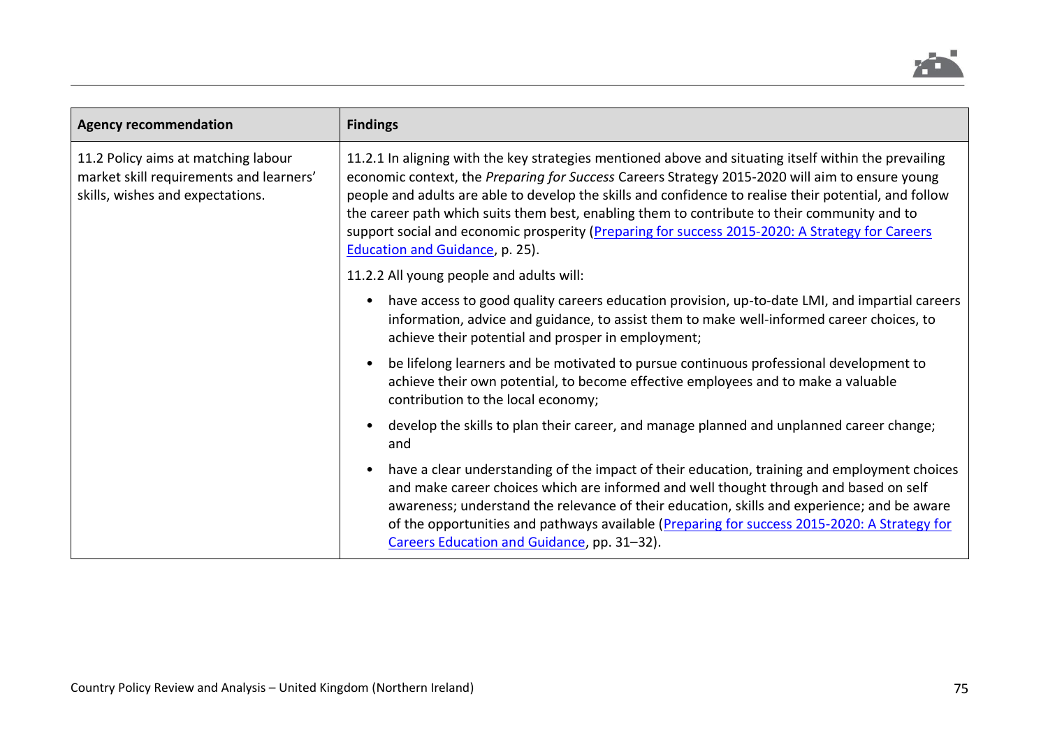| Agency recommendation | Findings |
|---|---|
| 11.2 Policy aims at matching labour market skill requirements and learners' skills, wishes and expectations. | 11.2.1 In aligning with the key strategies mentioned above and situating itself within the prevailing economic context, the *Preparing for Success* Careers Strategy 2015-2020 will aim to ensure young people and adults are able to develop the skills and confidence to realise their potential, and follow the career path which suits them best, enabling them to contribute to their community and to support social and economic prosperity ([Preparing for success 2015-2020: A Strategy for Careers Education and Guidance](), p. 25).<br><br>11.2.2 All young people and adults will:<br>• have access to good quality careers education provision, up-to-date LMI, and impartial careers information, advice and guidance, to assist them to make well-informed career choices, to achieve their potential and prosper in employment;<br>• be lifelong learners and be motivated to pursue continuous professional development to achieve their own potential, to become effective employees and to make a valuable contribution to the local economy;<br>• develop the skills to plan their career, and manage planned and unplanned career change; and<br>• have a clear understanding of the impact of their education, training and employment choices and make career choices which are informed and well thought through and based on self awareness; understand the relevance of their education, skills and experience; and be aware of the opportunities and pathways available ([Preparing for success 2015-2020: A Strategy for Careers Education and Guidance](), pp. 31–32). |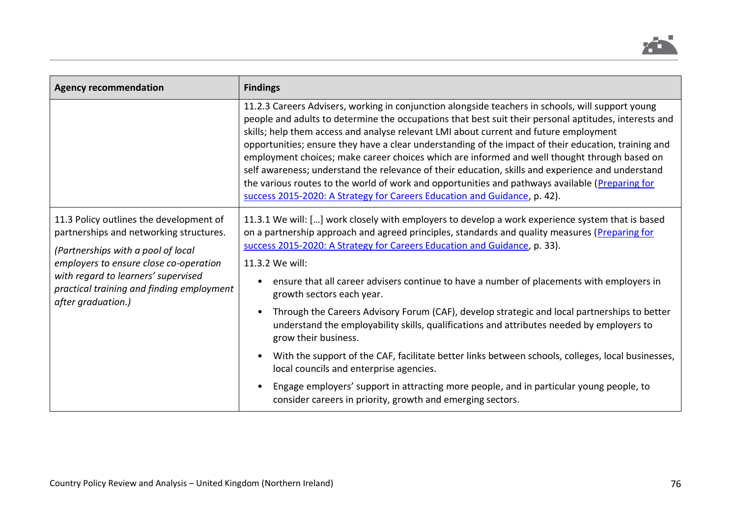| Agency recommendation | Findings |
|---|---|
| | 11.2.3 Careers Advisers, working in conjunction alongside teachers in schools, will support young people and adults to determine the occupations that best suit their personal aptitudes, interests and skills; help them access and analyse relevant LMI about current and future employment opportunities; ensure they have a clear understanding of the impact of their education, training and employment choices; make career choices which are informed and well thought through based on self awareness; understand the relevance of their education, skills and experience and understand the various routes to the world of work and opportunities and pathways available ([Preparing for success 2015-2020: A Strategy for Careers Education and Guidance](), p. 42). |
| 11.3 Policy outlines the development of partnerships and networking structures.<br><br>*(Partnerships with a pool of local employers to ensure close co-operation with regard to learners' supervised practical training and finding employment after graduation.)* | 11.3.1 We will: […] work closely with employers to develop a work experience system that is based on a partnership approach and agreed principles, standards and quality measures ([Preparing for success 2015-2020: A Strategy for Careers Education and Guidance](), p. 33).<br><br>11.3.2 We will:<br>• ensure that all career advisers continue to have a number of placements with employers in growth sectors each year.<br>• Through the Careers Advisory Forum (CAF), develop strategic and local partnerships to better understand the employability skills, qualifications and attributes needed by employers to grow their business.<br>• With the support of the CAF, facilitate better links between schools, colleges, local businesses, local councils and enterprise agencies.<br>• Engage employers' support in attracting more people, and in particular young people, to consider careers in priority, growth and emerging sectors. |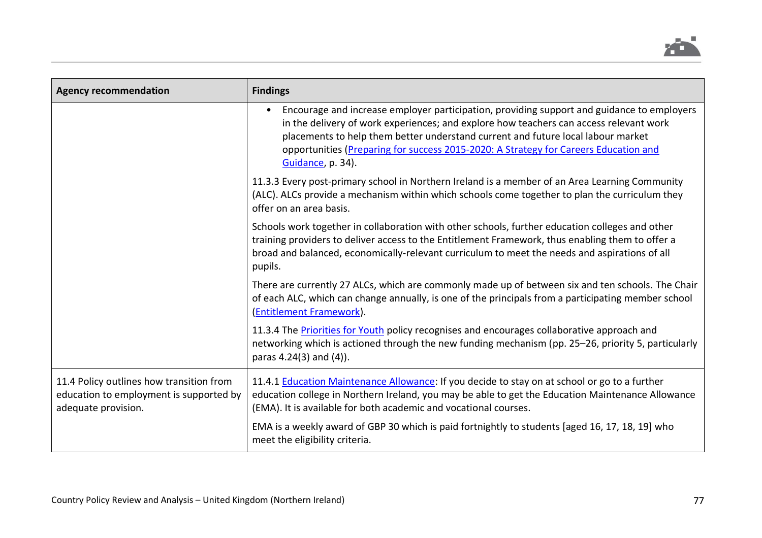| Agency recommendation | Findings |
|---|---|
| | • Encourage and increase employer participation, providing support and guidance to employers in the delivery of work experiences; and explore how teachers can access relevant work placements to help them better understand current and future local labour market opportunities (Preparing for success 2015-2020: A Strategy for Careers Education and Guidance, p. 34).<br><br>11.3.3 Every post-primary school in Northern Ireland is a member of an Area Learning Community (ALC). ALCs provide a mechanism within which schools come together to plan the curriculum they offer on an area basis.<br><br>Schools work together in collaboration with other schools, further education colleges and other training providers to deliver access to the Entitlement Framework, thus enabling them to offer a broad and balanced, economically-relevant curriculum to meet the needs and aspirations of all pupils.<br><br>There are currently 27 ALCs, which are commonly made up of between six and ten schools. The Chair of each ALC, which can change annually, is one of the principals from a participating member school (Entitlement Framework).<br><br>11.3.4 The Priorities for Youth policy recognises and encourages collaborative approach and networking which is actioned through the new funding mechanism (pp. 25–26, priority 5, particularly paras 4.24(3) and (4)). |
| 11.4 Policy outlines how transition from education to employment is supported by adequate provision. | 11.4.1 Education Maintenance Allowance: If you decide to stay on at school or go to a further education college in Northern Ireland, you may be able to get the Education Maintenance Allowance (EMA). It is available for both academic and vocational courses.<br><br>EMA is a weekly award of GBP 30 which is paid fortnightly to students [aged 16, 17, 18, 19] who meet the eligibility criteria. |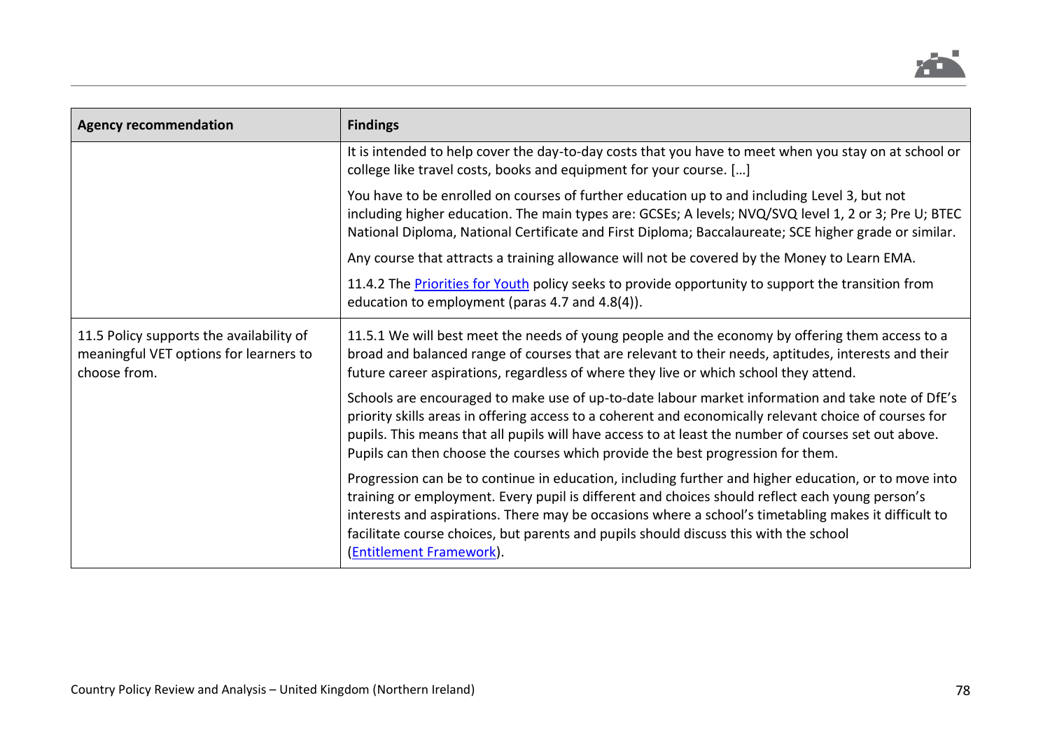| Agency recommendation | Findings |
|---|---|
| | It is intended to help cover the day-to-day costs that you have to meet when you stay on at school or college like travel costs, books and equipment for your course. […]<br><br>You have to be enrolled on courses of further education up to and including Level 3, but not including higher education. The main types are: GCSEs; A levels; NVQ/SVQ level 1, 2 or 3; Pre U; BTEC National Diploma, National Certificate and First Diploma; Baccalaureate; SCE higher grade or similar.<br><br>Any course that attracts a training allowance will not be covered by the Money to Learn EMA.<br><br>11.4.2 The [Priorities for Youth] policy seeks to provide opportunity to support the transition from education to employment (paras 4.7 and 4.8(4)). |
| 11.5 Policy supports the availability of meaningful VET options for learners to choose from. | 11.5.1 We will best meet the needs of young people and the economy by offering them access to a broad and balanced range of courses that are relevant to their needs, aptitudes, interests and their future career aspirations, regardless of where they live or which school they attend.<br><br>Schools are encouraged to make use of up-to-date labour market information and take note of DfE's priority skills areas in offering access to a coherent and economically relevant choice of courses for pupils. This means that all pupils will have access to at least the number of courses set out above. Pupils can then choose the courses which provide the best progression for them.<br><br>Progression can be to continue in education, including further and higher education, or to move into training or employment. Every pupil is different and choices should reflect each young person's interests and aspirations. There may be occasions where a school's timetabling makes it difficult to facilitate course choices, but parents and pupils should discuss this with the school ([Entitlement Framework]). |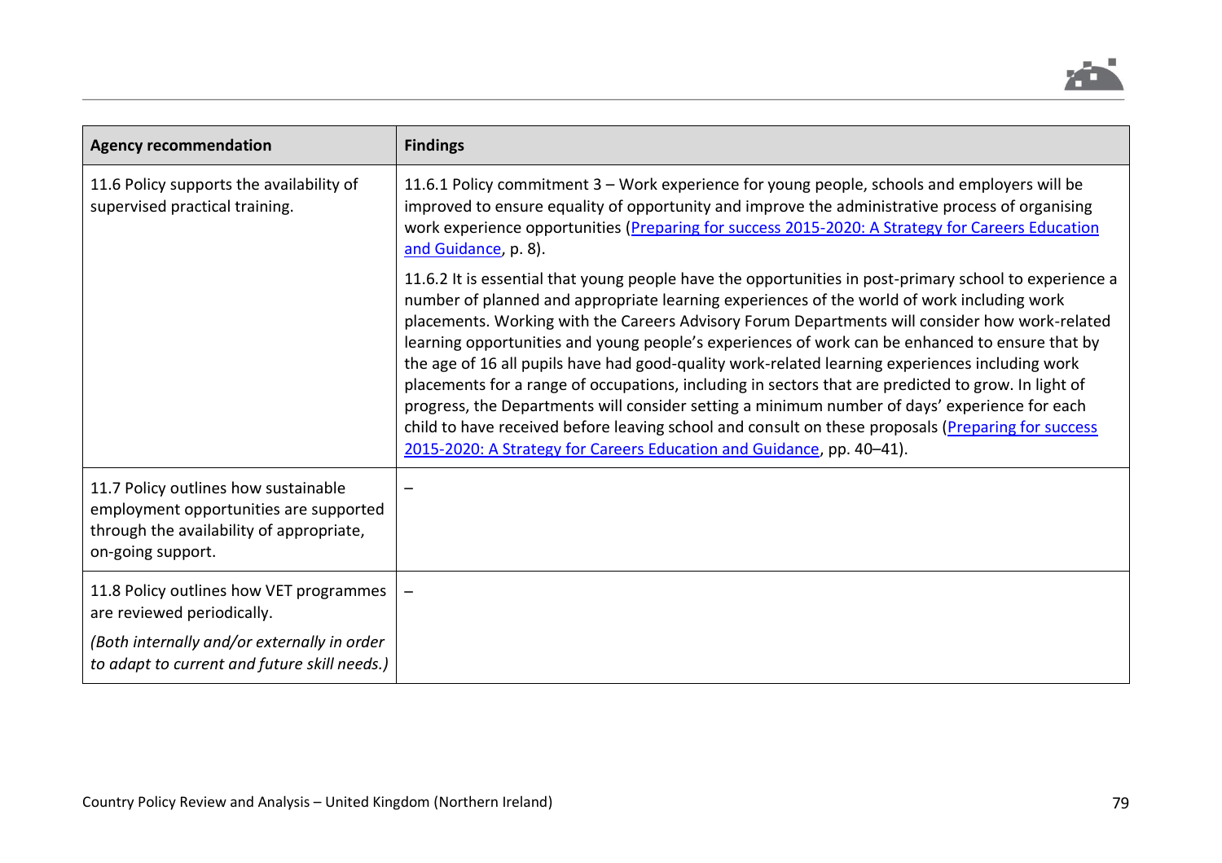| Agency recommendation | Findings |
|---|---|
| 11.6 Policy supports the availability of supervised practical training. | 11.6.1 Policy commitment 3 – Work experience for young people, schools and employers will be improved to ensure equality of opportunity and improve the administrative process of organising work experience opportunities ([Preparing for success 2015-2020: A Strategy for Careers Education and Guidance](), p. 8).<br><br>11.6.2 It is essential that young people have the opportunities in post-primary school to experience a number of planned and appropriate learning experiences of the world of work including work placements. Working with the Careers Advisory Forum Departments will consider how work-related learning opportunities and young people's experiences of work can be enhanced to ensure that by the age of 16 all pupils have had good-quality work-related learning experiences including work placements for a range of occupations, including in sectors that are predicted to grow. In light of progress, the Departments will consider setting a minimum number of days' experience for each child to have received before leaving school and consult on these proposals ([Preparing for success 2015-2020: A Strategy for Careers Education and Guidance](), pp. 40–41). |
| 11.7 Policy outlines how sustainable employment opportunities are supported through the availability of appropriate, on-going support. | – |
| 11.8 Policy outlines how VET programmes are reviewed periodically.<br><br>*(Both internally and/or externally in order to adapt to current and future skill needs.)* | – |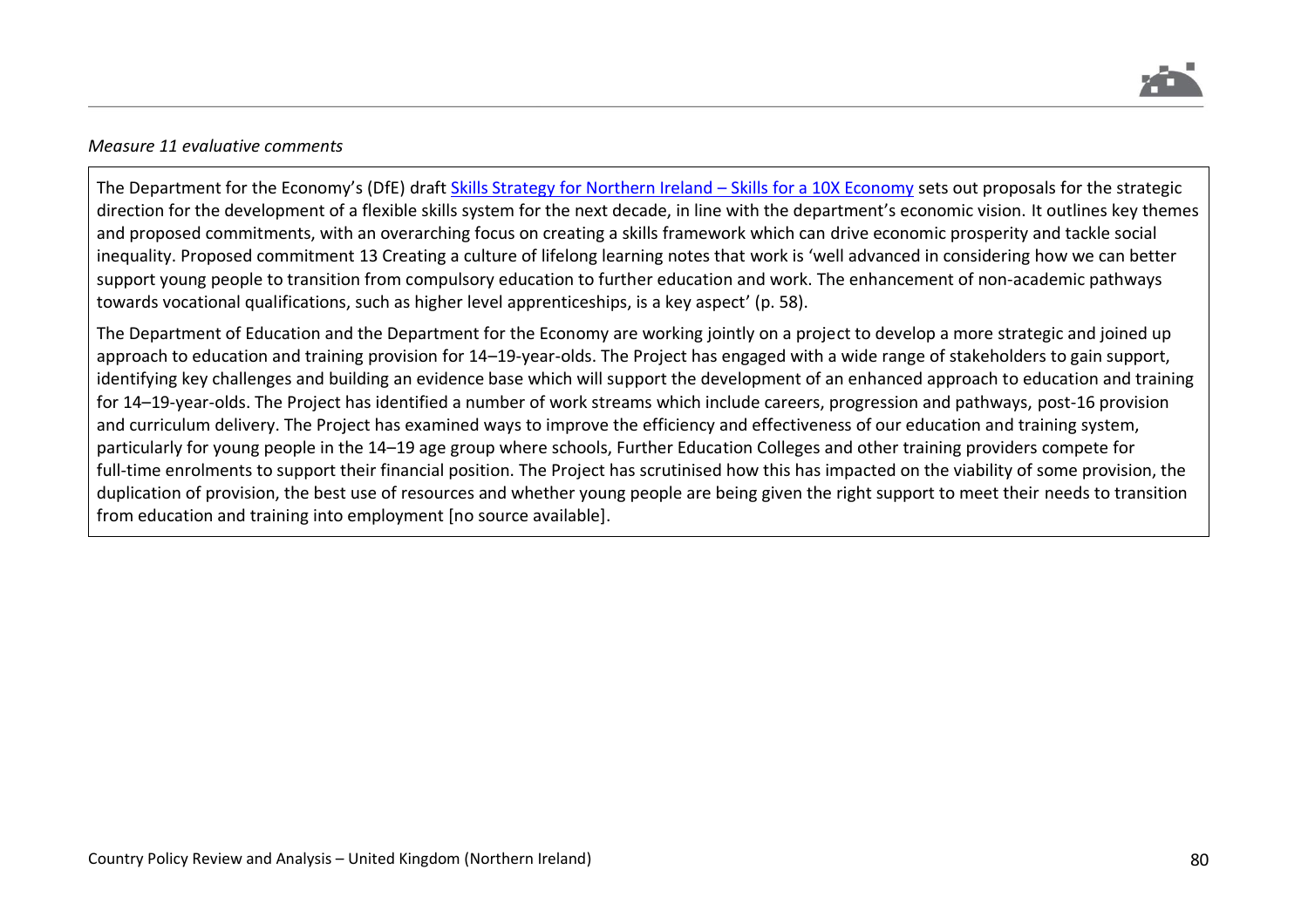*Measure 11 evaluative comments*

The Department for the Economy's (DfE) draft [Skills Strategy for Northern Ireland – Skills for a 10X Economy] sets out proposals for the strategic direction for the development of a flexible skills system for the next decade, in line with the department's economic vision. It outlines key themes and proposed commitments, with an overarching focus on creating a skills framework which can drive economic prosperity and tackle social inequality. Proposed commitment 13 Creating a culture of lifelong learning notes that work is 'well advanced in considering how we can better support young people to transition from compulsory education to further education and work. The enhancement of non-academic pathways towards vocational qualifications, such as higher level apprenticeships, is a key aspect' (p. 58).

The Department of Education and the Department for the Economy are working jointly on a project to develop a more strategic and joined up approach to education and training provision for 14–19-year-olds. The Project has engaged with a wide range of stakeholders to gain support, identifying key challenges and building an evidence base which will support the development of an enhanced approach to education and training for 14–19-year-olds. The Project has identified a number of work streams which include careers, progression and pathways, post-16 provision and curriculum delivery. The Project has examined ways to improve the efficiency and effectiveness of our education and training system, particularly for young people in the 14–19 age group where schools, Further Education Colleges and other training providers compete for full-time enrolments to support their financial position. The Project has scrutinised how this has impacted on the viability of some provision, the duplication of provision, the best use of resources and whether young people are being given the right support to meet their needs to transition from education and training into employment [no source available].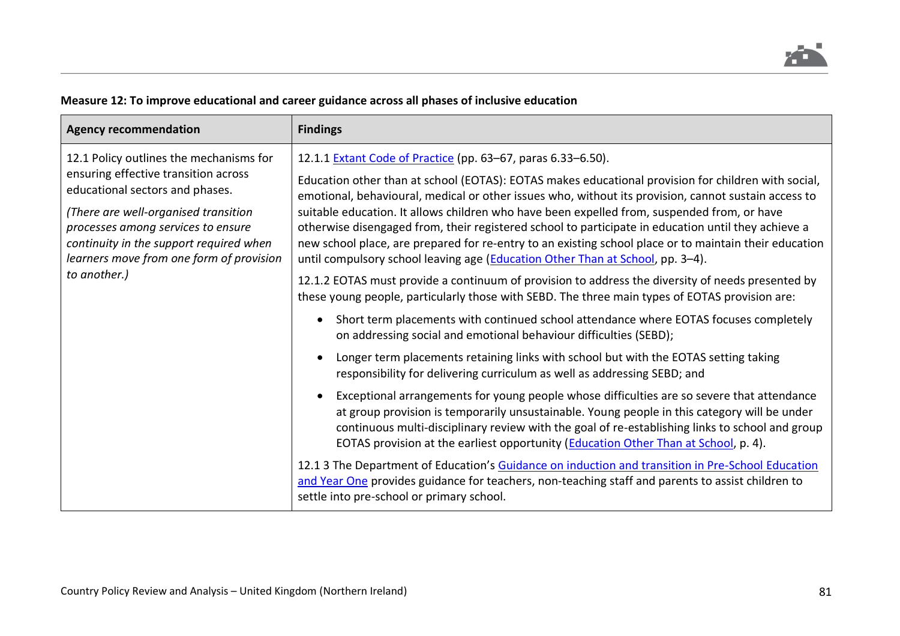**Measure 12: To improve educational and career guidance across all phases of inclusive education**

| Agency recommendation | Findings |
|---|---|
| 12.1 Policy outlines the mechanisms for ensuring effective transition across educational sectors and phases.<br><br>*(There are well-organised transition processes among services to ensure continuity in the support required when learners move from one form of provision to another.)* | 12.1.1 Extant Code of Practice (pp. 63–67, paras 6.33–6.50).<br><br>Education other than at school (EOTAS): EOTAS makes educational provision for children with social, emotional, behavioural, medical or other issues who, without its provision, cannot sustain access to suitable education. It allows children who have been expelled from, suspended from, or have otherwise disengaged from, their registered school to participate in education until they achieve a new school place, are prepared for re-entry to an existing school place or to maintain their education until compulsory school leaving age (Education Other Than at School, pp. 3–4).<br><br>12.1.2 EOTAS must provide a continuum of provision to address the diversity of needs presented by these young people, particularly those with SEBD. The three main types of EOTAS provision are:<br><br>• Short term placements with continued school attendance where EOTAS focuses completely on addressing social and emotional behaviour difficulties (SEBD);<br><br>• Longer term placements retaining links with school but with the EOTAS setting taking responsibility for delivering curriculum as well as addressing SEBD; and<br><br>• Exceptional arrangements for young people whose difficulties are so severe that attendance at group provision is temporarily unsustainable. Young people in this category will be under continuous multi-disciplinary review with the goal of re-establishing links to school and group EOTAS provision at the earliest opportunity (Education Other Than at School, p. 4).<br><br>12.1 3 The Department of Education's Guidance on induction and transition in Pre-School Education and Year One provides guidance for teachers, non-teaching staff and parents to assist children to settle into pre-school or primary school. |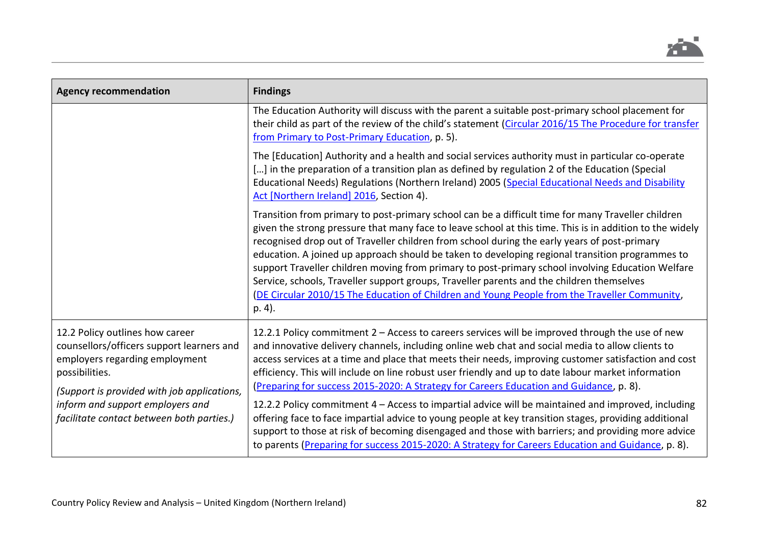| Agency recommendation | Findings |
|---|---|
| | The Education Authority will discuss with the parent a suitable post-primary school placement for their child as part of the review of the child's statement (Circular 2016/15 The Procedure for transfer from Primary to Post-Primary Education, p. 5). |
| | The [Education] Authority and a health and social services authority must in particular co-operate […] in the preparation of a transition plan as defined by regulation 2 of the Education (Special Educational Needs) Regulations (Northern Ireland) 2005 (Special Educational Needs and Disability Act [Northern Ireland] 2016, Section 4). |
| | Transition from primary to post-primary school can be a difficult time for many Traveller children given the strong pressure that many face to leave school at this time. This is in addition to the widely recognised drop out of Traveller children from school during the early years of post-primary education. A joined up approach should be taken to developing regional transition programmes to support Traveller children moving from primary to post-primary school involving Education Welfare Service, schools, Traveller support groups, Traveller parents and the children themselves (DE Circular 2010/15 The Education of Children and Young People from the Traveller Community, p. 4). |
| 12.2 Policy outlines how career counsellors/officers support learners and employers regarding employment possibilities. *(Support is provided with job applications, inform and support employers and facilitate contact between both parties.)* | 12.2.1 Policy commitment 2 – Access to careers services will be improved through the use of new and innovative delivery channels, including online web chat and social media to allow clients to access services at a time and place that meets their needs, improving customer satisfaction and cost efficiency. This will include on line robust user friendly and up to date labour market information (Preparing for success 2015-2020: A Strategy for Careers Education and Guidance, p. 8). |
| | 12.2.2 Policy commitment 4 – Access to impartial advice will be maintained and improved, including offering face to face impartial advice to young people at key transition stages, providing additional support to those at risk of becoming disengaged and those with barriers; and providing more advice to parents (Preparing for success 2015-2020: A Strategy for Careers Education and Guidance, p. 8). |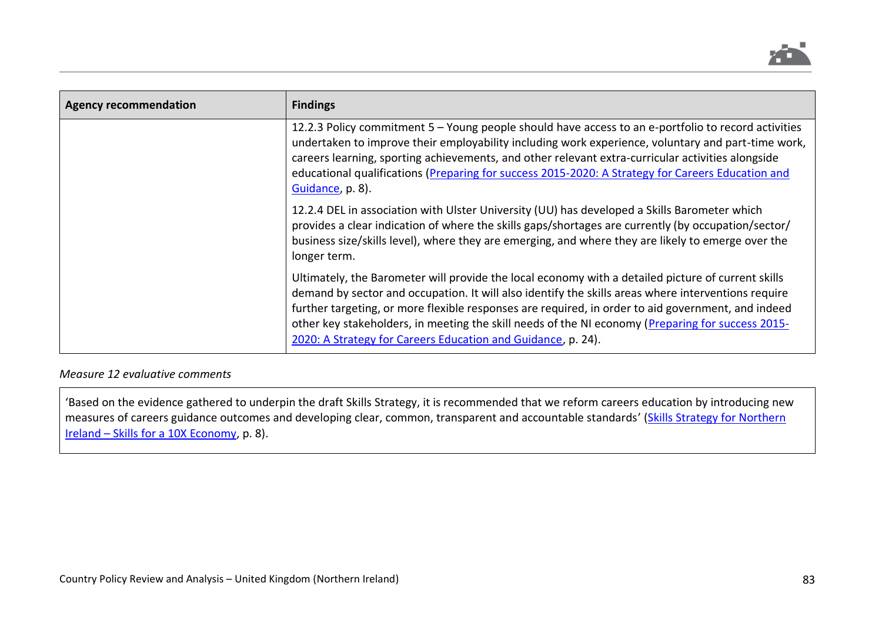| Agency recommendation | Findings |
|---|---|
| | 12.2.3 Policy commitment 5 – Young people should have access to an e-portfolio to record activities undertaken to improve their employability including work experience, voluntary and part-time work, careers learning, sporting achievements, and other relevant extra-curricular activities alongside educational qualifications (Preparing for success 2015-2020: A Strategy for Careers Education and Guidance, p. 8).<br><br>12.2.4 DEL in association with Ulster University (UU) has developed a Skills Barometer which provides a clear indication of where the skills gaps/shortages are currently (by occupation/sector/ business size/skills level), where they are emerging, and where they are likely to emerge over the longer term.<br><br>Ultimately, the Barometer will provide the local economy with a detailed picture of current skills demand by sector and occupation. It will also identify the skills areas where interventions require further targeting, or more flexible responses are required, in order to aid government, and indeed other key stakeholders, in meeting the skill needs of the NI economy (Preparing for success 2015-2020: A Strategy for Careers Education and Guidance, p. 24). |

*Measure 12 evaluative comments*

'Based on the evidence gathered to underpin the draft Skills Strategy, it is recommended that we reform careers education by introducing new measures of careers guidance outcomes and developing clear, common, transparent and accountable standards' (Skills Strategy for Northern Ireland – Skills for a 10X Economy, p. 8).